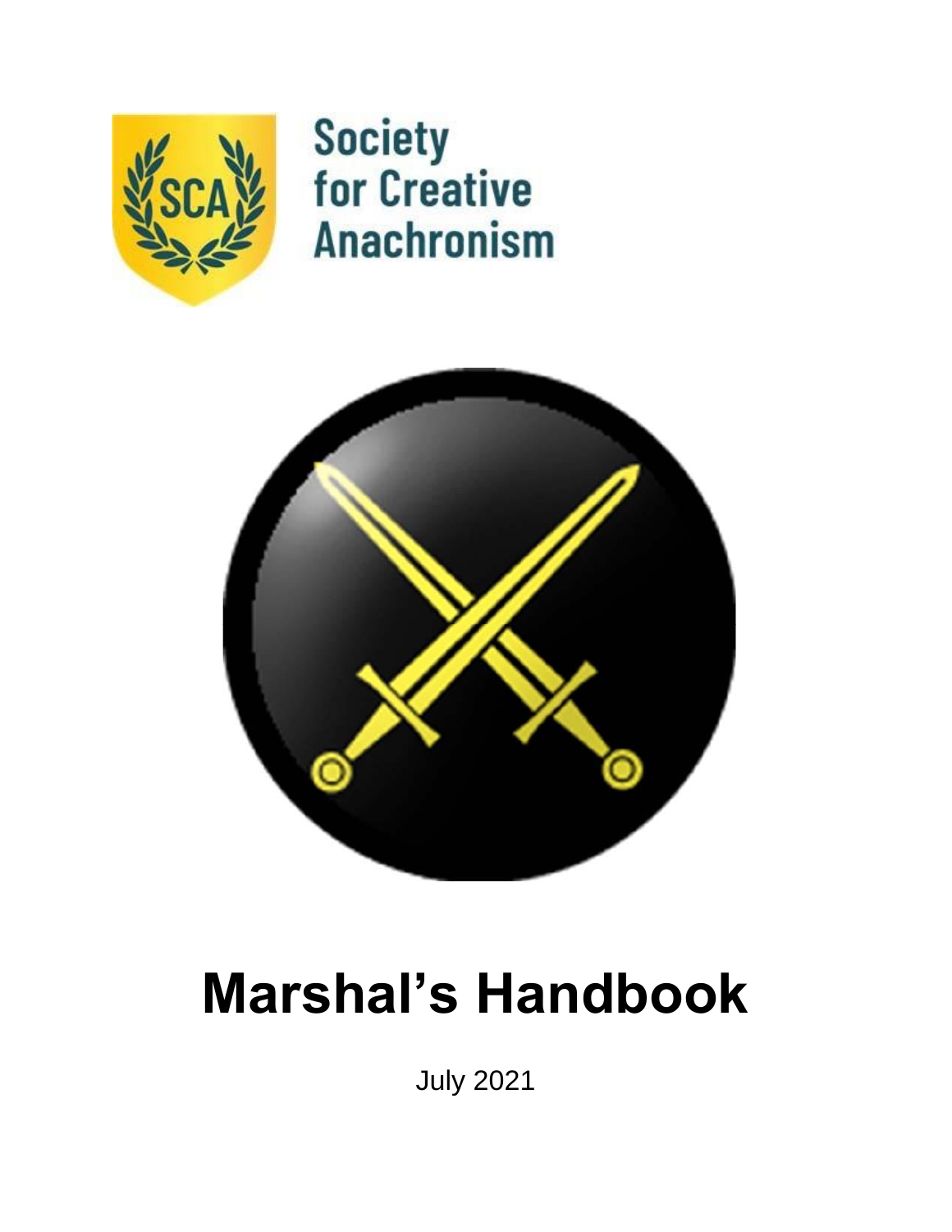Society for Creative Anachronism

# Marshal's Handbook

July 2021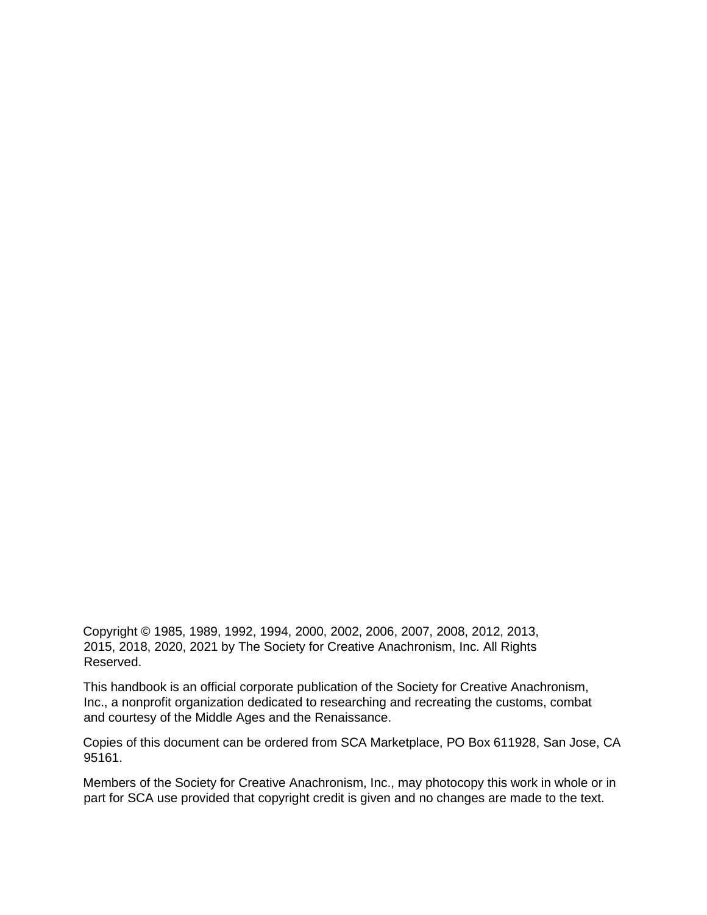Copyright © 1985, 1989, 1992, 1994, 2000, 2002, 2006, 2007, 2008, 2012, 2013, 2015, 2018, 2020, 2021 by The Society for Creative Anachronism, Inc. All Rights Reserved.

This handbook is an official corporate publication of the Society for Creative Anachronism, Inc., a nonprofit organization dedicated to researching and recreating the customs, combat and courtesy of the Middle Ages and the Renaissance.

Copies of this document can be ordered from SCA Marketplace, PO Box 611928, San Jose, CA 95161.

Members of the Society for Creative Anachronism, Inc., may photocopy this work in whole or in part for SCA use provided that copyright credit is given and no changes are made to the text.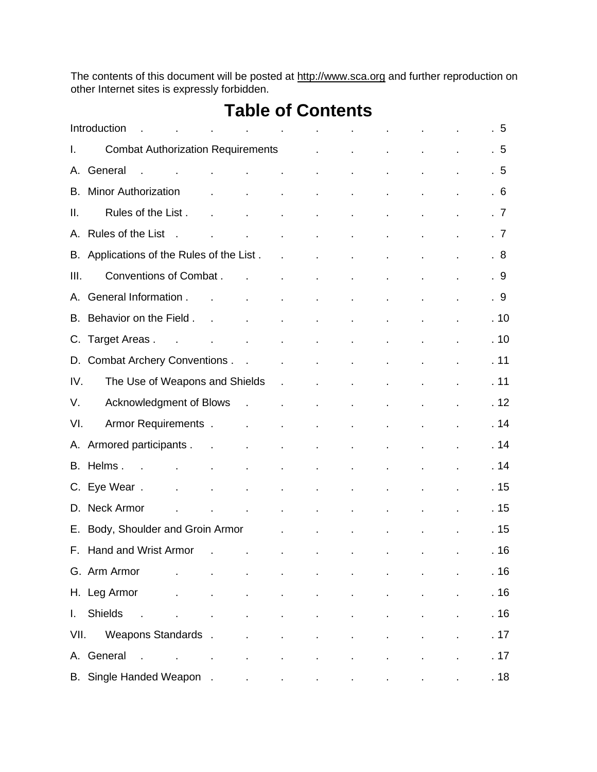The contents of this document will be posted at http://www.sca.org and further reproduction on other Internet sites is expressly forbidden.

# Table of Contents

| | |
|---|---|
| Introduction | 5 |
| I. Combat Authorization Requirements | 5 |
| A. General | 5 |
| B. Minor Authorization | 6 |
| II. Rules of the List | 7 |
| A. Rules of the List | 7 |
| B. Applications of the Rules of the List | 8 |
| III. Conventions of Combat | 9 |
| A. General Information | 9 |
| B. Behavior on the Field | 10 |
| C. Target Areas | 10 |
| D. Combat Archery Conventions | 11 |
| IV. The Use of Weapons and Shields | 11 |
| V. Acknowledgment of Blows | 12 |
| VI. Armor Requirements | 14 |
| A. Armored participants | 14 |
| B. Helms | 14 |
| C. Eye Wear | 15 |
| D. Neck Armor | 15 |
| E. Body, Shoulder and Groin Armor | 15 |
| F. Hand and Wrist Armor | 16 |
| G. Arm Armor | 16 |
| H. Leg Armor | 16 |
| I. Shields | 16 |
| VII. Weapons Standards | 17 |
| A. General | 17 |
| B. Single Handed Weapon | 18 |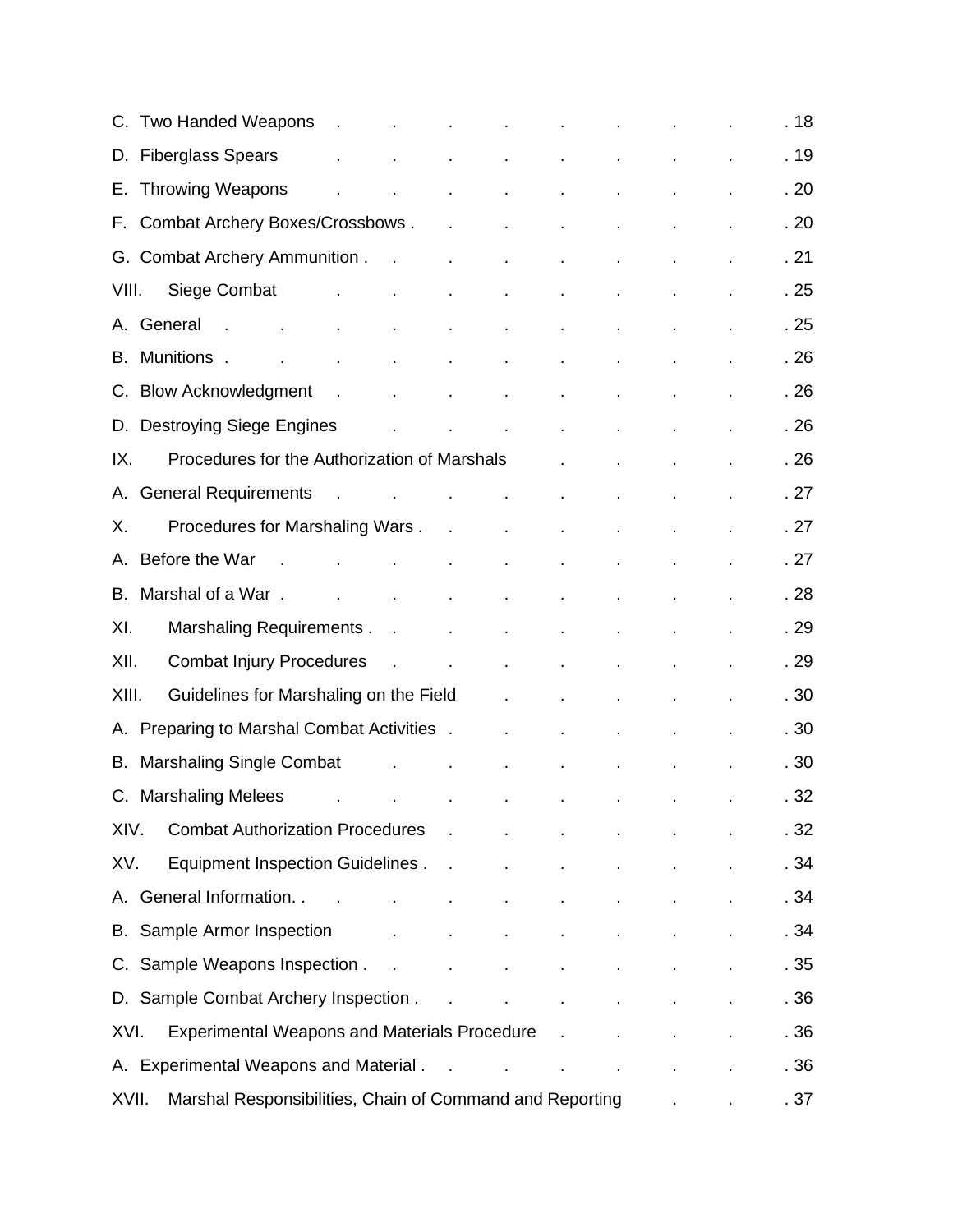C. Two Handed Weapons . . . . . . . . . . 18

D. Fiberglass Spears . . . . . . . . . . 19

E. Throwing Weapons . . . . . . . . . . 20

F. Combat Archery Boxes/Crossbows . . . . . . . . . 20

G. Combat Archery Ammunition . . . . . . . . . . 21

VIII. Siege Combat . . . . . . . . . . 25

A. General . . . . . . . . . . . . 25

B. Munitions . . . . . . . . . . . . 26

C. Blow Acknowledgment . . . . . . . . . . 26

D. Destroying Siege Engines . . . . . . . . . 26

IX. Procedures for the Authorization of Marshals . . . . . 26

A. General Requirements . . . . . . . . . . 27

X. Procedures for Marshaling Wars . . . . . . . . 27

A. Before the War . . . . . . . . . . . 27

B. Marshal of a War . . . . . . . . . . . 28

XI. Marshaling Requirements . . . . . . . . . 29

XII. Combat Injury Procedures . . . . . . . . . 29

XIII. Guidelines for Marshaling on the Field . . . . . . 30

A. Preparing to Marshal Combat Activities . . . . . . . 30

B. Marshaling Single Combat . . . . . . . . . 30

C. Marshaling Melees . . . . . . . . . . 32

XIV. Combat Authorization Procedures . . . . . . . 32

XV. Equipment Inspection Guidelines . . . . . . . . 34

A. General Information. . . . . . . . . . . 34

B. Sample Armor Inspection . . . . . . . . . 34

C. Sample Weapons Inspection . . . . . . . . . 35

D. Sample Combat Archery Inspection . . . . . . . . 36

XVI. Experimental Weapons and Materials Procedure . . . . . 36

A. Experimental Weapons and Material . . . . . . . . 36

XVII. Marshal Responsibilities, Chain of Command and Reporting . . . 37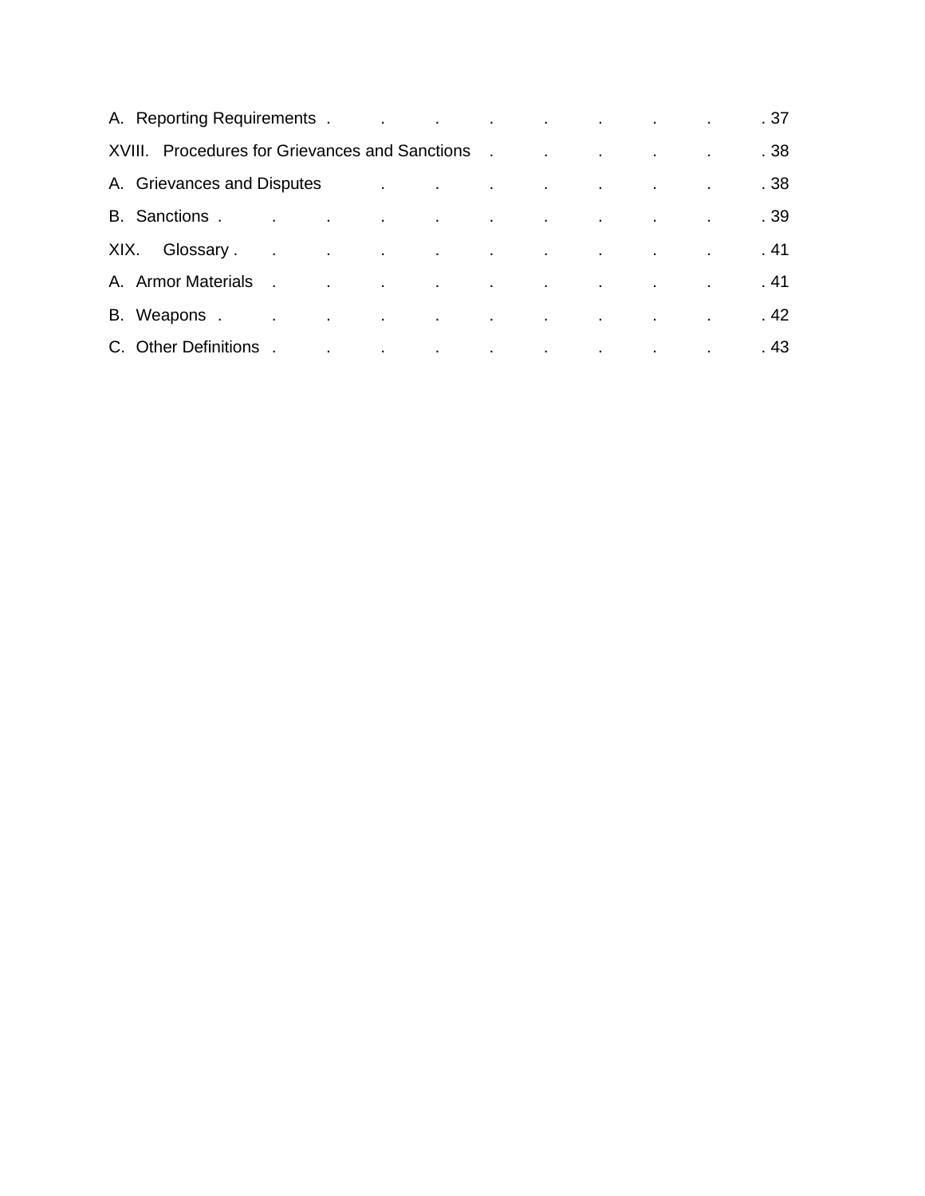A. Reporting Requirements . . . . . . . . . . 37

XVIII. Procedures for Grievances and Sanctions . . . . . . 38

A. Grievances and Disputes . . . . . . . . 38

B. Sanctions . . . . . . . . . . . 39

XIX. Glossary . . . . . . . . . . . 41

A. Armor Materials . . . . . . . . . . 41

B. Weapons . . . . . . . . . . . 42

C. Other Definitions . . . . . . . . . . 43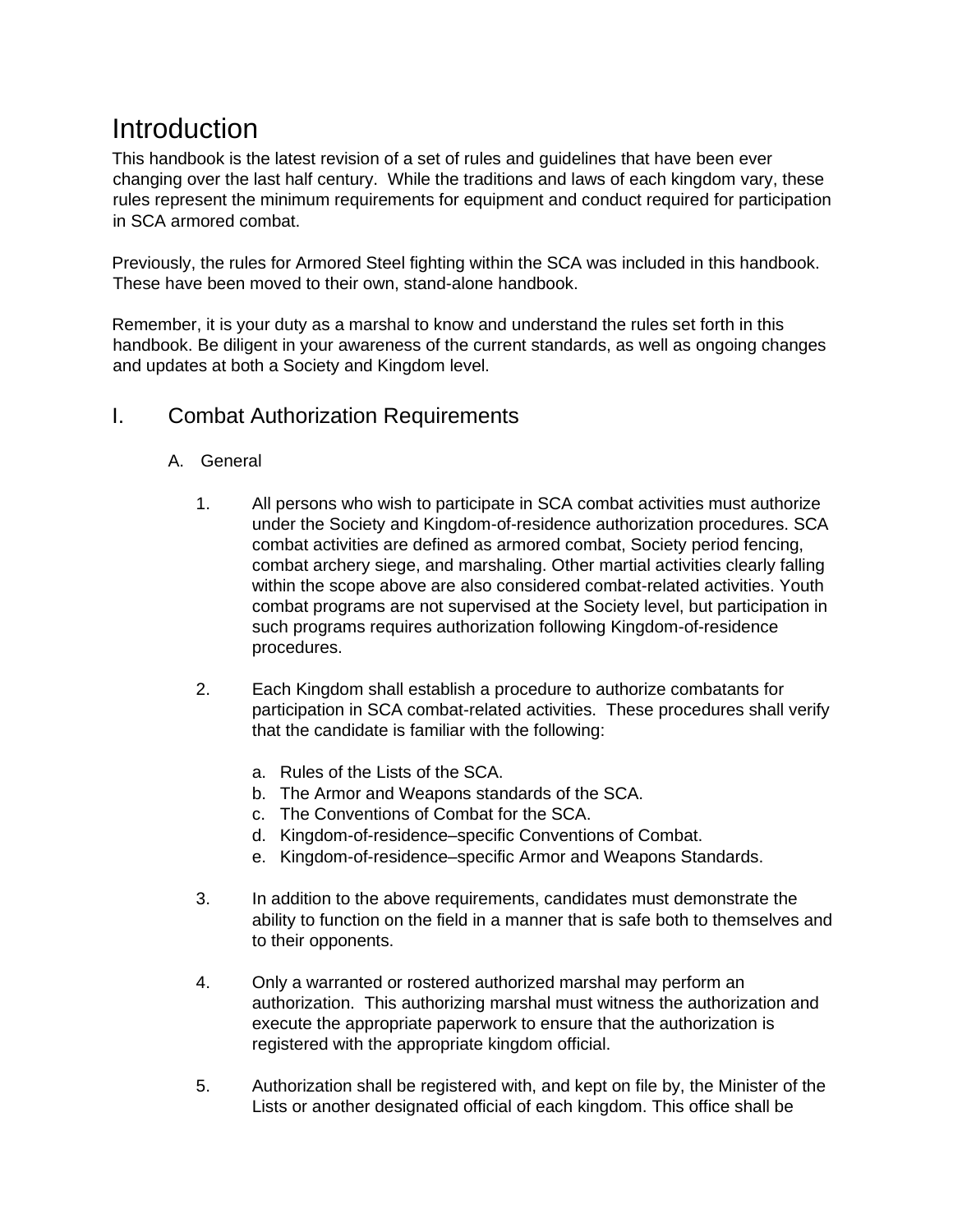# Introduction

This handbook is the latest revision of a set of rules and guidelines that have been ever changing over the last half century. While the traditions and laws of each kingdom vary, these rules represent the minimum requirements for equipment and conduct required for participation in SCA armored combat.

Previously, the rules for Armored Steel fighting within the SCA was included in this handbook. These have been moved to their own, stand-alone handbook.

Remember, it is your duty as a marshal to know and understand the rules set forth in this handbook. Be diligent in your awareness of the current standards, as well as ongoing changes and updates at both a Society and Kingdom level.

## I. Combat Authorization Requirements

### A. General

1. All persons who wish to participate in SCA combat activities must authorize under the Society and Kingdom-of-residence authorization procedures. SCA combat activities are defined as armored combat, Society period fencing, combat archery siege, and marshaling. Other martial activities clearly falling within the scope above are also considered combat-related activities. Youth combat programs are not supervised at the Society level, but participation in such programs requires authorization following Kingdom-of-residence procedures.

2. Each Kingdom shall establish a procedure to authorize combatants for participation in SCA combat-related activities. These procedures shall verify that the candidate is familiar with the following:

   a. Rules of the Lists of the SCA.
   b. The Armor and Weapons standards of the SCA.
   c. The Conventions of Combat for the SCA.
   d. Kingdom-of-residence–specific Conventions of Combat.
   e. Kingdom-of-residence–specific Armor and Weapons Standards.

3. In addition to the above requirements, candidates must demonstrate the ability to function on the field in a manner that is safe both to themselves and to their opponents.

4. Only a warranted or rostered authorized marshal may perform an authorization. This authorizing marshal must witness the authorization and execute the appropriate paperwork to ensure that the authorization is registered with the appropriate kingdom official.

5. Authorization shall be registered with, and kept on file by, the Minister of the Lists or another designated official of each kingdom. This office shall be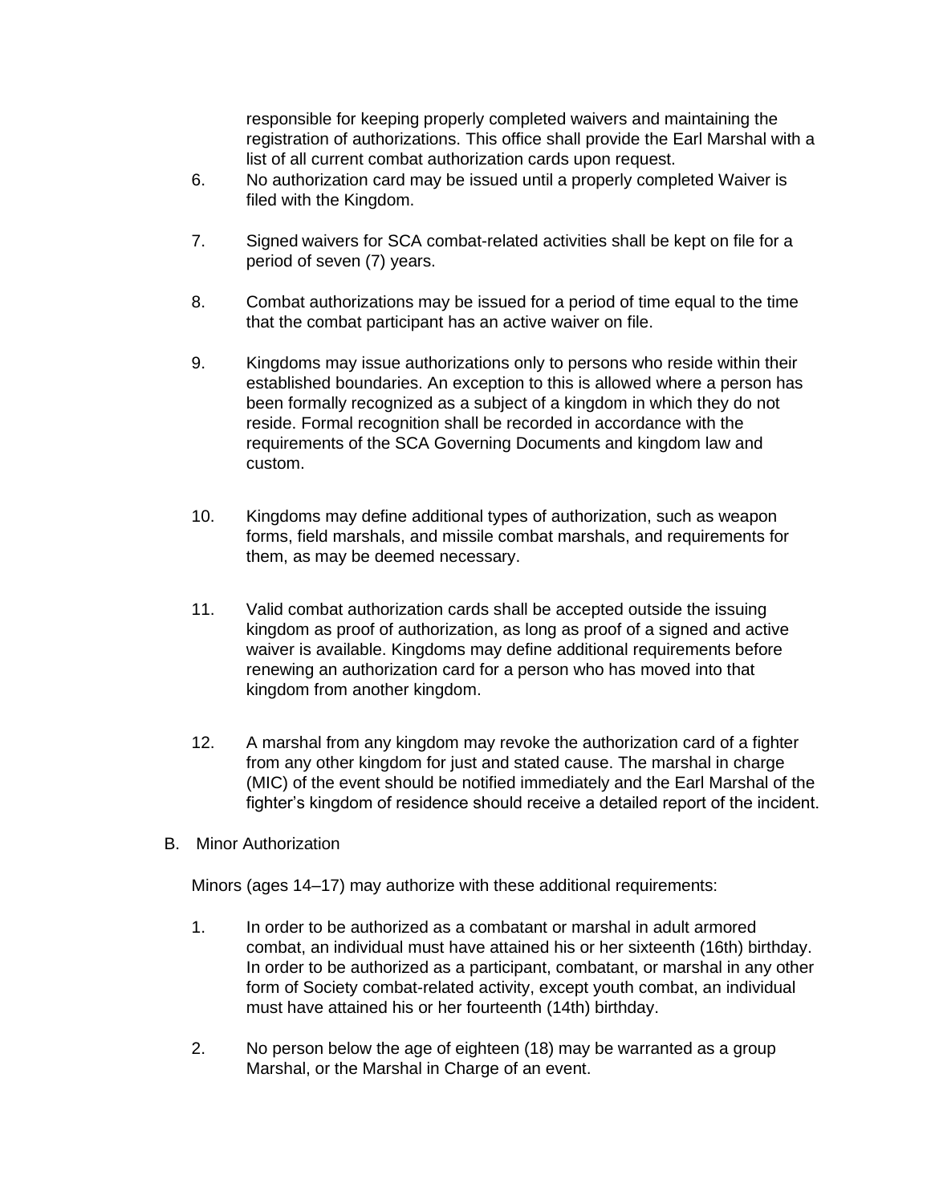responsible for keeping properly completed waivers and maintaining the registration of authorizations. This office shall provide the Earl Marshal with a list of all current combat authorization cards upon request.

6. No authorization card may be issued until a properly completed Waiver is filed with the Kingdom.

7. Signed waivers for SCA combat-related activities shall be kept on file for a period of seven (7) years.

8. Combat authorizations may be issued for a period of time equal to the time that the combat participant has an active waiver on file.

9. Kingdoms may issue authorizations only to persons who reside within their established boundaries. An exception to this is allowed where a person has been formally recognized as a subject of a kingdom in which they do not reside. Formal recognition shall be recorded in accordance with the requirements of the SCA Governing Documents and kingdom law and custom.

10. Kingdoms may define additional types of authorization, such as weapon forms, field marshals, and missile combat marshals, and requirements for them, as may be deemed necessary.

11. Valid combat authorization cards shall be accepted outside the issuing kingdom as proof of authorization, as long as proof of a signed and active waiver is available. Kingdoms may define additional requirements before renewing an authorization card for a person who has moved into that kingdom from another kingdom.

12. A marshal from any kingdom may revoke the authorization card of a fighter from any other kingdom for just and stated cause. The marshal in charge (MIC) of the event should be notified immediately and the Earl Marshal of the fighter's kingdom of residence should receive a detailed report of the incident.

B. Minor Authorization

Minors (ages 14–17) may authorize with these additional requirements:

1. In order to be authorized as a combatant or marshal in adult armored combat, an individual must have attained his or her sixteenth (16th) birthday. In order to be authorized as a participant, combatant, or marshal in any other form of Society combat-related activity, except youth combat, an individual must have attained his or her fourteenth (14th) birthday.

2. No person below the age of eighteen (18) may be warranted as a group Marshal, or the Marshal in Charge of an event.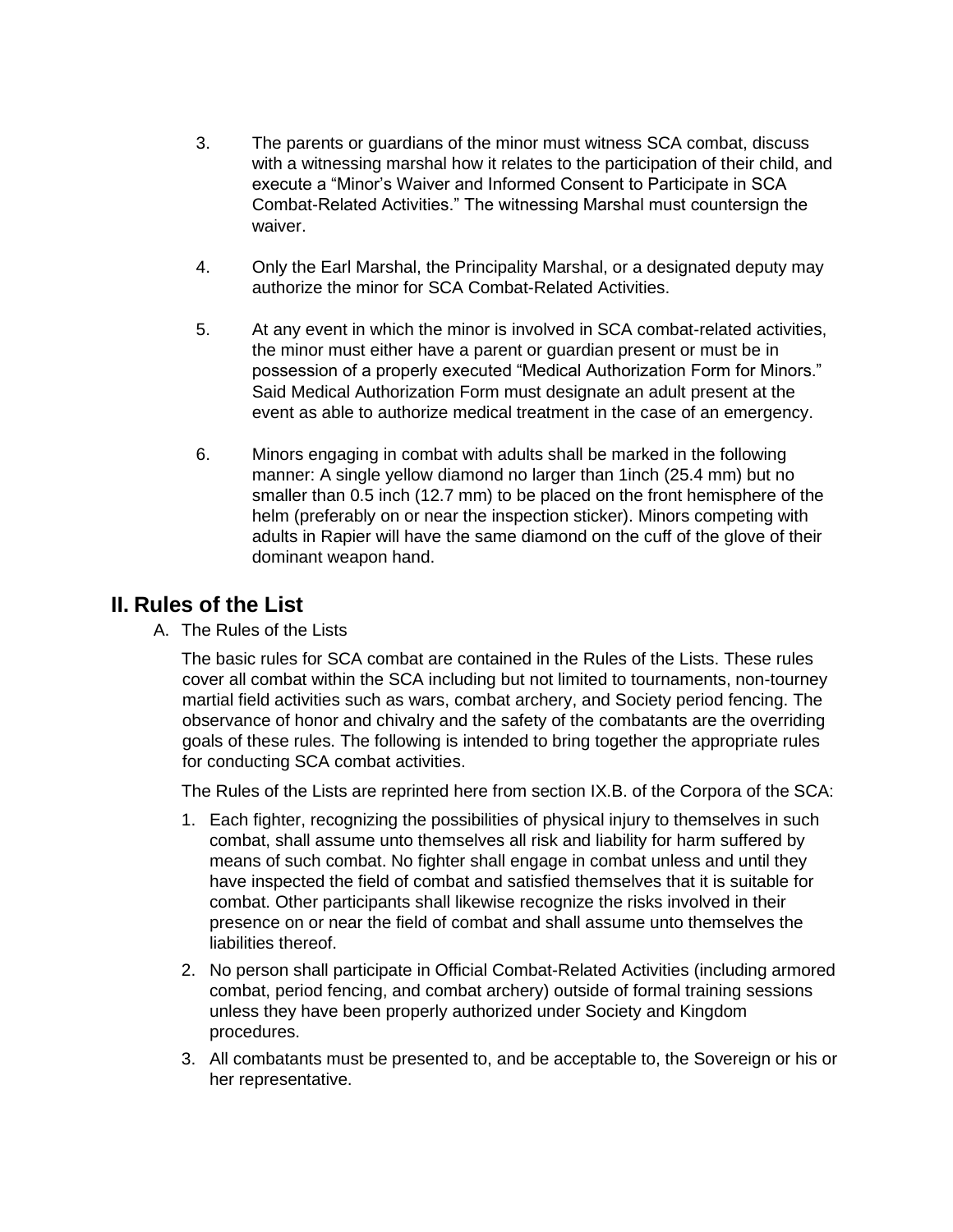3. The parents or guardians of the minor must witness SCA combat, discuss with a witnessing marshal how it relates to the participation of their child, and execute a "Minor's Waiver and Informed Consent to Participate in SCA Combat-Related Activities." The witnessing Marshal must countersign the waiver.

4. Only the Earl Marshal, the Principality Marshal, or a designated deputy may authorize the minor for SCA Combat-Related Activities.

5. At any event in which the minor is involved in SCA combat-related activities, the minor must either have a parent or guardian present or must be in possession of a properly executed "Medical Authorization Form for Minors." Said Medical Authorization Form must designate an adult present at the event as able to authorize medical treatment in the case of an emergency.

6. Minors engaging in combat with adults shall be marked in the following manner: A single yellow diamond no larger than 1inch (25.4 mm) but no smaller than 0.5 inch (12.7 mm) to be placed on the front hemisphere of the helm (preferably on or near the inspection sticker). Minors competing with adults in Rapier will have the same diamond on the cuff of the glove of their dominant weapon hand.

## II. Rules of the List

A. The Rules of the Lists

The basic rules for SCA combat are contained in the Rules of the Lists. These rules cover all combat within the SCA including but not limited to tournaments, non-tourney martial field activities such as wars, combat archery, and Society period fencing. The observance of honor and chivalry and the safety of the combatants are the overriding goals of these rules. The following is intended to bring together the appropriate rules for conducting SCA combat activities.

The Rules of the Lists are reprinted here from section IX.B. of the Corpora of the SCA:

1. Each fighter, recognizing the possibilities of physical injury to themselves in such combat, shall assume unto themselves all risk and liability for harm suffered by means of such combat. No fighter shall engage in combat unless and until they have inspected the field of combat and satisfied themselves that it is suitable for combat. Other participants shall likewise recognize the risks involved in their presence on or near the field of combat and shall assume unto themselves the liabilities thereof.
2. No person shall participate in Official Combat-Related Activities (including armored combat, period fencing, and combat archery) outside of formal training sessions unless they have been properly authorized under Society and Kingdom procedures.
3. All combatants must be presented to, and be acceptable to, the Sovereign or his or her representative.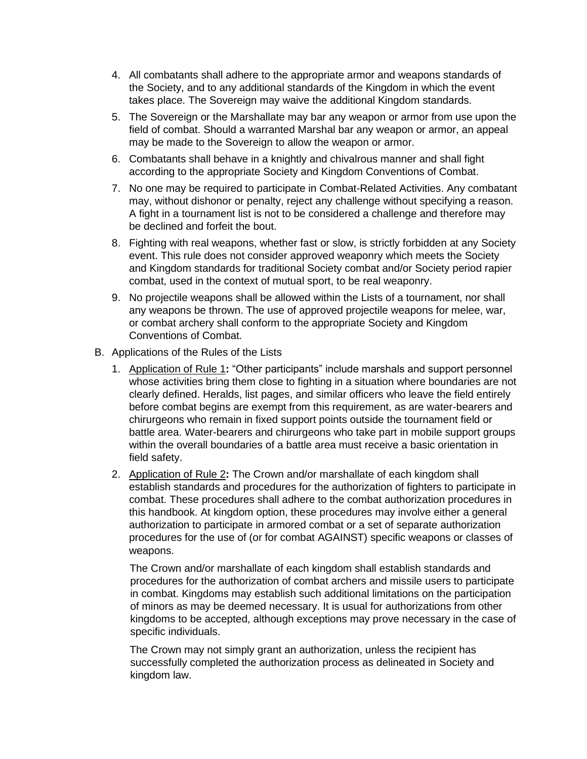4. All combatants shall adhere to the appropriate armor and weapons standards of the Society, and to any additional standards of the Kingdom in which the event takes place. The Sovereign may waive the additional Kingdom standards.
5. The Sovereign or the Marshallate may bar any weapon or armor from use upon the field of combat. Should a warranted Marshal bar any weapon or armor, an appeal may be made to the Sovereign to allow the weapon or armor.
6. Combatants shall behave in a knightly and chivalrous manner and shall fight according to the appropriate Society and Kingdom Conventions of Combat.
7. No one may be required to participate in Combat-Related Activities. Any combatant may, without dishonor or penalty, reject any challenge without specifying a reason. A fight in a tournament list is not to be considered a challenge and therefore may be declined and forfeit the bout.
8. Fighting with real weapons, whether fast or slow, is strictly forbidden at any Society event. This rule does not consider approved weaponry which meets the Society and Kingdom standards for traditional Society combat and/or Society period rapier combat, used in the context of mutual sport, to be real weaponry.
9. No projectile weapons shall be allowed within the Lists of a tournament, nor shall any weapons be thrown. The use of approved projectile weapons for melee, war, or combat archery shall conform to the appropriate Society and Kingdom Conventions of Combat.

B. Applications of the Rules of the Lists

1. <u>Application of Rule 1</u>**:** "Other participants" include marshals and support personnel whose activities bring them close to fighting in a situation where boundaries are not clearly defined. Heralds, list pages, and similar officers who leave the field entirely before combat begins are exempt from this requirement, as are water-bearers and chirurgeons who remain in fixed support points outside the tournament field or battle area. Water-bearers and chirurgeons who take part in mobile support groups within the overall boundaries of a battle area must receive a basic orientation in field safety.
2. <u>Application of Rule 2</u>**:** The Crown and/or marshallate of each kingdom shall establish standards and procedures for the authorization of fighters to participate in combat. These procedures shall adhere to the combat authorization procedures in this handbook. At kingdom option, these procedures may involve either a general authorization to participate in armored combat or a set of separate authorization procedures for the use of (or for combat AGAINST) specific weapons or classes of weapons.

   The Crown and/or marshallate of each kingdom shall establish standards and procedures for the authorization of combat archers and missile users to participate in combat. Kingdoms may establish such additional limitations on the participation of minors as may be deemed necessary. It is usual for authorizations from other kingdoms to be accepted, although exceptions may prove necessary in the case of specific individuals.

   The Crown may not simply grant an authorization, unless the recipient has successfully completed the authorization process as delineated in Society and kingdom law.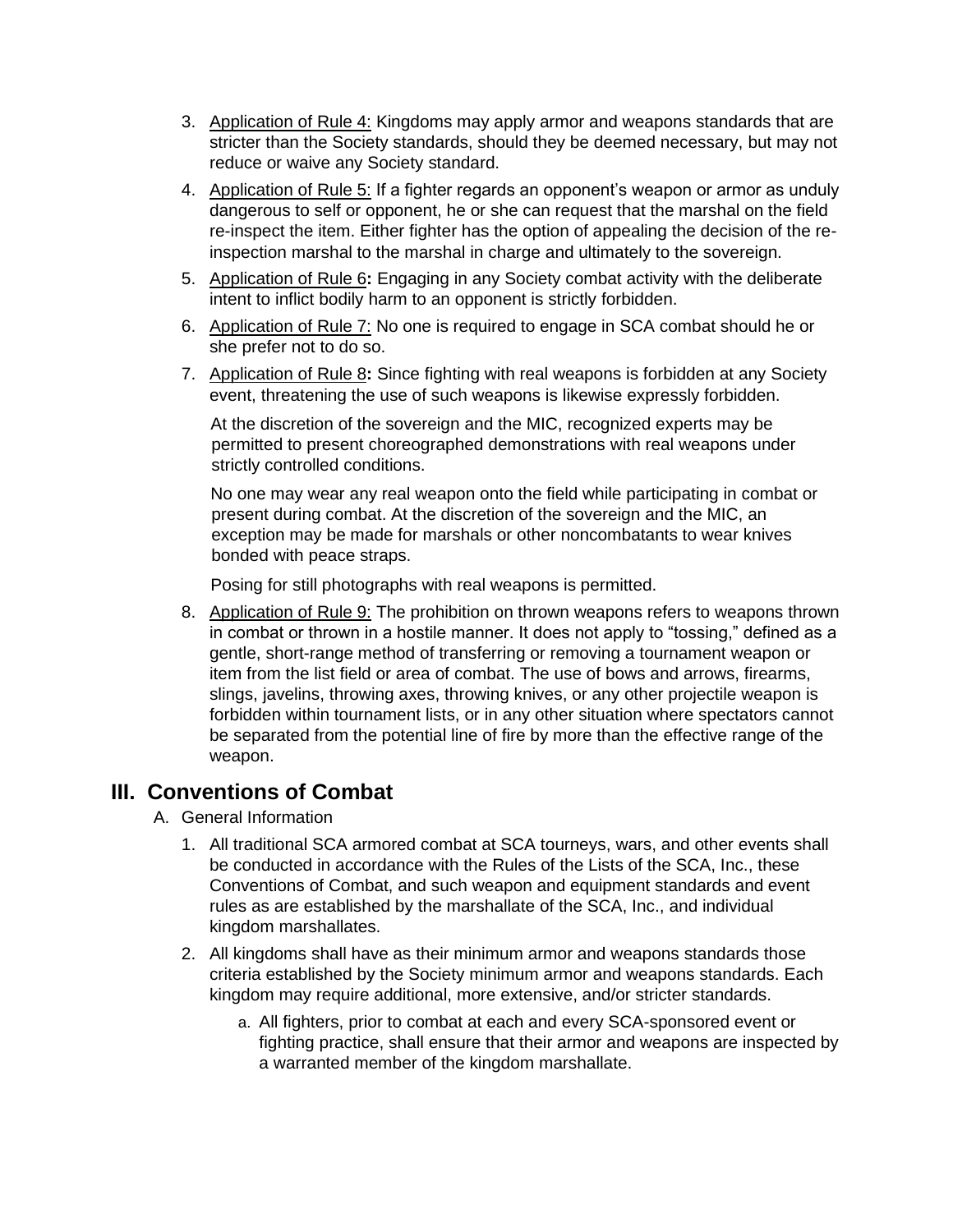3. Application of Rule 4: Kingdoms may apply armor and weapons standards that are stricter than the Society standards, should they be deemed necessary, but may not reduce or waive any Society standard.
4. Application of Rule 5: If a fighter regards an opponent's weapon or armor as unduly dangerous to self or opponent, he or she can request that the marshal on the field re-inspect the item. Either fighter has the option of appealing the decision of the re-inspection marshal to the marshal in charge and ultimately to the sovereign.
5. Application of Rule 6**:** Engaging in any Society combat activity with the deliberate intent to inflict bodily harm to an opponent is strictly forbidden.
6. Application of Rule 7: No one is required to engage in SCA combat should he or she prefer not to do so.
7. Application of Rule 8**:** Since fighting with real weapons is forbidden at any Society event, threatening the use of such weapons is likewise expressly forbidden.

   At the discretion of the sovereign and the MIC, recognized experts may be permitted to present choreographed demonstrations with real weapons under strictly controlled conditions.

   No one may wear any real weapon onto the field while participating in combat or present during combat. At the discretion of the sovereign and the MIC, an exception may be made for marshals or other noncombatants to wear knives bonded with peace straps.

   Posing for still photographs with real weapons is permitted.
8. Application of Rule 9: The prohibition on thrown weapons refers to weapons thrown in combat or thrown in a hostile manner. It does not apply to "tossing," defined as a gentle, short-range method of transferring or removing a tournament weapon or item from the list field or area of combat. The use of bows and arrows, firearms, slings, javelins, throwing axes, throwing knives, or any other projectile weapon is forbidden within tournament lists, or in any other situation where spectators cannot be separated from the potential line of fire by more than the effective range of the weapon.

## III. Conventions of Combat

A. General Information

1. All traditional SCA armored combat at SCA tourneys, wars, and other events shall be conducted in accordance with the Rules of the Lists of the SCA, Inc., these Conventions of Combat, and such weapon and equipment standards and event rules as are established by the marshallate of the SCA, Inc., and individual kingdom marshallates.
2. All kingdoms shall have as their minimum armor and weapons standards those criteria established by the Society minimum armor and weapons standards. Each kingdom may require additional, more extensive, and/or stricter standards.
   a. All fighters, prior to combat at each and every SCA-sponsored event or fighting practice, shall ensure that their armor and weapons are inspected by a warranted member of the kingdom marshallate.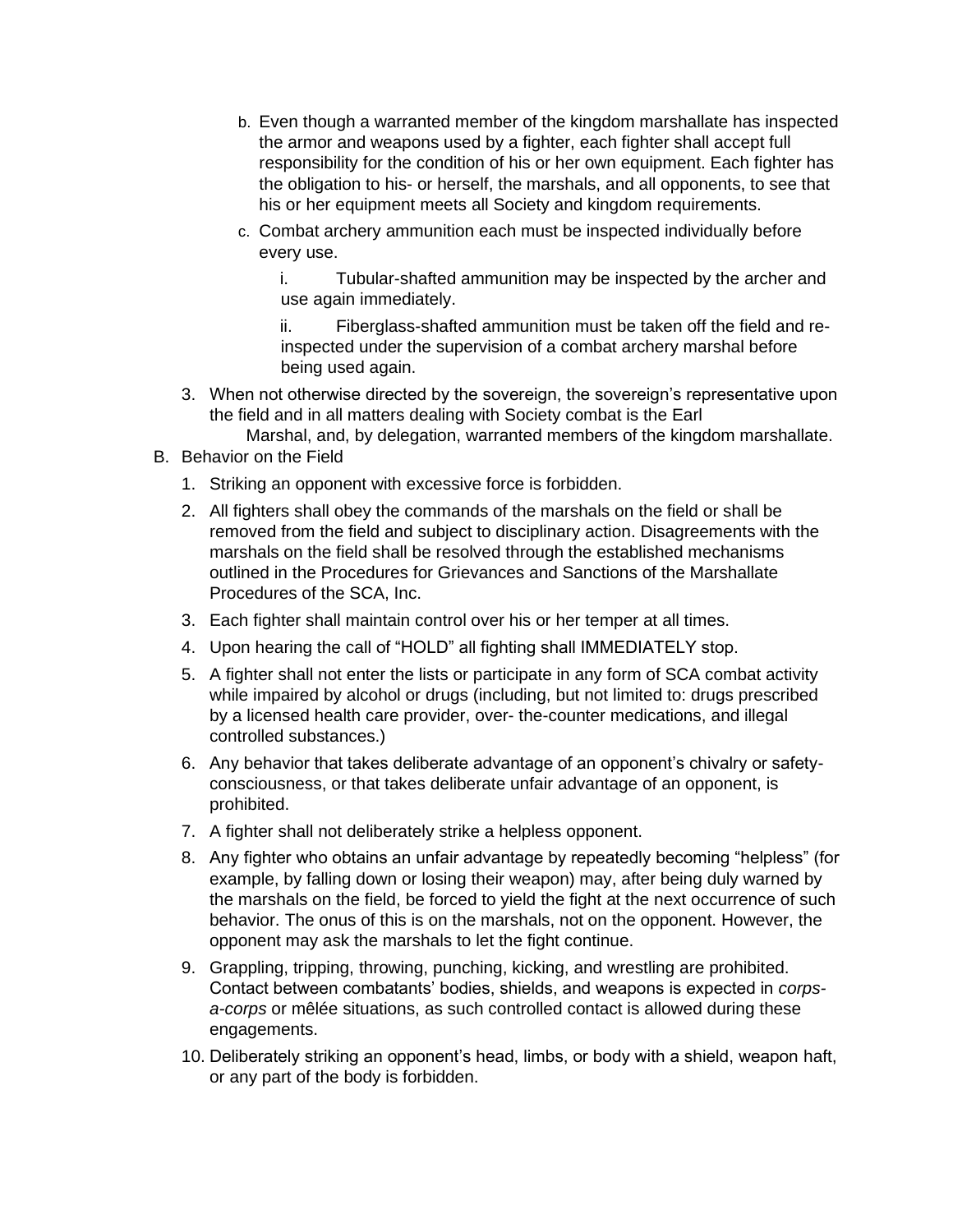b. Even though a warranted member of the kingdom marshallate has inspected the armor and weapons used by a fighter, each fighter shall accept full responsibility for the condition of his or her own equipment. Each fighter has the obligation to his- or herself, the marshals, and all opponents, to see that his or her equipment meets all Society and kingdom requirements.
   c. Combat archery ammunition each must be inspected individually before every use.
      i. Tubular-shafted ammunition may be inspected by the archer and use again immediately.
      ii. Fiberglass-shafted ammunition must be taken off the field and re-inspected under the supervision of a combat archery marshal before being used again.
3. When not otherwise directed by the sovereign, the sovereign's representative upon the field and in all matters dealing with Society combat is the Earl Marshal, and, by delegation, warranted members of the kingdom marshallate.

B. Behavior on the Field

1. Striking an opponent with excessive force is forbidden.
2. All fighters shall obey the commands of the marshals on the field or shall be removed from the field and subject to disciplinary action. Disagreements with the marshals on the field shall be resolved through the established mechanisms outlined in the Procedures for Grievances and Sanctions of the Marshallate Procedures of the SCA, Inc.
3. Each fighter shall maintain control over his or her temper at all times.
4. Upon hearing the call of "HOLD" all fighting shall IMMEDIATELY stop.
5. A fighter shall not enter the lists or participate in any form of SCA combat activity while impaired by alcohol or drugs (including, but not limited to: drugs prescribed by a licensed health care provider, over- the-counter medications, and illegal controlled substances.)
6. Any behavior that takes deliberate advantage of an opponent's chivalry or safety-consciousness, or that takes deliberate unfair advantage of an opponent, is prohibited.
7. A fighter shall not deliberately strike a helpless opponent.
8. Any fighter who obtains an unfair advantage by repeatedly becoming "helpless" (for example, by falling down or losing their weapon) may, after being duly warned by the marshals on the field, be forced to yield the fight at the next occurrence of such behavior. The onus of this is on the marshals, not on the opponent. However, the opponent may ask the marshals to let the fight continue.
9. Grappling, tripping, throwing, punching, kicking, and wrestling are prohibited. Contact between combatants' bodies, shields, and weapons is expected in *corps-a-corps* or mêlée situations, as such controlled contact is allowed during these engagements.
10. Deliberately striking an opponent's head, limbs, or body with a shield, weapon haft, or any part of the body is forbidden.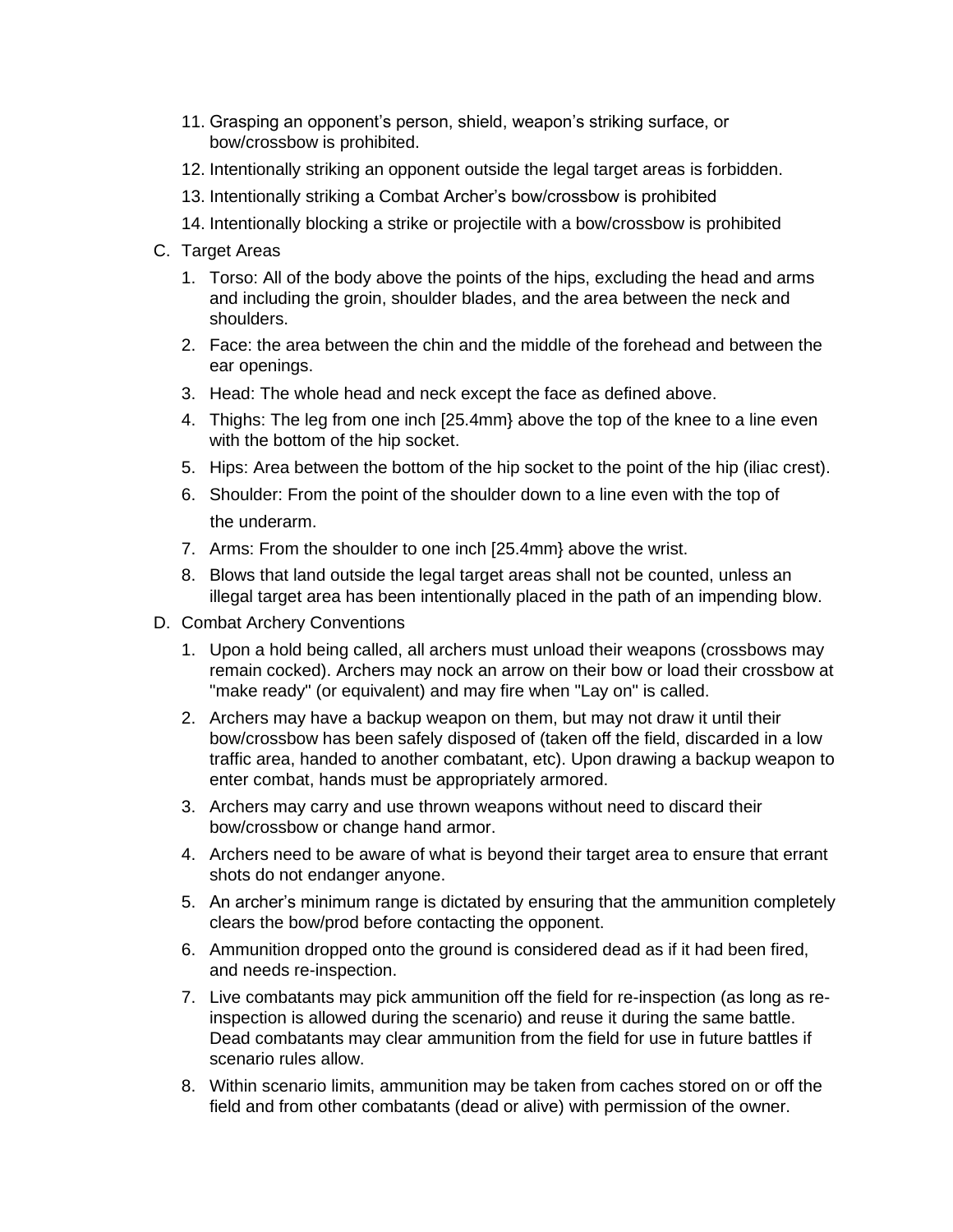11. Grasping an opponent's person, shield, weapon's striking surface, or bow/crossbow is prohibited.
12. Intentionally striking an opponent outside the legal target areas is forbidden.
13. Intentionally striking a Combat Archer's bow/crossbow is prohibited
14. Intentionally blocking a strike or projectile with a bow/crossbow is prohibited

C. Target Areas

1. Torso: All of the body above the points of the hips, excluding the head and arms and including the groin, shoulder blades, and the area between the neck and shoulders.
2. Face: the area between the chin and the middle of the forehead and between the ear openings.
3. Head: The whole head and neck except the face as defined above.
4. Thighs: The leg from one inch [25.4mm} above the top of the knee to a line even with the bottom of the hip socket.
5. Hips: Area between the bottom of the hip socket to the point of the hip (iliac crest).
6. Shoulder: From the point of the shoulder down to a line even with the top of the underarm.
7. Arms: From the shoulder to one inch [25.4mm} above the wrist.
8. Blows that land outside the legal target areas shall not be counted, unless an illegal target area has been intentionally placed in the path of an impending blow.

D. Combat Archery Conventions

1. Upon a hold being called, all archers must unload their weapons (crossbows may remain cocked). Archers may nock an arrow on their bow or load their crossbow at "make ready" (or equivalent) and may fire when "Lay on" is called.
2. Archers may have a backup weapon on them, but may not draw it until their bow/crossbow has been safely disposed of (taken off the field, discarded in a low traffic area, handed to another combatant, etc). Upon drawing a backup weapon to enter combat, hands must be appropriately armored.
3. Archers may carry and use thrown weapons without need to discard their bow/crossbow or change hand armor.
4. Archers need to be aware of what is beyond their target area to ensure that errant shots do not endanger anyone.
5. An archer's minimum range is dictated by ensuring that the ammunition completely clears the bow/prod before contacting the opponent.
6. Ammunition dropped onto the ground is considered dead as if it had been fired, and needs re-inspection.
7. Live combatants may pick ammunition off the field for re-inspection (as long as re-inspection is allowed during the scenario) and reuse it during the same battle. Dead combatants may clear ammunition from the field for use in future battles if scenario rules allow.
8. Within scenario limits, ammunition may be taken from caches stored on or off the field and from other combatants (dead or alive) with permission of the owner.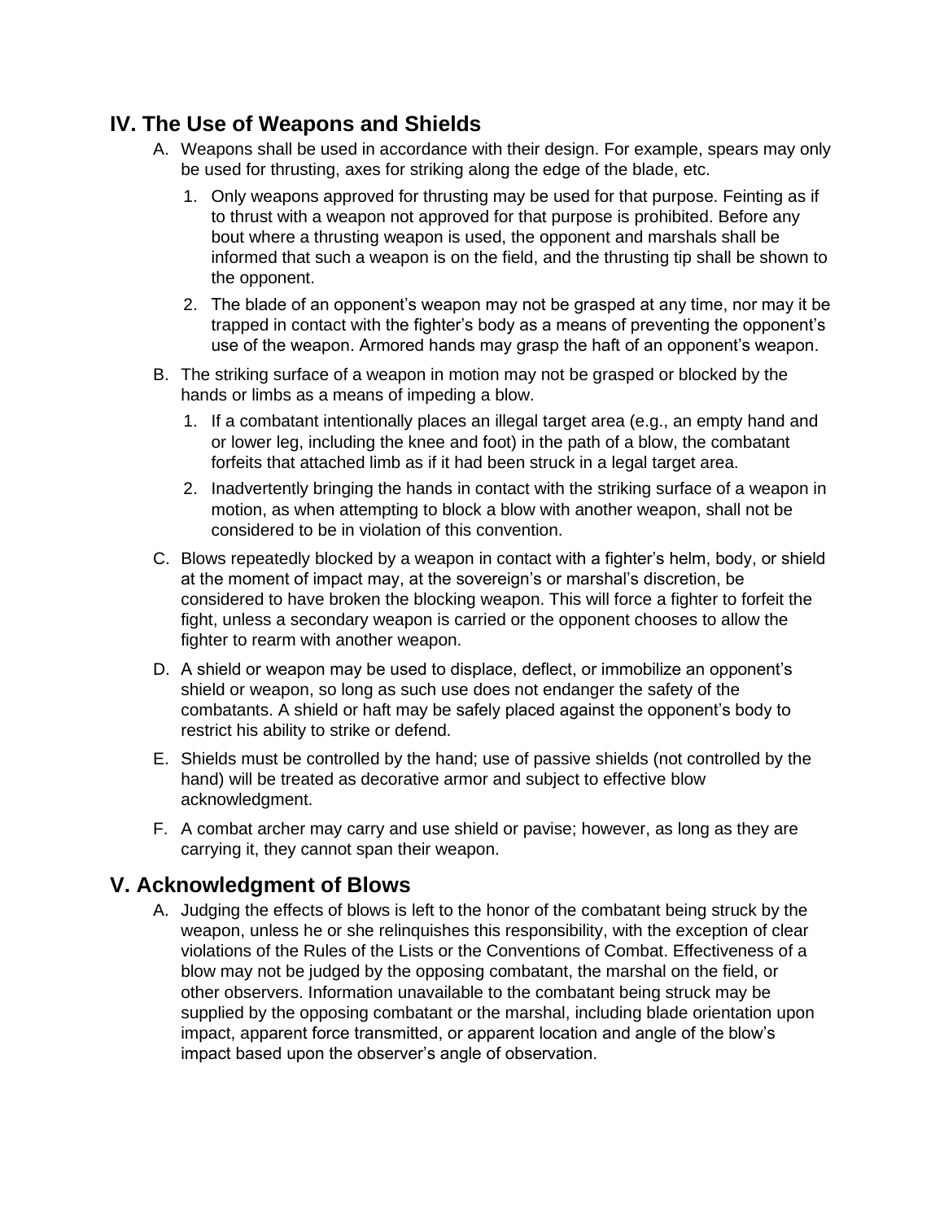## IV. The Use of Weapons and Shields

A. Weapons shall be used in accordance with their design. For example, spears may only be used for thrusting, axes for striking along the edge of the blade, etc.

   1. Only weapons approved for thrusting may be used for that purpose. Feinting as if to thrust with a weapon not approved for that purpose is prohibited. Before any bout where a thrusting weapon is used, the opponent and marshals shall be informed that such a weapon is on the field, and the thrusting tip shall be shown to the opponent.
   2. The blade of an opponent's weapon may not be grasped at any time, nor may it be trapped in contact with the fighter's body as a means of preventing the opponent's use of the weapon. Armored hands may grasp the haft of an opponent's weapon.

B. The striking surface of a weapon in motion may not be grasped or blocked by the hands or limbs as a means of impeding a blow.

   1. If a combatant intentionally places an illegal target area (e.g., an empty hand and or lower leg, including the knee and foot) in the path of a blow, the combatant forfeits that attached limb as if it had been struck in a legal target area.
   2. Inadvertently bringing the hands in contact with the striking surface of a weapon in motion, as when attempting to block a blow with another weapon, shall not be considered to be in violation of this convention.

C. Blows repeatedly blocked by a weapon in contact with a fighter's helm, body, or shield at the moment of impact may, at the sovereign's or marshal's discretion, be considered to have broken the blocking weapon. This will force a fighter to forfeit the fight, unless a secondary weapon is carried or the opponent chooses to allow the fighter to rearm with another weapon.

D. A shield or weapon may be used to displace, deflect, or immobilize an opponent's shield or weapon, so long as such use does not endanger the safety of the combatants. A shield or haft may be safely placed against the opponent's body to restrict his ability to strike or defend.

E. Shields must be controlled by the hand; use of passive shields (not controlled by the hand) will be treated as decorative armor and subject to effective blow acknowledgment.

F. A combat archer may carry and use shield or pavise; however, as long as they are carrying it, they cannot span their weapon.

## V. Acknowledgment of Blows

A. Judging the effects of blows is left to the honor of the combatant being struck by the weapon, unless he or she relinquishes this responsibility, with the exception of clear violations of the Rules of the Lists or the Conventions of Combat. Effectiveness of a blow may not be judged by the opposing combatant, the marshal on the field, or other observers. Information unavailable to the combatant being struck may be supplied by the opposing combatant or the marshal, including blade orientation upon impact, apparent force transmitted, or apparent location and angle of the blow's impact based upon the observer's angle of observation.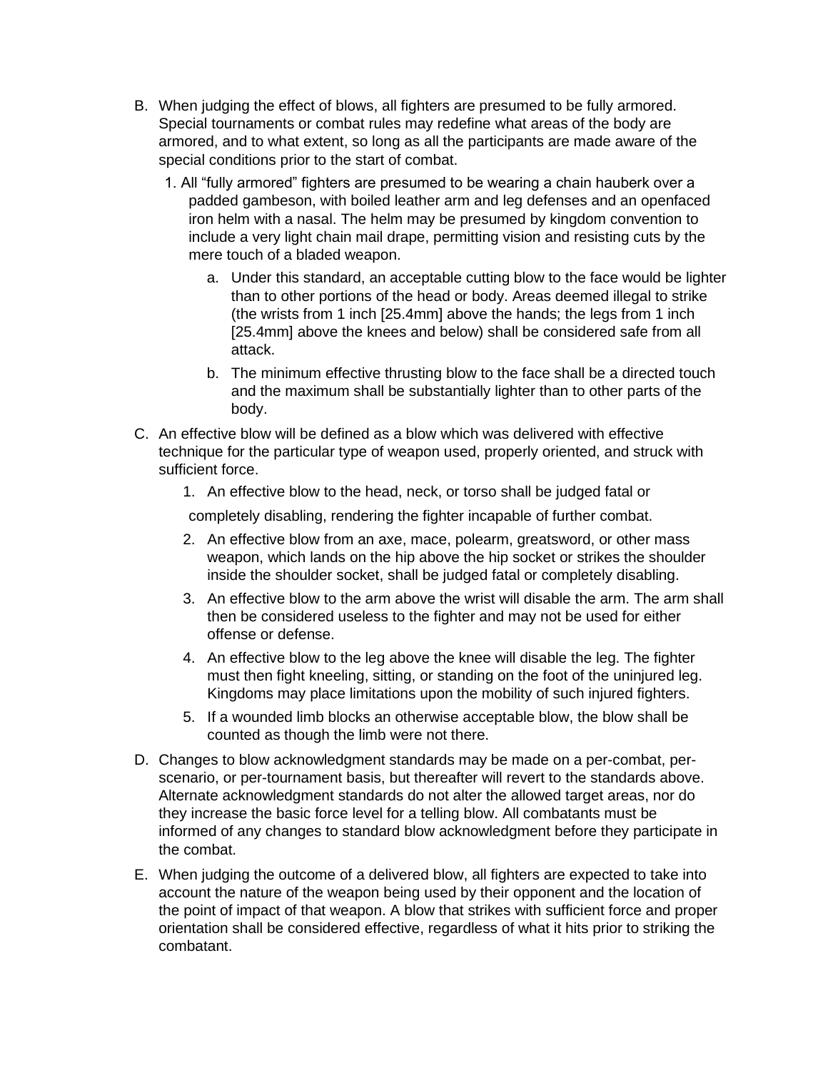B. When judging the effect of blows, all fighters are presumed to be fully armored. Special tournaments or combat rules may redefine what areas of the body are armored, and to what extent, so long as all the participants are made aware of the special conditions prior to the start of combat.

   1. All "fully armored" fighters are presumed to be wearing a chain hauberk over a padded gambeson, with boiled leather arm and leg defenses and an openfaced iron helm with a nasal. The helm may be presumed by kingdom convention to include a very light chain mail drape, permitting vision and resisting cuts by the mere touch of a bladed weapon.

      a. Under this standard, an acceptable cutting blow to the face would be lighter than to other portions of the head or body. Areas deemed illegal to strike (the wrists from 1 inch [25.4mm] above the hands; the legs from 1 inch [25.4mm] above the knees and below) shall be considered safe from all attack.

      b. The minimum effective thrusting blow to the face shall be a directed touch and the maximum shall be substantially lighter than to other parts of the body.

C. An effective blow will be defined as a blow which was delivered with effective technique for the particular type of weapon used, properly oriented, and struck with sufficient force.

   1. An effective blow to the head, neck, or torso shall be judged fatal or completely disabling, rendering the fighter incapable of further combat.

   2. An effective blow from an axe, mace, polearm, greatsword, or other mass weapon, which lands on the hip above the hip socket or strikes the shoulder inside the shoulder socket, shall be judged fatal or completely disabling.

   3. An effective blow to the arm above the wrist will disable the arm. The arm shall then be considered useless to the fighter and may not be used for either offense or defense.

   4. An effective blow to the leg above the knee will disable the leg. The fighter must then fight kneeling, sitting, or standing on the foot of the uninjured leg. Kingdoms may place limitations upon the mobility of such injured fighters.

   5. If a wounded limb blocks an otherwise acceptable blow, the blow shall be counted as though the limb were not there.

D. Changes to blow acknowledgment standards may be made on a per-combat, per-scenario, or per-tournament basis, but thereafter will revert to the standards above. Alternate acknowledgment standards do not alter the allowed target areas, nor do they increase the basic force level for a telling blow. All combatants must be informed of any changes to standard blow acknowledgment before they participate in the combat.

E. When judging the outcome of a delivered blow, all fighters are expected to take into account the nature of the weapon being used by their opponent and the location of the point of impact of that weapon. A blow that strikes with sufficient force and proper orientation shall be considered effective, regardless of what it hits prior to striking the combatant.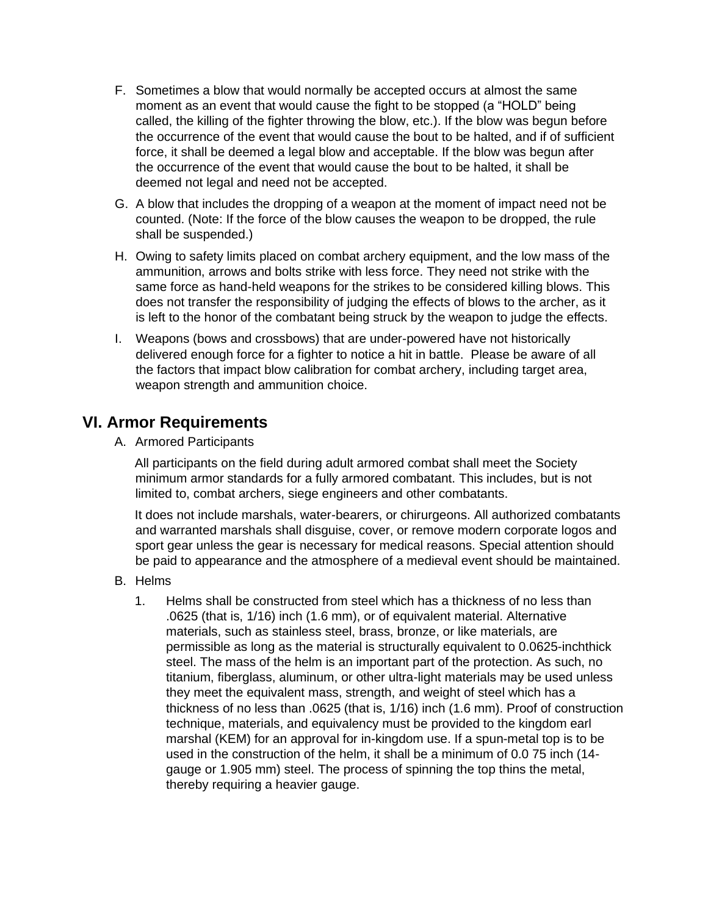F. Sometimes a blow that would normally be accepted occurs at almost the same moment as an event that would cause the fight to be stopped (a "HOLD" being called, the killing of the fighter throwing the blow, etc.). If the blow was begun before the occurrence of the event that would cause the bout to be halted, and if of sufficient force, it shall be deemed a legal blow and acceptable. If the blow was begun after the occurrence of the event that would cause the bout to be halted, it shall be deemed not legal and need not be accepted.

G. A blow that includes the dropping of a weapon at the moment of impact need not be counted. (Note: If the force of the blow causes the weapon to be dropped, the rule shall be suspended.)

H. Owing to safety limits placed on combat archery equipment, and the low mass of the ammunition, arrows and bolts strike with less force. They need not strike with the same force as hand-held weapons for the strikes to be considered killing blows. This does not transfer the responsibility of judging the effects of blows to the archer, as it is left to the honor of the combatant being struck by the weapon to judge the effects.

I. Weapons (bows and crossbows) that are under-powered have not historically delivered enough force for a fighter to notice a hit in battle. Please be aware of all the factors that impact blow calibration for combat archery, including target area, weapon strength and ammunition choice.

## VI. Armor Requirements

A. Armored Participants

All participants on the field during adult armored combat shall meet the Society minimum armor standards for a fully armored combatant. This includes, but is not limited to, combat archers, siege engineers and other combatants.

It does not include marshals, water-bearers, or chirurgeons. All authorized combatants and warranted marshals shall disguise, cover, or remove modern corporate logos and sport gear unless the gear is necessary for medical reasons. Special attention should be paid to appearance and the atmosphere of a medieval event should be maintained.

B. Helms

1. Helms shall be constructed from steel which has a thickness of no less than .0625 (that is, 1/16) inch (1.6 mm), or of equivalent material. Alternative materials, such as stainless steel, brass, bronze, or like materials, are permissible as long as the material is structurally equivalent to 0.0625-inchthick steel. The mass of the helm is an important part of the protection. As such, no titanium, fiberglass, aluminum, or other ultra-light materials may be used unless they meet the equivalent mass, strength, and weight of steel which has a thickness of no less than .0625 (that is, 1/16) inch (1.6 mm). Proof of construction technique, materials, and equivalency must be provided to the kingdom earl marshal (KEM) for an approval for in-kingdom use. If a spun-metal top is to be used in the construction of the helm, it shall be a minimum of 0.0 75 inch (14-gauge or 1.905 mm) steel. The process of spinning the top thins the metal, thereby requiring a heavier gauge.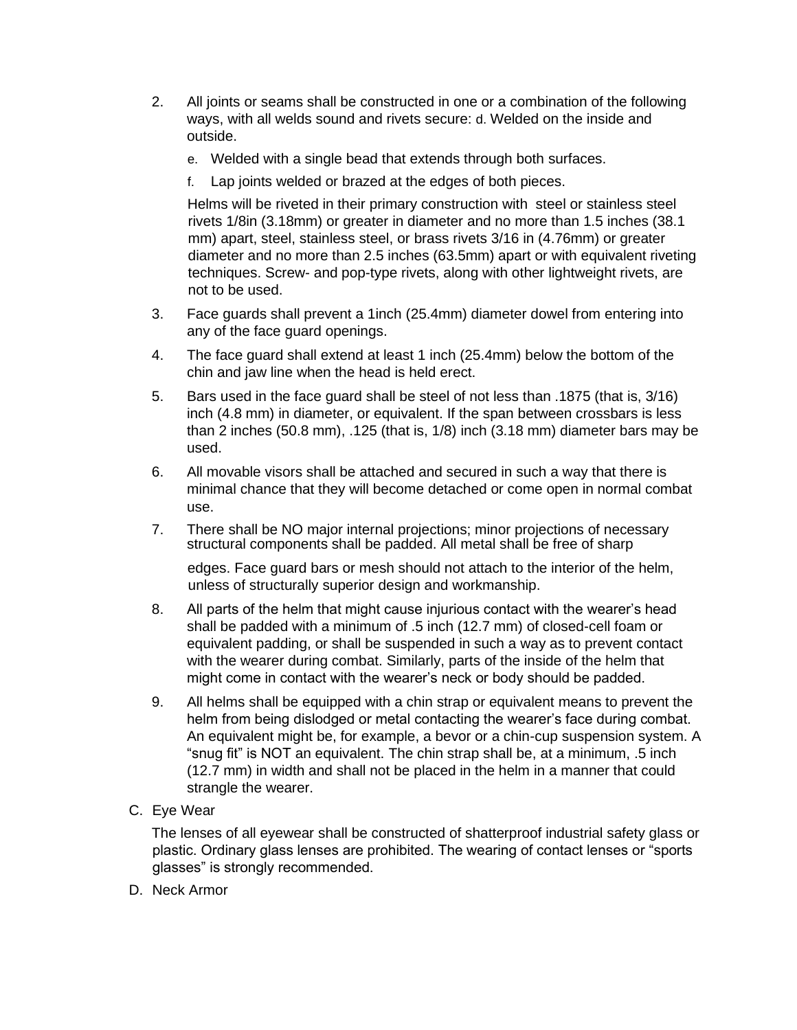2. All joints or seams shall be constructed in one or a combination of the following ways, with all welds sound and rivets secure: d. Welded on the inside and outside.

    e. Welded with a single bead that extends through both surfaces.

    f. Lap joints welded or brazed at the edges of both pieces.

    Helms will be riveted in their primary construction with steel or stainless steel rivets 1/8in (3.18mm) or greater in diameter and no more than 1.5 inches (38.1 mm) apart, steel, stainless steel, or brass rivets 3/16 in (4.76mm) or greater diameter and no more than 2.5 inches (63.5mm) apart or with equivalent riveting techniques. Screw- and pop-type rivets, along with other lightweight rivets, are not to be used.

3. Face guards shall prevent a 1inch (25.4mm) diameter dowel from entering into any of the face guard openings.

4. The face guard shall extend at least 1 inch (25.4mm) below the bottom of the chin and jaw line when the head is held erect.

5. Bars used in the face guard shall be steel of not less than .1875 (that is, 3/16) inch (4.8 mm) in diameter, or equivalent. If the span between crossbars is less than 2 inches (50.8 mm), .125 (that is, 1/8) inch (3.18 mm) diameter bars may be used.

6. All movable visors shall be attached and secured in such a way that there is minimal chance that they will become detached or come open in normal combat use.

7. There shall be NO major internal projections; minor projections of necessary structural components shall be padded. All metal shall be free of sharp edges. Face guard bars or mesh should not attach to the interior of the helm, unless of structurally superior design and workmanship.

8. All parts of the helm that might cause injurious contact with the wearer's head shall be padded with a minimum of .5 inch (12.7 mm) of closed-cell foam or equivalent padding, or shall be suspended in such a way as to prevent contact with the wearer during combat. Similarly, parts of the inside of the helm that might come in contact with the wearer's neck or body should be padded.

9. All helms shall be equipped with a chin strap or equivalent means to prevent the helm from being dislodged or metal contacting the wearer's face during combat. An equivalent might be, for example, a bevor or a chin-cup suspension system. A "snug fit" is NOT an equivalent. The chin strap shall be, at a minimum, .5 inch (12.7 mm) in width and shall not be placed in the helm in a manner that could strangle the wearer.

C. Eye Wear

The lenses of all eyewear shall be constructed of shatterproof industrial safety glass or plastic. Ordinary glass lenses are prohibited. The wearing of contact lenses or "sports glasses" is strongly recommended.

D. Neck Armor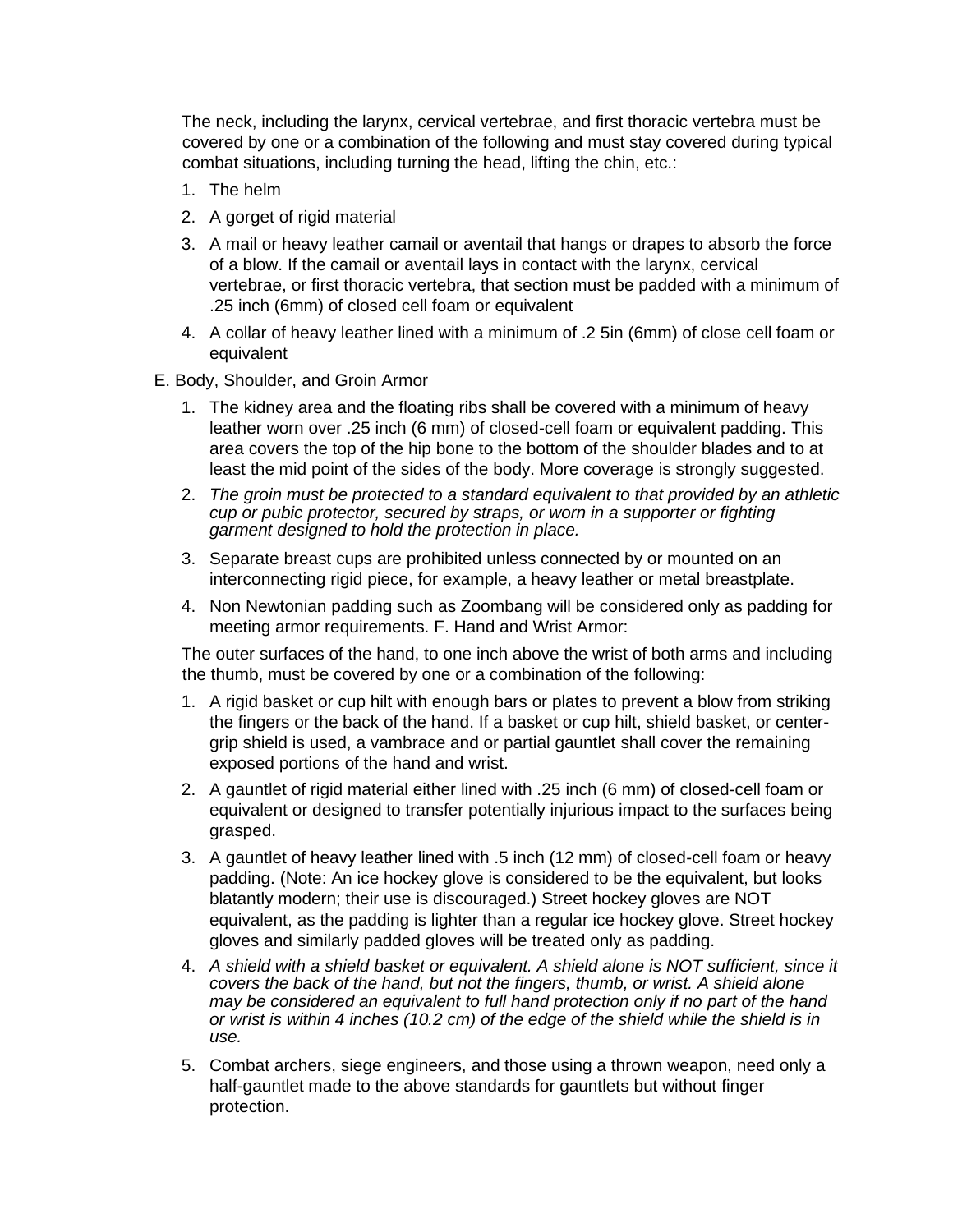The neck, including the larynx, cervical vertebrae, and first thoracic vertebra must be covered by one or a combination of the following and must stay covered during typical combat situations, including turning the head, lifting the chin, etc.:

1. The helm
2. A gorget of rigid material
3. A mail or heavy leather camail or aventail that hangs or drapes to absorb the force of a blow. If the camail or aventail lays in contact with the larynx, cervical vertebrae, or first thoracic vertebra, that section must be padded with a minimum of .25 inch (6mm) of closed cell foam or equivalent
4. A collar of heavy leather lined with a minimum of .2 5in (6mm) of close cell foam or equivalent

E. Body, Shoulder, and Groin Armor

1. The kidney area and the floating ribs shall be covered with a minimum of heavy leather worn over .25 inch (6 mm) of closed-cell foam or equivalent padding. This area covers the top of the hip bone to the bottom of the shoulder blades and to at least the mid point of the sides of the body. More coverage is strongly suggested.
2. *The groin must be protected to a standard equivalent to that provided by an athletic cup or pubic protector, secured by straps, or worn in a supporter or fighting garment designed to hold the protection in place.*
3. Separate breast cups are prohibited unless connected by or mounted on an interconnecting rigid piece, for example, a heavy leather or metal breastplate.
4. Non Newtonian padding such as Zoombang will be considered only as padding for meeting armor requirements. F. Hand and Wrist Armor:

The outer surfaces of the hand, to one inch above the wrist of both arms and including the thumb, must be covered by one or a combination of the following:

1. A rigid basket or cup hilt with enough bars or plates to prevent a blow from striking the fingers or the back of the hand. If a basket or cup hilt, shield basket, or center-grip shield is used, a vambrace and or partial gauntlet shall cover the remaining exposed portions of the hand and wrist.
2. A gauntlet of rigid material either lined with .25 inch (6 mm) of closed-cell foam or equivalent or designed to transfer potentially injurious impact to the surfaces being grasped.
3. A gauntlet of heavy leather lined with .5 inch (12 mm) of closed-cell foam or heavy padding. (Note: An ice hockey glove is considered to be the equivalent, but looks blatantly modern; their use is discouraged.) Street hockey gloves are NOT equivalent, as the padding is lighter than a regular ice hockey glove. Street hockey gloves and similarly padded gloves will be treated only as padding.
4. *A shield with a shield basket or equivalent. A shield alone is NOT sufficient, since it covers the back of the hand, but not the fingers, thumb, or wrist. A shield alone may be considered an equivalent to full hand protection only if no part of the hand or wrist is within 4 inches (10.2 cm) of the edge of the shield while the shield is in use.*
5. Combat archers, siege engineers, and those using a thrown weapon, need only a half-gauntlet made to the above standards for gauntlets but without finger protection.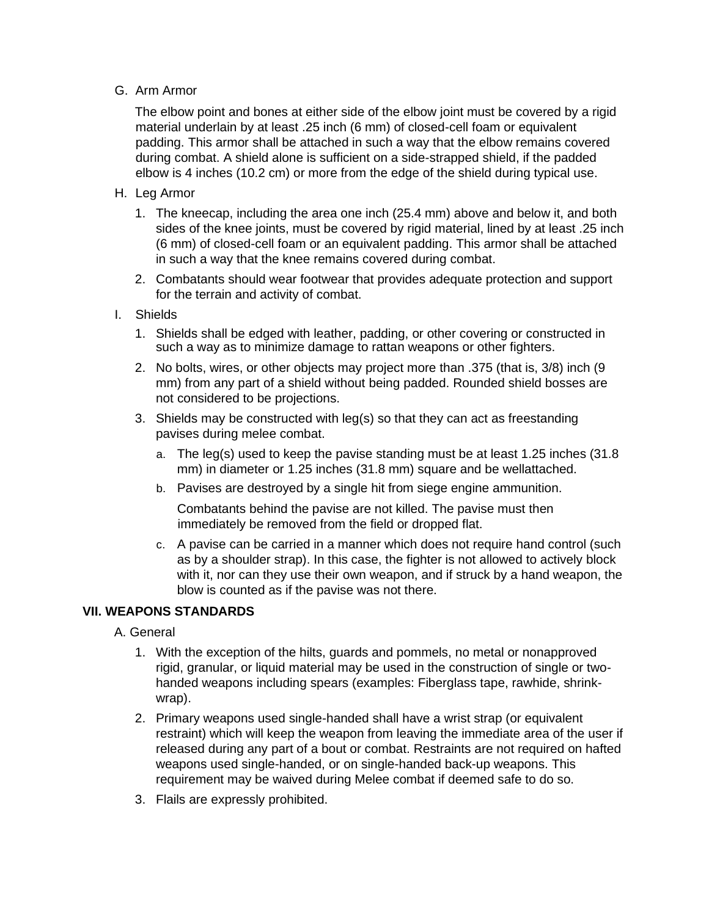G. Arm Armor

The elbow point and bones at either side of the elbow joint must be covered by a rigid material underlain by at least .25 inch (6 mm) of closed-cell foam or equivalent padding. This armor shall be attached in such a way that the elbow remains covered during combat. A shield alone is sufficient on a side-strapped shield, if the padded elbow is 4 inches (10.2 cm) or more from the edge of the shield during typical use.

H. Leg Armor

1. The kneecap, including the area one inch (25.4 mm) above and below it, and both sides of the knee joints, must be covered by rigid material, lined by at least .25 inch (6 mm) of closed-cell foam or an equivalent padding. This armor shall be attached in such a way that the knee remains covered during combat.
2. Combatants should wear footwear that provides adequate protection and support for the terrain and activity of combat.

I. Shields

1. Shields shall be edged with leather, padding, or other covering or constructed in such a way as to minimize damage to rattan weapons or other fighters.
2. No bolts, wires, or other objects may project more than .375 (that is, 3/8) inch (9 mm) from any part of a shield without being padded. Rounded shield bosses are not considered to be projections.
3. Shields may be constructed with leg(s) so that they can act as freestanding pavises during melee combat.
   a. The leg(s) used to keep the pavise standing must be at least 1.25 inches (31.8 mm) in diameter or 1.25 inches (31.8 mm) square and be wellattached.
   b. Pavises are destroyed by a single hit from siege engine ammunition.

      Combatants behind the pavise are not killed. The pavise must then immediately be removed from the field or dropped flat.
   c. A pavise can be carried in a manner which does not require hand control (such as by a shoulder strap). In this case, the fighter is not allowed to actively block with it, nor can they use their own weapon, and if struck by a hand weapon, the blow is counted as if the pavise was not there.

## VII. WEAPONS STANDARDS

A. General

1. With the exception of the hilts, guards and pommels, no metal or nonapproved rigid, granular, or liquid material may be used in the construction of single or two-handed weapons including spears (examples: Fiberglass tape, rawhide, shrink-wrap).
2. Primary weapons used single-handed shall have a wrist strap (or equivalent restraint) which will keep the weapon from leaving the immediate area of the user if released during any part of a bout or combat. Restraints are not required on hafted weapons used single-handed, or on single-handed back-up weapons. This requirement may be waived during Melee combat if deemed safe to do so.
3. Flails are expressly prohibited.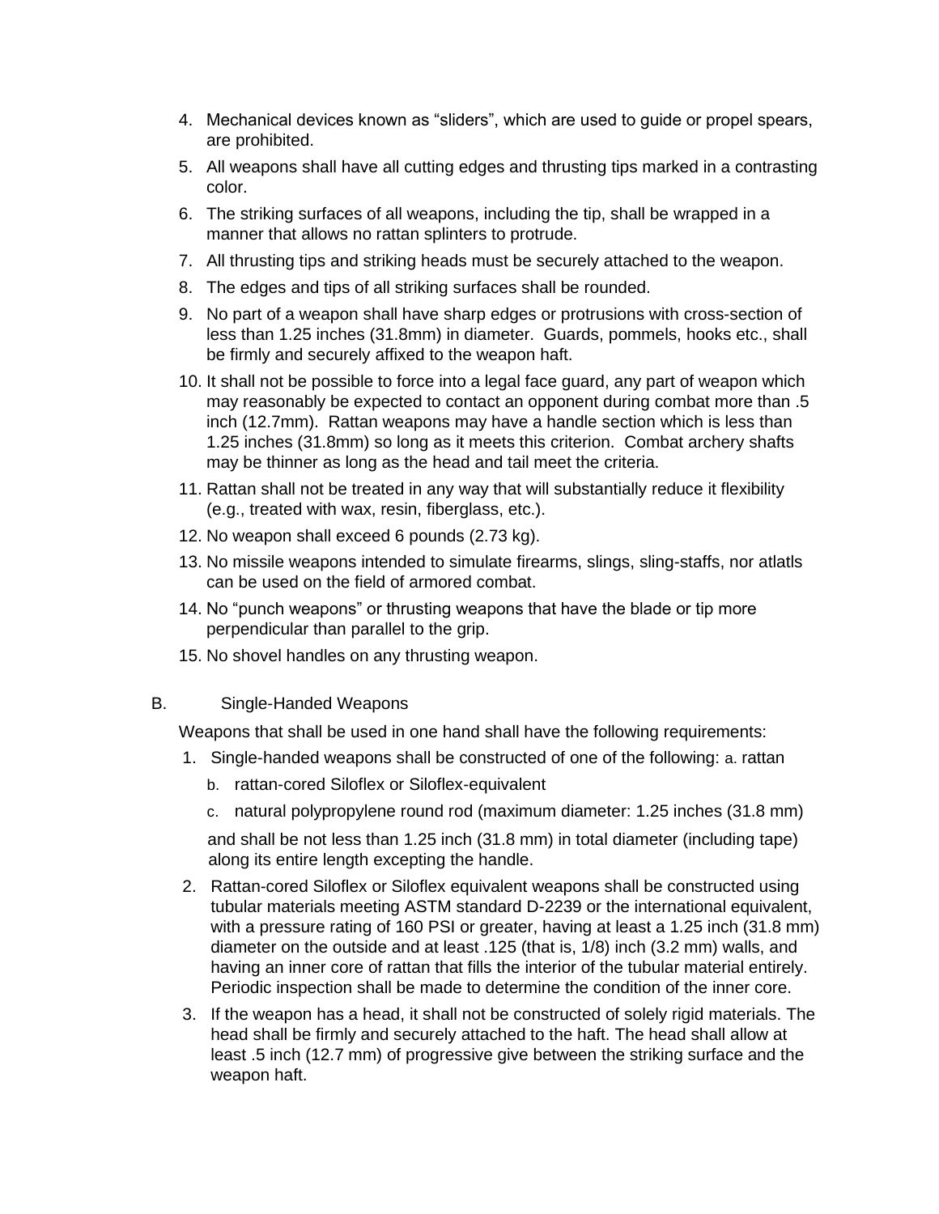4. Mechanical devices known as "sliders", which are used to guide or propel spears, are prohibited.
5. All weapons shall have all cutting edges and thrusting tips marked in a contrasting color.
6. The striking surfaces of all weapons, including the tip, shall be wrapped in a manner that allows no rattan splinters to protrude.
7. All thrusting tips and striking heads must be securely attached to the weapon.
8. The edges and tips of all striking surfaces shall be rounded.
9. No part of a weapon shall have sharp edges or protrusions with cross-section of less than 1.25 inches (31.8mm) in diameter. Guards, pommels, hooks etc., shall be firmly and securely affixed to the weapon haft.
10. It shall not be possible to force into a legal face guard, any part of weapon which may reasonably be expected to contact an opponent during combat more than .5 inch (12.7mm). Rattan weapons may have a handle section which is less than 1.25 inches (31.8mm) so long as it meets this criterion. Combat archery shafts may be thinner as long as the head and tail meet the criteria.
11. Rattan shall not be treated in any way that will substantially reduce it flexibility (e.g., treated with wax, resin, fiberglass, etc.).
12. No weapon shall exceed 6 pounds (2.73 kg).
13. No missile weapons intended to simulate firearms, slings, sling-staffs, nor atlatls can be used on the field of armored combat.
14. No "punch weapons" or thrusting weapons that have the blade or tip more perpendicular than parallel to the grip.
15. No shovel handles on any thrusting weapon.

B. Single-Handed Weapons

Weapons that shall be used in one hand shall have the following requirements:

1. Single-handed weapons shall be constructed of one of the following: a. rattan
   b. rattan-cored Siloflex or Siloflex-equivalent
   c. natural polypropylene round rod (maximum diameter: 1.25 inches (31.8 mm)

   and shall be not less than 1.25 inch (31.8 mm) in total diameter (including tape) along its entire length excepting the handle.
2. Rattan-cored Siloflex or Siloflex equivalent weapons shall be constructed using tubular materials meeting ASTM standard D-2239 or the international equivalent, with a pressure rating of 160 PSI or greater, having at least a 1.25 inch (31.8 mm) diameter on the outside and at least .125 (that is, 1/8) inch (3.2 mm) walls, and having an inner core of rattan that fills the interior of the tubular material entirely. Periodic inspection shall be made to determine the condition of the inner core.
3. If the weapon has a head, it shall not be constructed of solely rigid materials. The head shall be firmly and securely attached to the haft. The head shall allow at least .5 inch (12.7 mm) of progressive give between the striking surface and the weapon haft.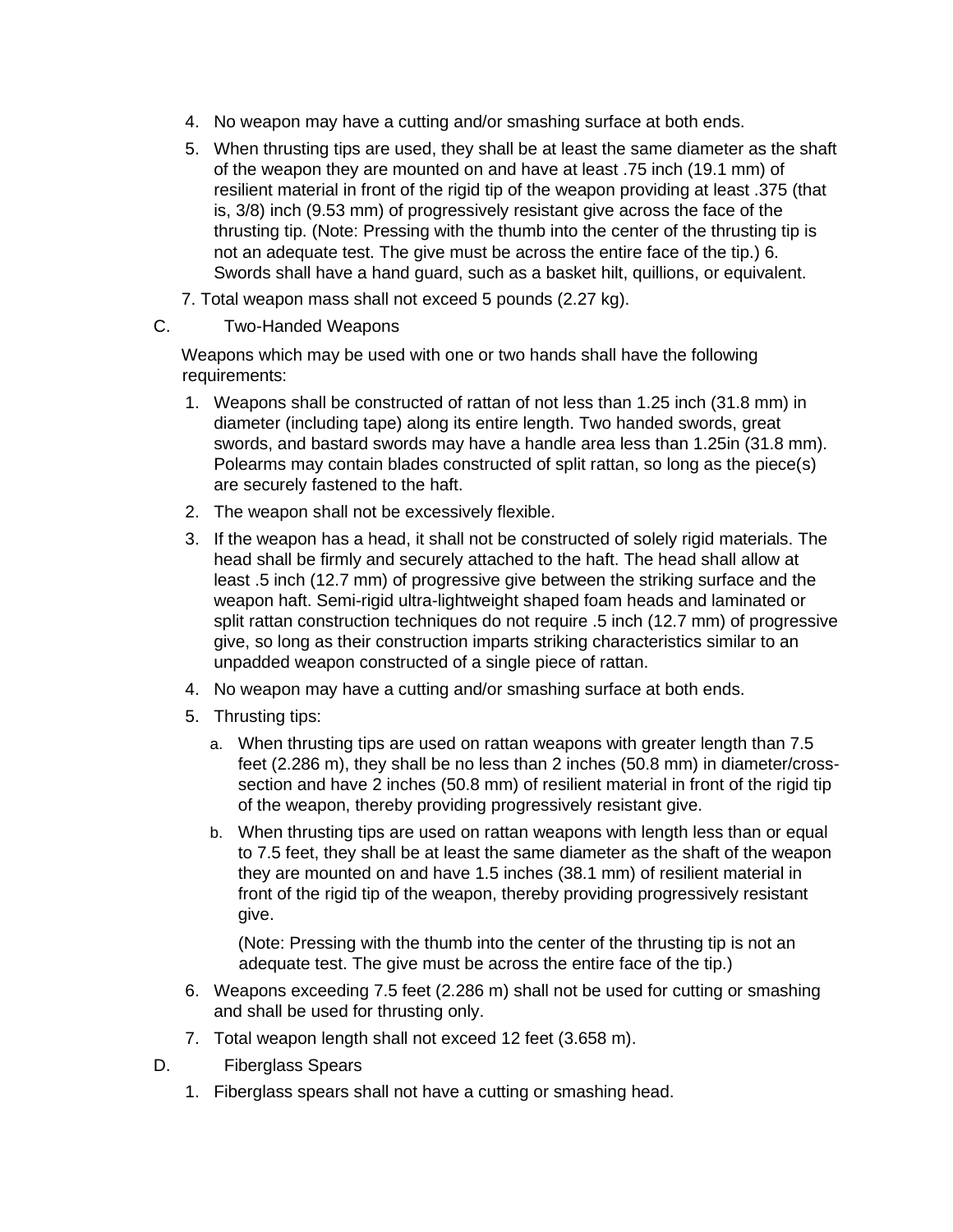4. No weapon may have a cutting and/or smashing surface at both ends.
5. When thrusting tips are used, they shall be at least the same diameter as the shaft of the weapon they are mounted on and have at least .75 inch (19.1 mm) of resilient material in front of the rigid tip of the weapon providing at least .375 (that is, 3/8) inch (9.53 mm) of progressively resistant give across the face of the thrusting tip. (Note: Pressing with the thumb into the center of the thrusting tip is not an adequate test. The give must be across the entire face of the tip.) 6. Swords shall have a hand guard, such as a basket hilt, quillions, or equivalent.

7. Total weapon mass shall not exceed 5 pounds (2.27 kg).

C. Two-Handed Weapons

Weapons which may be used with one or two hands shall have the following requirements:

1. Weapons shall be constructed of rattan of not less than 1.25 inch (31.8 mm) in diameter (including tape) along its entire length. Two handed swords, great swords, and bastard swords may have a handle area less than 1.25in (31.8 mm). Polearms may contain blades constructed of split rattan, so long as the piece(s) are securely fastened to the haft.
2. The weapon shall not be excessively flexible.
3. If the weapon has a head, it shall not be constructed of solely rigid materials. The head shall be firmly and securely attached to the haft. The head shall allow at least .5 inch (12.7 mm) of progressive give between the striking surface and the weapon haft. Semi-rigid ultra-lightweight shaped foam heads and laminated or split rattan construction techniques do not require .5 inch (12.7 mm) of progressive give, so long as their construction imparts striking characteristics similar to an unpadded weapon constructed of a single piece of rattan.
4. No weapon may have a cutting and/or smashing surface at both ends.
5. Thrusting tips:
   a. When thrusting tips are used on rattan weapons with greater length than 7.5 feet (2.286 m), they shall be no less than 2 inches (50.8 mm) in diameter/cross-section and have 2 inches (50.8 mm) of resilient material in front of the rigid tip of the weapon, thereby providing progressively resistant give.
   b. When thrusting tips are used on rattan weapons with length less than or equal to 7.5 feet, they shall be at least the same diameter as the shaft of the weapon they are mounted on and have 1.5 inches (38.1 mm) of resilient material in front of the rigid tip of the weapon, thereby providing progressively resistant give.

   (Note: Pressing with the thumb into the center of the thrusting tip is not an adequate test. The give must be across the entire face of the tip.)
6. Weapons exceeding 7.5 feet (2.286 m) shall not be used for cutting or smashing and shall be used for thrusting only.
7. Total weapon length shall not exceed 12 feet (3.658 m).

D. Fiberglass Spears

1. Fiberglass spears shall not have a cutting or smashing head.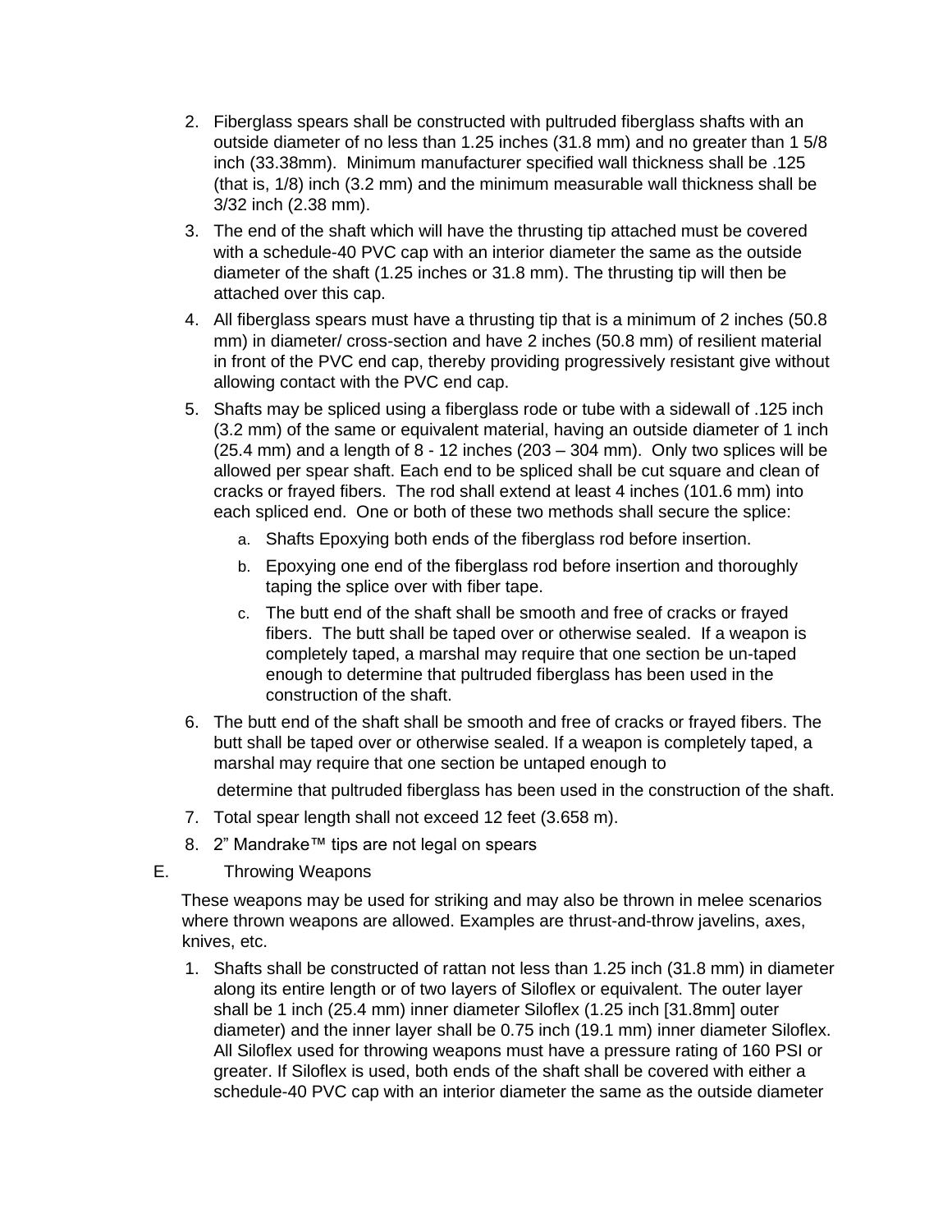2. Fiberglass spears shall be constructed with pultruded fiberglass shafts with an outside diameter of no less than 1.25 inches (31.8 mm) and no greater than 1 5/8 inch (33.38mm). Minimum manufacturer specified wall thickness shall be .125 (that is, 1/8) inch (3.2 mm) and the minimum measurable wall thickness shall be 3/32 inch (2.38 mm).
3. The end of the shaft which will have the thrusting tip attached must be covered with a schedule-40 PVC cap with an interior diameter the same as the outside diameter of the shaft (1.25 inches or 31.8 mm). The thrusting tip will then be attached over this cap.
4. All fiberglass spears must have a thrusting tip that is a minimum of 2 inches (50.8 mm) in diameter/ cross-section and have 2 inches (50.8 mm) of resilient material in front of the PVC end cap, thereby providing progressively resistant give without allowing contact with the PVC end cap.
5. Shafts may be spliced using a fiberglass rode or tube with a sidewall of .125 inch (3.2 mm) of the same or equivalent material, having an outside diameter of 1 inch (25.4 mm) and a length of 8 - 12 inches (203 – 304 mm). Only two splices will be allowed per spear shaft. Each end to be spliced shall be cut square and clean of cracks or frayed fibers. The rod shall extend at least 4 inches (101.6 mm) into each spliced end. One or both of these two methods shall secure the splice:
   a. Shafts Epoxying both ends of the fiberglass rod before insertion.
   b. Epoxying one end of the fiberglass rod before insertion and thoroughly taping the splice over with fiber tape.
   c. The butt end of the shaft shall be smooth and free of cracks or frayed fibers. The butt shall be taped over or otherwise sealed. If a weapon is completely taped, a marshal may require that one section be un-taped enough to determine that pultruded fiberglass has been used in the construction of the shaft.
6. The butt end of the shaft shall be smooth and free of cracks or frayed fibers. The butt shall be taped over or otherwise sealed. If a weapon is completely taped, a marshal may require that one section be untaped enough to

   determine that pultruded fiberglass has been used in the construction of the shaft.
7. Total spear length shall not exceed 12 feet (3.658 m).
8. 2” Mandrake™ tips are not legal on spears

E. Throwing Weapons

These weapons may be used for striking and may also be thrown in melee scenarios where thrown weapons are allowed. Examples are thrust-and-throw javelins, axes, knives, etc.

1. Shafts shall be constructed of rattan not less than 1.25 inch (31.8 mm) in diameter along its entire length or of two layers of Siloflex or equivalent. The outer layer shall be 1 inch (25.4 mm) inner diameter Siloflex (1.25 inch [31.8mm] outer diameter) and the inner layer shall be 0.75 inch (19.1 mm) inner diameter Siloflex. All Siloflex used for throwing weapons must have a pressure rating of 160 PSI or greater. If Siloflex is used, both ends of the shaft shall be covered with either a schedule-40 PVC cap with an interior diameter the same as the outside diameter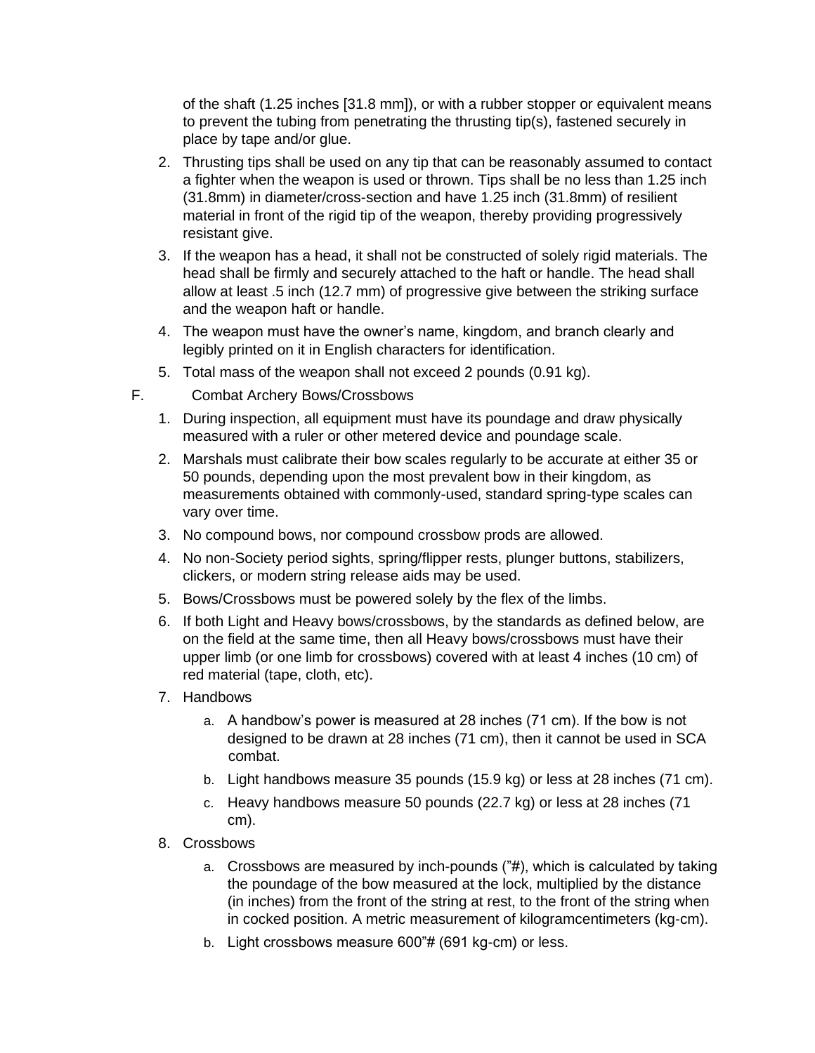of the shaft (1.25 inches [31.8 mm]), or with a rubber stopper or equivalent means to prevent the tubing from penetrating the thrusting tip(s), fastened securely in place by tape and/or glue.

2. Thrusting tips shall be used on any tip that can be reasonably assumed to contact a fighter when the weapon is used or thrown. Tips shall be no less than 1.25 inch (31.8mm) in diameter/cross-section and have 1.25 inch (31.8mm) of resilient material in front of the rigid tip of the weapon, thereby providing progressively resistant give.
3. If the weapon has a head, it shall not be constructed of solely rigid materials. The head shall be firmly and securely attached to the haft or handle. The head shall allow at least .5 inch (12.7 mm) of progressive give between the striking surface and the weapon haft or handle.
4. The weapon must have the owner's name, kingdom, and branch clearly and legibly printed on it in English characters for identification.
5. Total mass of the weapon shall not exceed 2 pounds (0.91 kg).

F. Combat Archery Bows/Crossbows

1. During inspection, all equipment must have its poundage and draw physically measured with a ruler or other metered device and poundage scale.
2. Marshals must calibrate their bow scales regularly to be accurate at either 35 or 50 pounds, depending upon the most prevalent bow in their kingdom, as measurements obtained with commonly-used, standard spring-type scales can vary over time.
3. No compound bows, nor compound crossbow prods are allowed.
4. No non-Society period sights, spring/flipper rests, plunger buttons, stabilizers, clickers, or modern string release aids may be used.
5. Bows/Crossbows must be powered solely by the flex of the limbs.
6. If both Light and Heavy bows/crossbows, by the standards as defined below, are on the field at the same time, then all Heavy bows/crossbows must have their upper limb (or one limb for crossbows) covered with at least 4 inches (10 cm) of red material (tape, cloth, etc).
7. Handbows
   a. A handbow's power is measured at 28 inches (71 cm). If the bow is not designed to be drawn at 28 inches (71 cm), then it cannot be used in SCA combat.
   b. Light handbows measure 35 pounds (15.9 kg) or less at 28 inches (71 cm).
   c. Heavy handbows measure 50 pounds (22.7 kg) or less at 28 inches (71 cm).
8. Crossbows
   a. Crossbows are measured by inch-pounds ("#), which is calculated by taking the poundage of the bow measured at the lock, multiplied by the distance (in inches) from the front of the string at rest, to the front of the string when in cocked position. A metric measurement of kilogramcentimeters (kg-cm).
   b. Light crossbows measure 600"# (691 kg-cm) or less.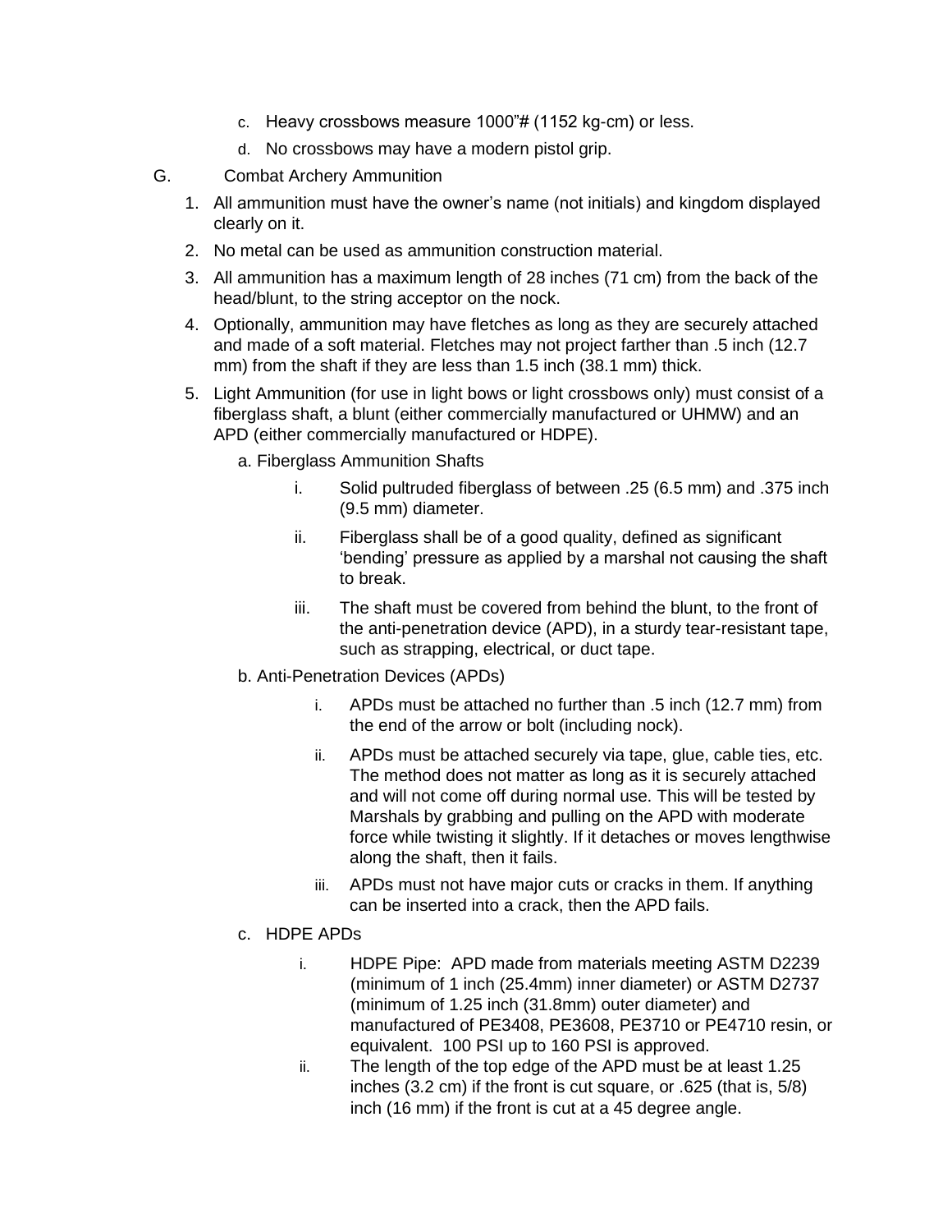c. Heavy crossbows measure 1000"# (1152 kg-cm) or less.

d. No crossbows may have a modern pistol grip.

G. Combat Archery Ammunition

1. All ammunition must have the owner's name (not initials) and kingdom displayed clearly on it.
2. No metal can be used as ammunition construction material.
3. All ammunition has a maximum length of 28 inches (71 cm) from the back of the head/blunt, to the string acceptor on the nock.
4. Optionally, ammunition may have fletches as long as they are securely attached and made of a soft material. Fletches may not project farther than .5 inch (12.7 mm) from the shaft if they are less than 1.5 inch (38.1 mm) thick.
5. Light Ammunition (for use in light bows or light crossbows only) must consist of a fiberglass shaft, a blunt (either commercially manufactured or UHMW) and an APD (either commercially manufactured or HDPE).

    a. Fiberglass Ammunition Shafts

    i. Solid pultruded fiberglass of between .25 (6.5 mm) and .375 inch (9.5 mm) diameter.

    ii. Fiberglass shall be of a good quality, defined as significant 'bending' pressure as applied by a marshal not causing the shaft to break.

    iii. The shaft must be covered from behind the blunt, to the front of the anti-penetration device (APD), in a sturdy tear-resistant tape, such as strapping, electrical, or duct tape.

    b. Anti-Penetration Devices (APDs)

    i. APDs must be attached no further than .5 inch (12.7 mm) from the end of the arrow or bolt (including nock).

    ii. APDs must be attached securely via tape, glue, cable ties, etc. The method does not matter as long as it is securely attached and will not come off during normal use. This will be tested by Marshals by grabbing and pulling on the APD with moderate force while twisting it slightly. If it detaches or moves lengthwise along the shaft, then it fails.

    iii. APDs must not have major cuts or cracks in them. If anything can be inserted into a crack, then the APD fails.

    c. HDPE APDs

    i. HDPE Pipe: APD made from materials meeting ASTM D2239 (minimum of 1 inch (25.4mm) inner diameter) or ASTM D2737 (minimum of 1.25 inch (31.8mm) outer diameter) and manufactured of PE3408, PE3608, PE3710 or PE4710 resin, or equivalent. 100 PSI up to 160 PSI is approved.

    ii. The length of the top edge of the APD must be at least 1.25 inches (3.2 cm) if the front is cut square, or .625 (that is, 5/8) inch (16 mm) if the front is cut at a 45 degree angle.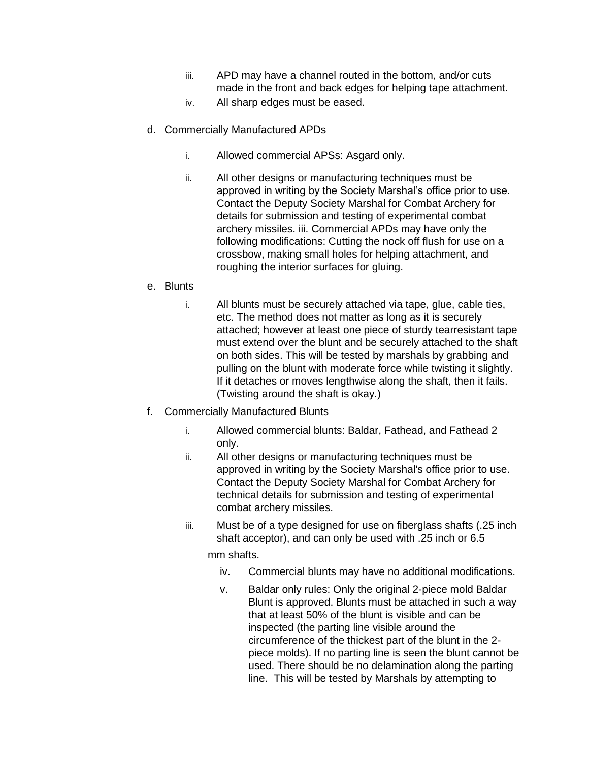iii. APD may have a channel routed in the bottom, and/or cuts made in the front and back edges for helping tape attachment.
   iv. All sharp edges must be eased.

d. Commercially Manufactured APDs

   i. Allowed commercial APSs: Asgard only.

   ii. All other designs or manufacturing techniques must be approved in writing by the Society Marshal's office prior to use. Contact the Deputy Society Marshal for Combat Archery for details for submission and testing of experimental combat archery missiles. iii. Commercial APDs may have only the following modifications: Cutting the nock off flush for use on a crossbow, making small holes for helping attachment, and roughing the interior surfaces for gluing.

e. Blunts

   i. All blunts must be securely attached via tape, glue, cable ties, etc. The method does not matter as long as it is securely attached; however at least one piece of sturdy tearresistant tape must extend over the blunt and be securely attached to the shaft on both sides. This will be tested by marshals by grabbing and pulling on the blunt with moderate force while twisting it slightly. If it detaches or moves lengthwise along the shaft, then it fails. (Twisting around the shaft is okay.)

f. Commercially Manufactured Blunts

   i. Allowed commercial blunts: Baldar, Fathead, and Fathead 2 only.
   ii. All other designs or manufacturing techniques must be approved in writing by the Society Marshal's office prior to use. Contact the Deputy Society Marshal for Combat Archery for technical details for submission and testing of experimental combat archery missiles.
   iii. Must be of a type designed for use on fiberglass shafts (.25 inch shaft acceptor), and can only be used with .25 inch or 6.5 mm shafts.
   iv. Commercial blunts may have no additional modifications.
   v. Baldar only rules: Only the original 2-piece mold Baldar Blunt is approved. Blunts must be attached in such a way that at least 50% of the blunt is visible and can be inspected (the parting line visible around the circumference of the thickest part of the blunt in the 2-piece molds). If no parting line is seen the blunt cannot be used. There should be no delamination along the parting line. This will be tested by Marshals by attempting to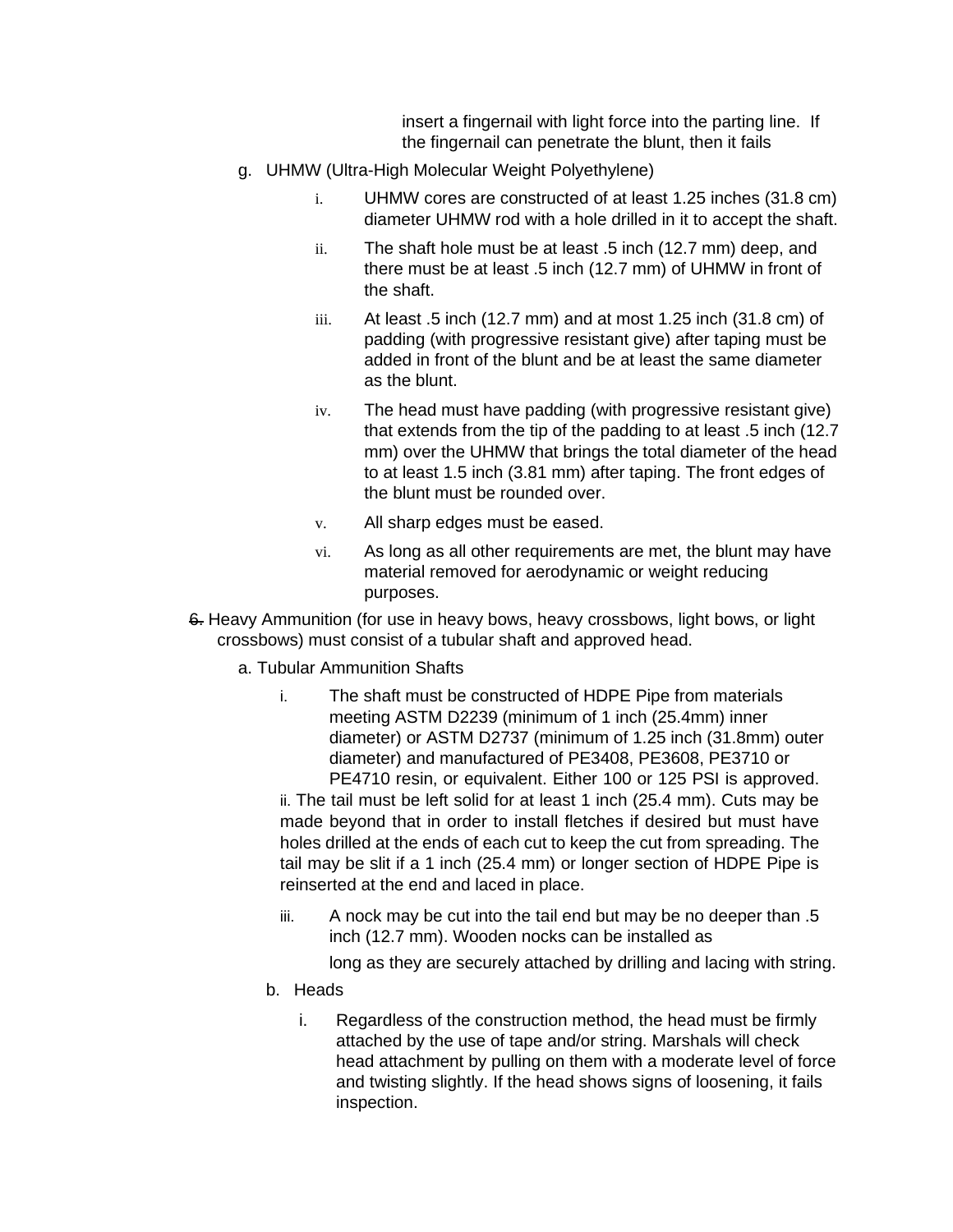insert a fingernail with light force into the parting line. If the fingernail can penetrate the blunt, then it fails

g. UHMW (Ultra-High Molecular Weight Polyethylene)

   i. UHMW cores are constructed of at least 1.25 inches (31.8 cm) diameter UHMW rod with a hole drilled in it to accept the shaft.

   ii. The shaft hole must be at least .5 inch (12.7 mm) deep, and there must be at least .5 inch (12.7 mm) of UHMW in front of the shaft.

   iii. At least .5 inch (12.7 mm) and at most 1.25 inch (31.8 cm) of padding (with progressive resistant give) after taping must be added in front of the blunt and be at least the same diameter as the blunt.

   iv. The head must have padding (with progressive resistant give) that extends from the tip of the padding to at least .5 inch (12.7 mm) over the UHMW that brings the total diameter of the head to at least 1.5 inch (3.81 mm) after taping. The front edges of the blunt must be rounded over.

   v. All sharp edges must be eased.

   vi. As long as all other requirements are met, the blunt may have material removed for aerodynamic or weight reducing purposes.

~~6.~~ Heavy Ammunition (for use in heavy bows, heavy crossbows, light bows, or light crossbows) must consist of a tubular shaft and approved head.

a. Tubular Ammunition Shafts

   i. The shaft must be constructed of HDPE Pipe from materials meeting ASTM D2239 (minimum of 1 inch (25.4mm) inner diameter) or ASTM D2737 (minimum of 1.25 inch (31.8mm) outer diameter) and manufactured of PE3408, PE3608, PE3710 or PE4710 resin, or equivalent. Either 100 or 125 PSI is approved.

   ii. The tail must be left solid for at least 1 inch (25.4 mm). Cuts may be made beyond that in order to install fletches if desired but must have holes drilled at the ends of each cut to keep the cut from spreading. The tail may be slit if a 1 inch (25.4 mm) or longer section of HDPE Pipe is reinserted at the end and laced in place.

   iii. A nock may be cut into the tail end but may be no deeper than .5 inch (12.7 mm). Wooden nocks can be installed as long as they are securely attached by drilling and lacing with string.

b. Heads

   i. Regardless of the construction method, the head must be firmly attached by the use of tape and/or string. Marshals will check head attachment by pulling on them with a moderate level of force and twisting slightly. If the head shows signs of loosening, it fails inspection.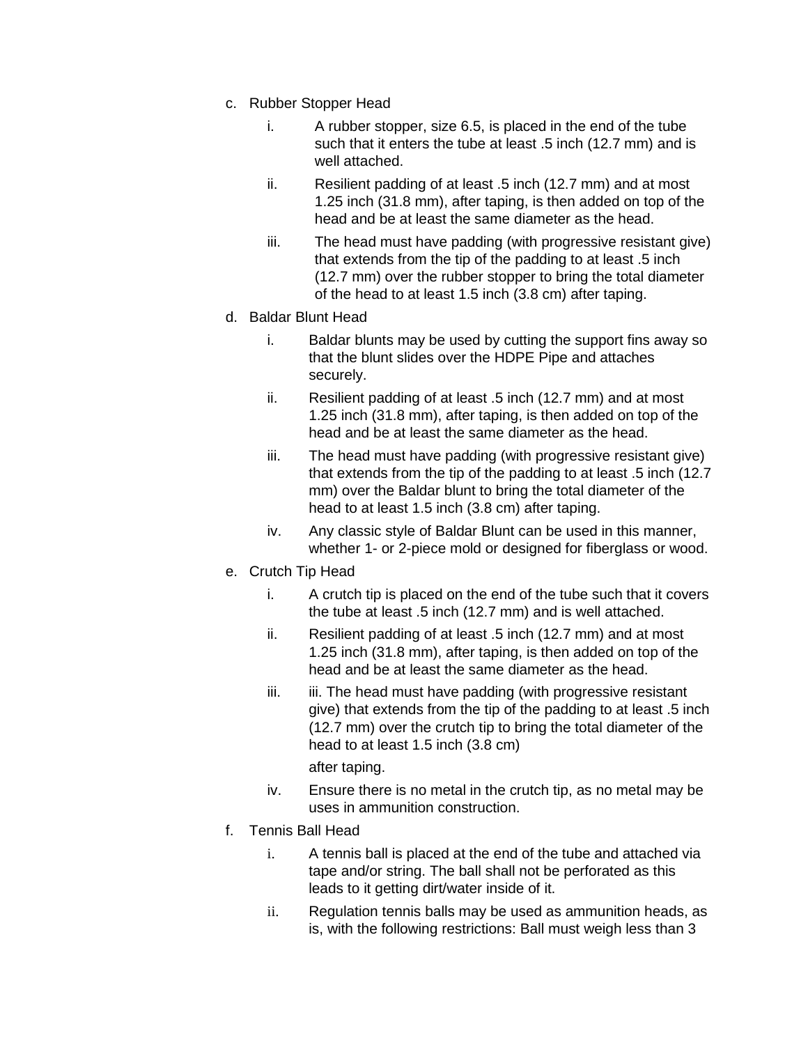c. Rubber Stopper Head

   i. A rubber stopper, size 6.5, is placed in the end of the tube such that it enters the tube at least .5 inch (12.7 mm) and is well attached.

   ii. Resilient padding of at least .5 inch (12.7 mm) and at most 1.25 inch (31.8 mm), after taping, is then added on top of the head and be at least the same diameter as the head.

   iii. The head must have padding (with progressive resistant give) that extends from the tip of the padding to at least .5 inch (12.7 mm) over the rubber stopper to bring the total diameter of the head to at least 1.5 inch (3.8 cm) after taping.

d. Baldar Blunt Head

   i. Baldar blunts may be used by cutting the support fins away so that the blunt slides over the HDPE Pipe and attaches securely.

   ii. Resilient padding of at least .5 inch (12.7 mm) and at most 1.25 inch (31.8 mm), after taping, is then added on top of the head and be at least the same diameter as the head.

   iii. The head must have padding (with progressive resistant give) that extends from the tip of the padding to at least .5 inch (12.7 mm) over the Baldar blunt to bring the total diameter of the head to at least 1.5 inch (3.8 cm) after taping.

   iv. Any classic style of Baldar Blunt can be used in this manner, whether 1- or 2-piece mold or designed for fiberglass or wood.

e. Crutch Tip Head

   i. A crutch tip is placed on the end of the tube such that it covers the tube at least .5 inch (12.7 mm) and is well attached.

   ii. Resilient padding of at least .5 inch (12.7 mm) and at most 1.25 inch (31.8 mm), after taping, is then added on top of the head and be at least the same diameter as the head.

   iii. iii. The head must have padding (with progressive resistant give) that extends from the tip of the padding to at least .5 inch (12.7 mm) over the crutch tip to bring the total diameter of the head to at least 1.5 inch (3.8 cm)

   after taping.

   iv. Ensure there is no metal in the crutch tip, as no metal may be uses in ammunition construction.

f. Tennis Ball Head

   i. A tennis ball is placed at the end of the tube and attached via tape and/or string. The ball shall not be perforated as this leads to it getting dirt/water inside of it.

   ii. Regulation tennis balls may be used as ammunition heads, as is, with the following restrictions: Ball must weigh less than 3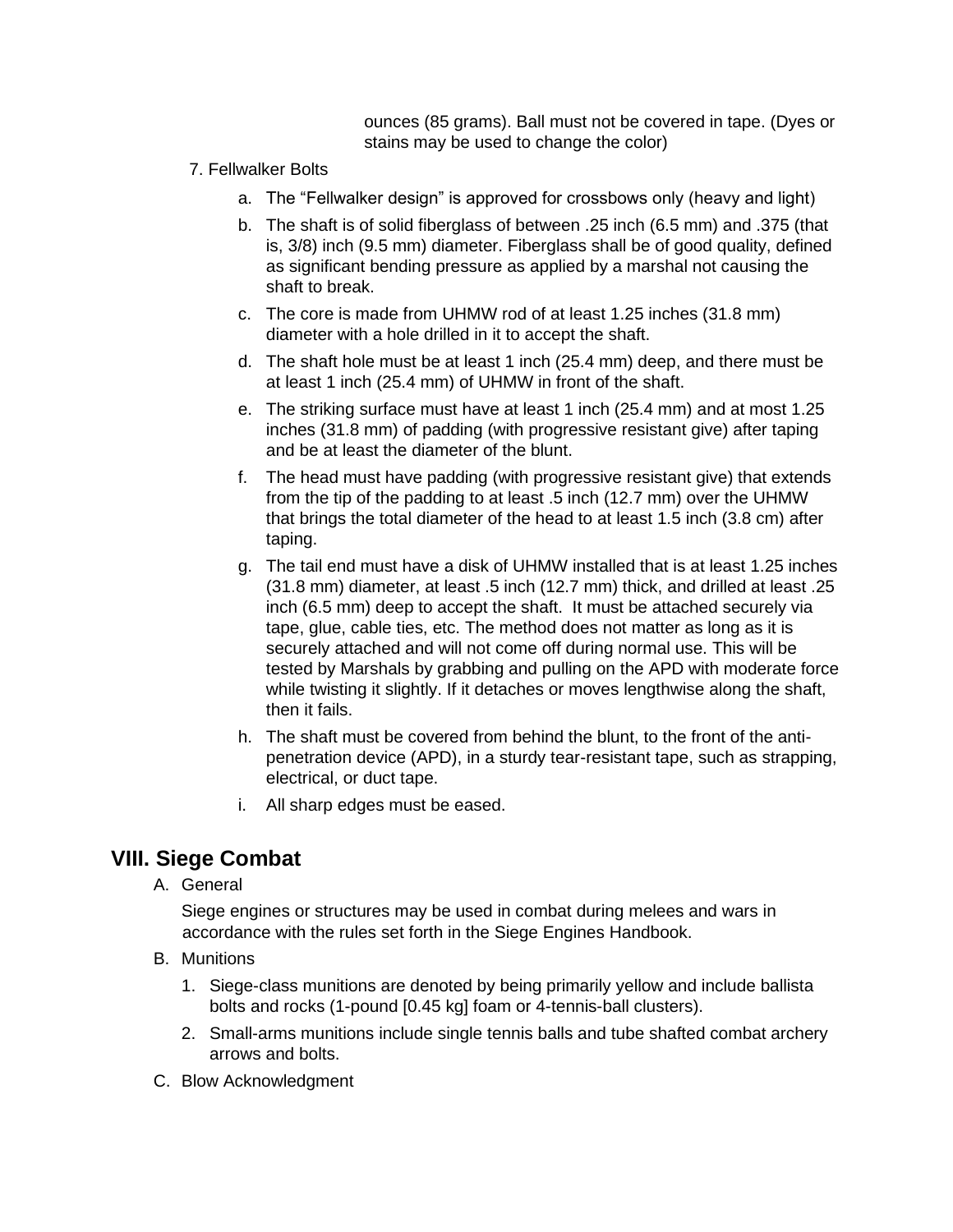ounces (85 grams). Ball must not be covered in tape. (Dyes or stains may be used to change the color)

7. Fellwalker Bolts

    a. The “Fellwalker design” is approved for crossbows only (heavy and light)

    b. The shaft is of solid fiberglass of between .25 inch (6.5 mm) and .375 (that is, 3/8) inch (9.5 mm) diameter. Fiberglass shall be of good quality, defined as significant bending pressure as applied by a marshal not causing the shaft to break.

    c. The core is made from UHMW rod of at least 1.25 inches (31.8 mm) diameter with a hole drilled in it to accept the shaft.

    d. The shaft hole must be at least 1 inch (25.4 mm) deep, and there must be at least 1 inch (25.4 mm) of UHMW in front of the shaft.

    e. The striking surface must have at least 1 inch (25.4 mm) and at most 1.25 inches (31.8 mm) of padding (with progressive resistant give) after taping and be at least the diameter of the blunt.

    f. The head must have padding (with progressive resistant give) that extends from the tip of the padding to at least .5 inch (12.7 mm) over the UHMW that brings the total diameter of the head to at least 1.5 inch (3.8 cm) after taping.

    g. The tail end must have a disk of UHMW installed that is at least 1.25 inches (31.8 mm) diameter, at least .5 inch (12.7 mm) thick, and drilled at least .25 inch (6.5 mm) deep to accept the shaft. It must be attached securely via tape, glue, cable ties, etc. The method does not matter as long as it is securely attached and will not come off during normal use. This will be tested by Marshals by grabbing and pulling on the APD with moderate force while twisting it slightly. If it detaches or moves lengthwise along the shaft, then it fails.

    h. The shaft must be covered from behind the blunt, to the front of the anti-penetration device (APD), in a sturdy tear-resistant tape, such as strapping, electrical, or duct tape.

    i. All sharp edges must be eased.

## VIII. Siege Combat

A. General

   Siege engines or structures may be used in combat during melees and wars in accordance with the rules set forth in the Siege Engines Handbook.

B. Munitions

   1. Siege-class munitions are denoted by being primarily yellow and include ballista bolts and rocks (1-pound [0.45 kg] foam or 4-tennis-ball clusters).

   2. Small-arms munitions include single tennis balls and tube shafted combat archery arrows and bolts.

C. Blow Acknowledgment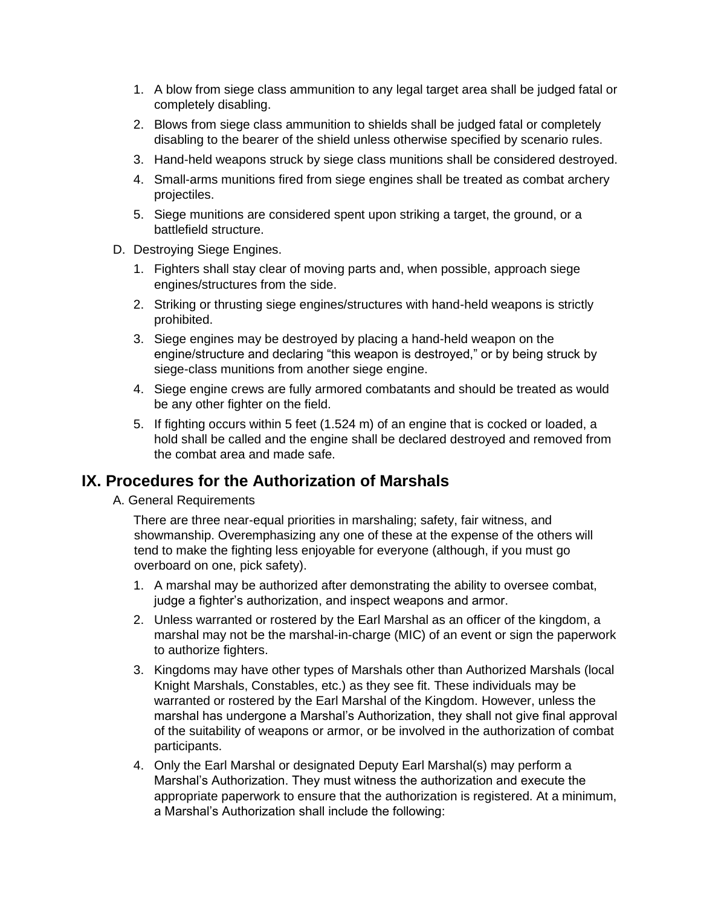1. A blow from siege class ammunition to any legal target area shall be judged fatal or completely disabling.
2. Blows from siege class ammunition to shields shall be judged fatal or completely disabling to the bearer of the shield unless otherwise specified by scenario rules.
3. Hand-held weapons struck by siege class munitions shall be considered destroyed.
4. Small-arms munitions fired from siege engines shall be treated as combat archery projectiles.
5. Siege munitions are considered spent upon striking a target, the ground, or a battlefield structure.

D. Destroying Siege Engines.

1. Fighters shall stay clear of moving parts and, when possible, approach siege engines/structures from the side.
2. Striking or thrusting siege engines/structures with hand-held weapons is strictly prohibited.
3. Siege engines may be destroyed by placing a hand-held weapon on the engine/structure and declaring "this weapon is destroyed," or by being struck by siege-class munitions from another siege engine.
4. Siege engine crews are fully armored combatants and should be treated as would be any other fighter on the field.
5. If fighting occurs within 5 feet (1.524 m) of an engine that is cocked or loaded, a hold shall be called and the engine shall be declared destroyed and removed from the combat area and made safe.

## IX. Procedures for the Authorization of Marshals

A. General Requirements

There are three near-equal priorities in marshaling; safety, fair witness, and showmanship. Overemphasizing any one of these at the expense of the others will tend to make the fighting less enjoyable for everyone (although, if you must go overboard on one, pick safety).

1. A marshal may be authorized after demonstrating the ability to oversee combat, judge a fighter's authorization, and inspect weapons and armor.
2. Unless warranted or rostered by the Earl Marshal as an officer of the kingdom, a marshal may not be the marshal-in-charge (MIC) of an event or sign the paperwork to authorize fighters.
3. Kingdoms may have other types of Marshals other than Authorized Marshals (local Knight Marshals, Constables, etc.) as they see fit. These individuals may be warranted or rostered by the Earl Marshal of the Kingdom. However, unless the marshal has undergone a Marshal's Authorization, they shall not give final approval of the suitability of weapons or armor, or be involved in the authorization of combat participants.
4. Only the Earl Marshal or designated Deputy Earl Marshal(s) may perform a Marshal's Authorization. They must witness the authorization and execute the appropriate paperwork to ensure that the authorization is registered. At a minimum, a Marshal's Authorization shall include the following: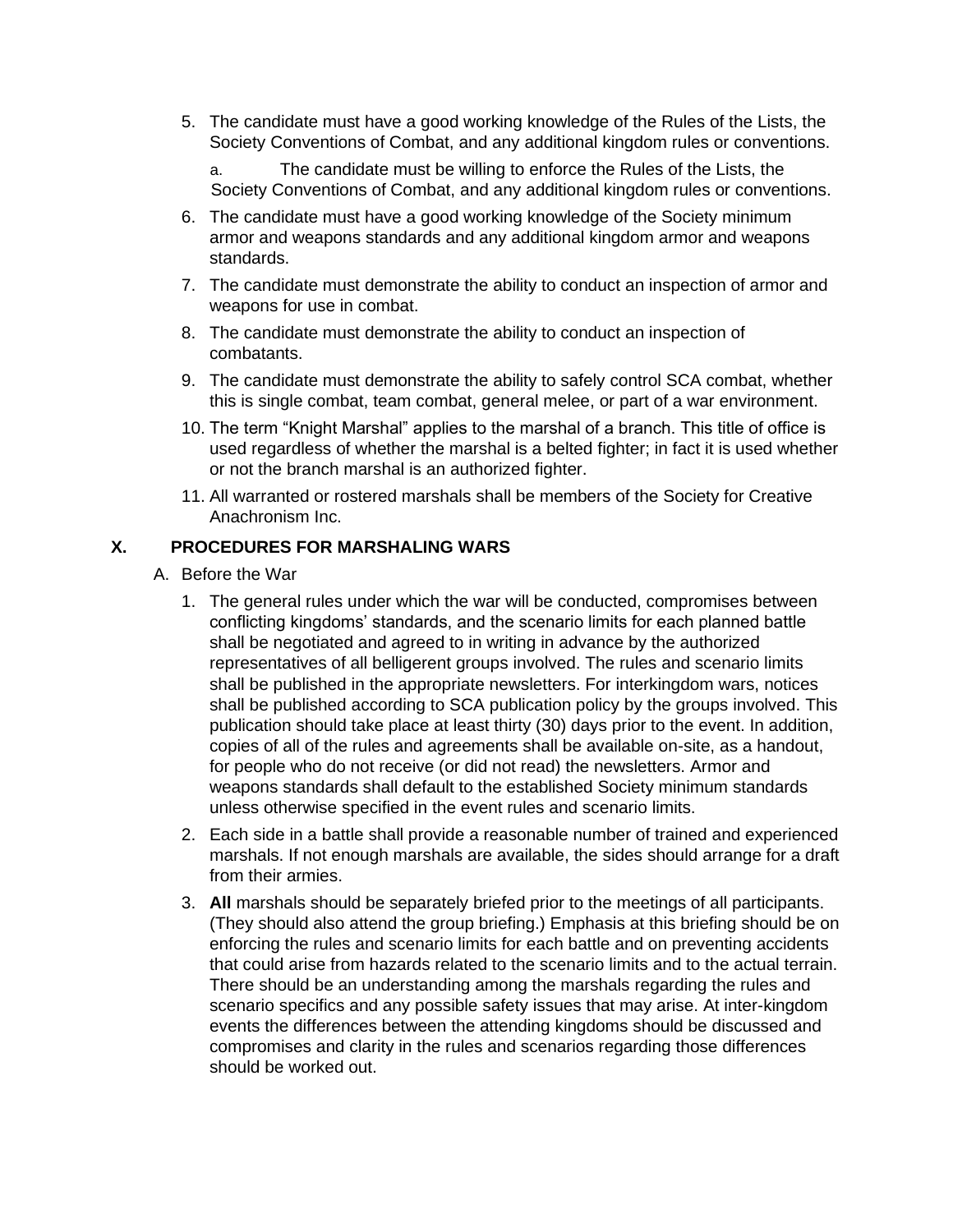5. The candidate must have a good working knowledge of the Rules of the Lists, the Society Conventions of Combat, and any additional kingdom rules or conventions.

   a. The candidate must be willing to enforce the Rules of the Lists, the Society Conventions of Combat, and any additional kingdom rules or conventions.

6. The candidate must have a good working knowledge of the Society minimum armor and weapons standards and any additional kingdom armor and weapons standards.
7. The candidate must demonstrate the ability to conduct an inspection of armor and weapons for use in combat.
8. The candidate must demonstrate the ability to conduct an inspection of combatants.
9. The candidate must demonstrate the ability to safely control SCA combat, whether this is single combat, team combat, general melee, or part of a war environment.
10. The term "Knight Marshal" applies to the marshal of a branch. This title of office is used regardless of whether the marshal is a belted fighter; in fact it is used whether or not the branch marshal is an authorized fighter.
11. All warranted or rostered marshals shall be members of the Society for Creative Anachronism Inc.

## X. PROCEDURES FOR MARSHALING WARS

A. Before the War

1. The general rules under which the war will be conducted, compromises between conflicting kingdoms' standards, and the scenario limits for each planned battle shall be negotiated and agreed to in writing in advance by the authorized representatives of all belligerent groups involved. The rules and scenario limits shall be published in the appropriate newsletters. For interkingdom wars, notices shall be published according to SCA publication policy by the groups involved. This publication should take place at least thirty (30) days prior to the event. In addition, copies of all of the rules and agreements shall be available on-site, as a handout, for people who do not receive (or did not read) the newsletters. Armor and weapons standards shall default to the established Society minimum standards unless otherwise specified in the event rules and scenario limits.
2. Each side in a battle shall provide a reasonable number of trained and experienced marshals. If not enough marshals are available, the sides should arrange for a draft from their armies.
3. **All** marshals should be separately briefed prior to the meetings of all participants. (They should also attend the group briefing.) Emphasis at this briefing should be on enforcing the rules and scenario limits for each battle and on preventing accidents that could arise from hazards related to the scenario limits and to the actual terrain. There should be an understanding among the marshals regarding the rules and scenario specifics and any possible safety issues that may arise. At inter-kingdom events the differences between the attending kingdoms should be discussed and compromises and clarity in the rules and scenarios regarding those differences should be worked out.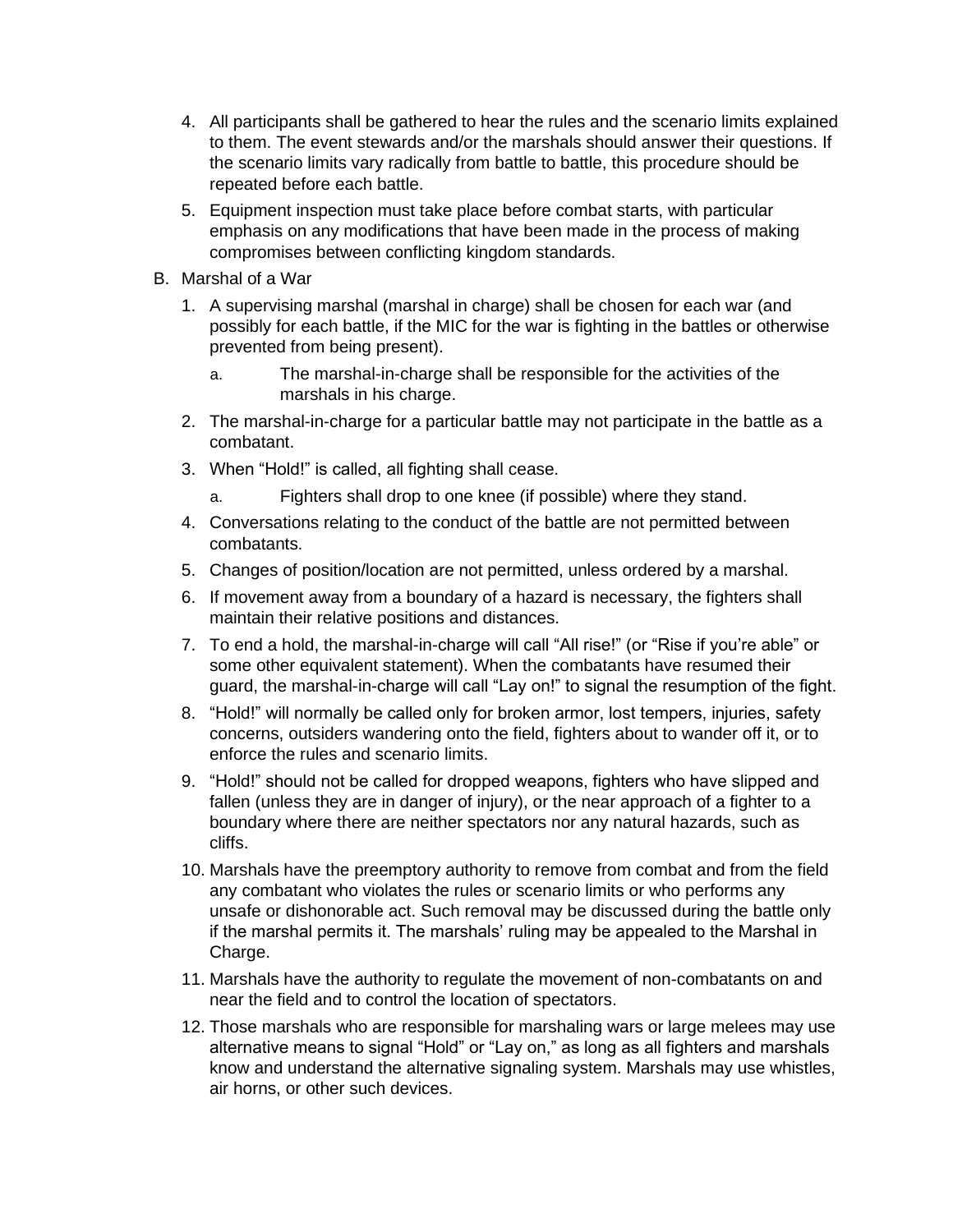4. All participants shall be gathered to hear the rules and the scenario limits explained to them. The event stewards and/or the marshals should answer their questions. If the scenario limits vary radically from battle to battle, this procedure should be repeated before each battle.
5. Equipment inspection must take place before combat starts, with particular emphasis on any modifications that have been made in the process of making compromises between conflicting kingdom standards.

B. Marshal of a War

1. A supervising marshal (marshal in charge) shall be chosen for each war (and possibly for each battle, if the MIC for the war is fighting in the battles or otherwise prevented from being present).
   a. The marshal-in-charge shall be responsible for the activities of the marshals in his charge.
2. The marshal-in-charge for a particular battle may not participate in the battle as a combatant.
3. When "Hold!" is called, all fighting shall cease.
   a. Fighters shall drop to one knee (if possible) where they stand.
4. Conversations relating to the conduct of the battle are not permitted between combatants.
5. Changes of position/location are not permitted, unless ordered by a marshal.
6. If movement away from a boundary of a hazard is necessary, the fighters shall maintain their relative positions and distances.
7. To end a hold, the marshal-in-charge will call "All rise!" (or "Rise if you're able" or some other equivalent statement). When the combatants have resumed their guard, the marshal-in-charge will call "Lay on!" to signal the resumption of the fight.
8. "Hold!" will normally be called only for broken armor, lost tempers, injuries, safety concerns, outsiders wandering onto the field, fighters about to wander off it, or to enforce the rules and scenario limits.
9. "Hold!" should not be called for dropped weapons, fighters who have slipped and fallen (unless they are in danger of injury), or the near approach of a fighter to a boundary where there are neither spectators nor any natural hazards, such as cliffs.
10. Marshals have the preemptory authority to remove from combat and from the field any combatant who violates the rules or scenario limits or who performs any unsafe or dishonorable act. Such removal may be discussed during the battle only if the marshal permits it. The marshals' ruling may be appealed to the Marshal in Charge.
11. Marshals have the authority to regulate the movement of non-combatants on and near the field and to control the location of spectators.
12. Those marshals who are responsible for marshaling wars or large melees may use alternative means to signal "Hold" or "Lay on," as long as all fighters and marshals know and understand the alternative signaling system. Marshals may use whistles, air horns, or other such devices.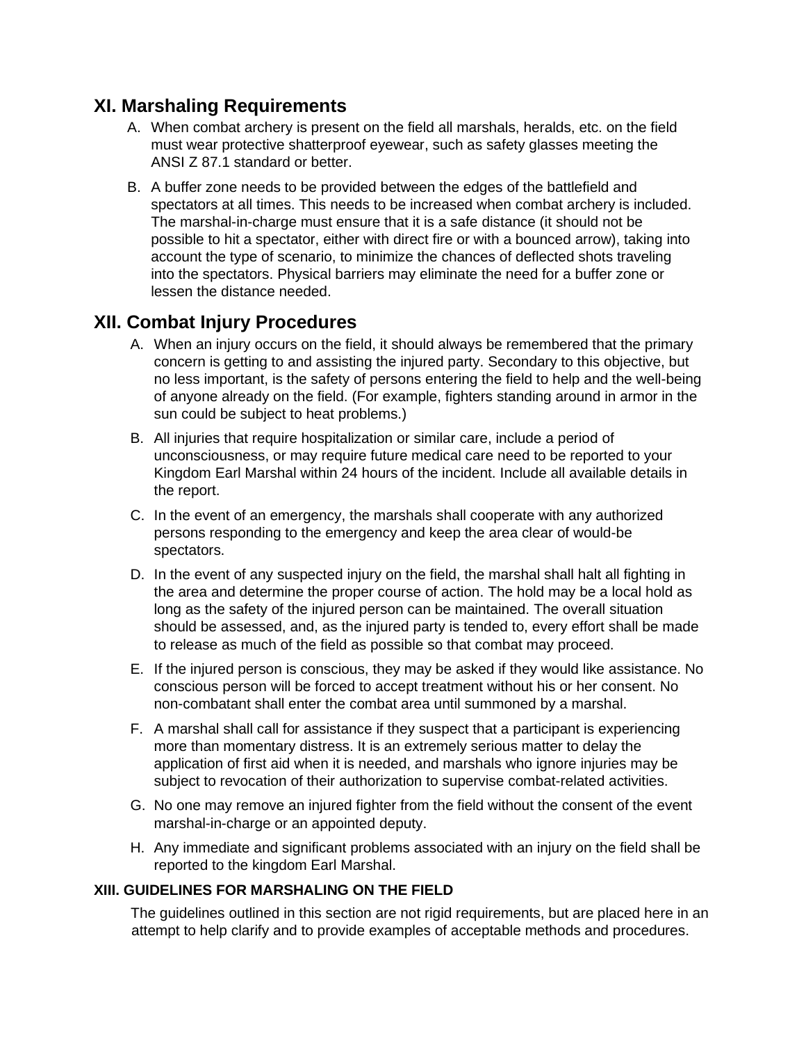## XI. Marshaling Requirements

A. When combat archery is present on the field all marshals, heralds, etc. on the field must wear protective shatterproof eyewear, such as safety glasses meeting the ANSI Z 87.1 standard or better.

B. A buffer zone needs to be provided between the edges of the battlefield and spectators at all times. This needs to be increased when combat archery is included. The marshal-in-charge must ensure that it is a safe distance (it should not be possible to hit a spectator, either with direct fire or with a bounced arrow), taking into account the type of scenario, to minimize the chances of deflected shots traveling into the spectators. Physical barriers may eliminate the need for a buffer zone or lessen the distance needed.

## XII. Combat Injury Procedures

A. When an injury occurs on the field, it should always be remembered that the primary concern is getting to and assisting the injured party. Secondary to this objective, but no less important, is the safety of persons entering the field to help and the well-being of anyone already on the field. (For example, fighters standing around in armor in the sun could be subject to heat problems.)

B. All injuries that require hospitalization or similar care, include a period of unconsciousness, or may require future medical care need to be reported to your Kingdom Earl Marshal within 24 hours of the incident. Include all available details in the report.

C. In the event of an emergency, the marshals shall cooperate with any authorized persons responding to the emergency and keep the area clear of would-be spectators.

D. In the event of any suspected injury on the field, the marshal shall halt all fighting in the area and determine the proper course of action. The hold may be a local hold as long as the safety of the injured person can be maintained. The overall situation should be assessed, and, as the injured party is tended to, every effort shall be made to release as much of the field as possible so that combat may proceed.

E. If the injured person is conscious, they may be asked if they would like assistance. No conscious person will be forced to accept treatment without his or her consent. No non-combatant shall enter the combat area until summoned by a marshal.

F. A marshal shall call for assistance if they suspect that a participant is experiencing more than momentary distress. It is an extremely serious matter to delay the application of first aid when it is needed, and marshals who ignore injuries may be subject to revocation of their authorization to supervise combat-related activities.

G. No one may remove an injured fighter from the field without the consent of the event marshal-in-charge or an appointed deputy.

H. Any immediate and significant problems associated with an injury on the field shall be reported to the kingdom Earl Marshal.

#### XIII. GUIDELINES FOR MARSHALING ON THE FIELD

The guidelines outlined in this section are not rigid requirements, but are placed here in an attempt to help clarify and to provide examples of acceptable methods and procedures.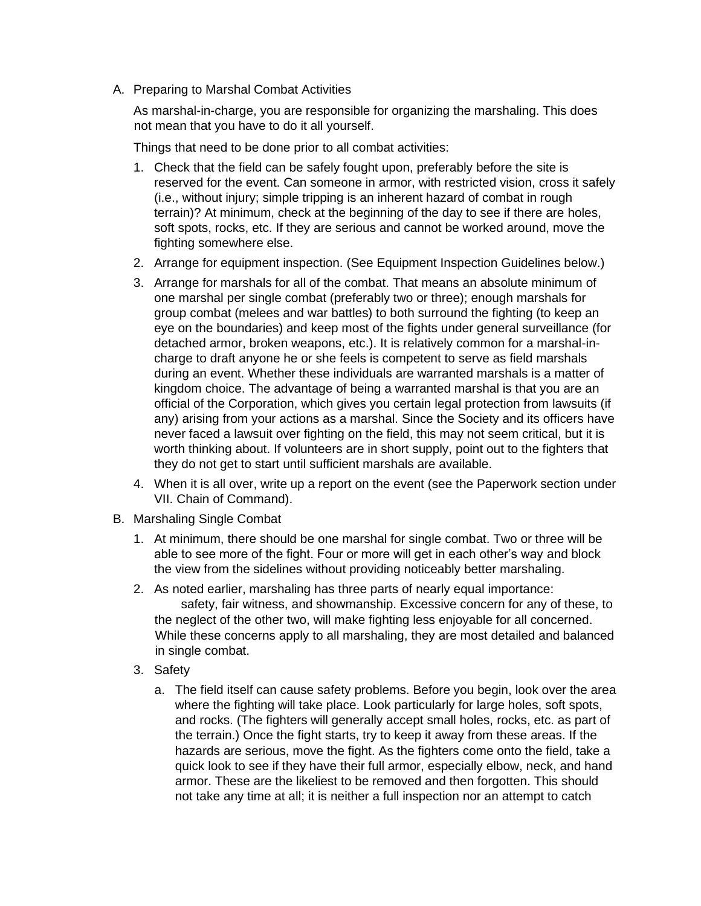A. Preparing to Marshal Combat Activities

   As marshal-in-charge, you are responsible for organizing the marshaling. This does not mean that you have to do it all yourself.

   Things that need to be done prior to all combat activities:

   1. Check that the field can be safely fought upon, preferably before the site is reserved for the event. Can someone in armor, with restricted vision, cross it safely (i.e., without injury; simple tripping is an inherent hazard of combat in rough terrain)? At minimum, check at the beginning of the day to see if there are holes, soft spots, rocks, etc. If they are serious and cannot be worked around, move the fighting somewhere else.
   2. Arrange for equipment inspection. (See Equipment Inspection Guidelines below.)
   3. Arrange for marshals for all of the combat. That means an absolute minimum of one marshal per single combat (preferably two or three); enough marshals for group combat (melees and war battles) to both surround the fighting (to keep an eye on the boundaries) and keep most of the fights under general surveillance (for detached armor, broken weapons, etc.). It is relatively common for a marshal-in-charge to draft anyone he or she feels is competent to serve as field marshals during an event. Whether these individuals are warranted marshals is a matter of kingdom choice. The advantage of being a warranted marshal is that you are an official of the Corporation, which gives you certain legal protection from lawsuits (if any) arising from your actions as a marshal. Since the Society and its officers have never faced a lawsuit over fighting on the field, this may not seem critical, but it is worth thinking about. If volunteers are in short supply, point out to the fighters that they do not get to start until sufficient marshals are available.
   4. When it is all over, write up a report on the event (see the Paperwork section under VII. Chain of Command).

B. Marshaling Single Combat

   1. At minimum, there should be one marshal for single combat. Two or three will be able to see more of the fight. Four or more will get in each other's way and block the view from the sidelines without providing noticeably better marshaling.
   2. As noted earlier, marshaling has three parts of nearly equal importance: safety, fair witness, and showmanship. Excessive concern for any of these, to the neglect of the other two, will make fighting less enjoyable for all concerned. While these concerns apply to all marshaling, they are most detailed and balanced in single combat.
   3. Safety

      a. The field itself can cause safety problems. Before you begin, look over the area where the fighting will take place. Look particularly for large holes, soft spots, and rocks. (The fighters will generally accept small holes, rocks, etc. as part of the terrain.) Once the fight starts, try to keep it away from these areas. If the hazards are serious, move the fight. As the fighters come onto the field, take a quick look to see if they have their full armor, especially elbow, neck, and hand armor. These are the likeliest to be removed and then forgotten. This should not take any time at all; it is neither a full inspection nor an attempt to catch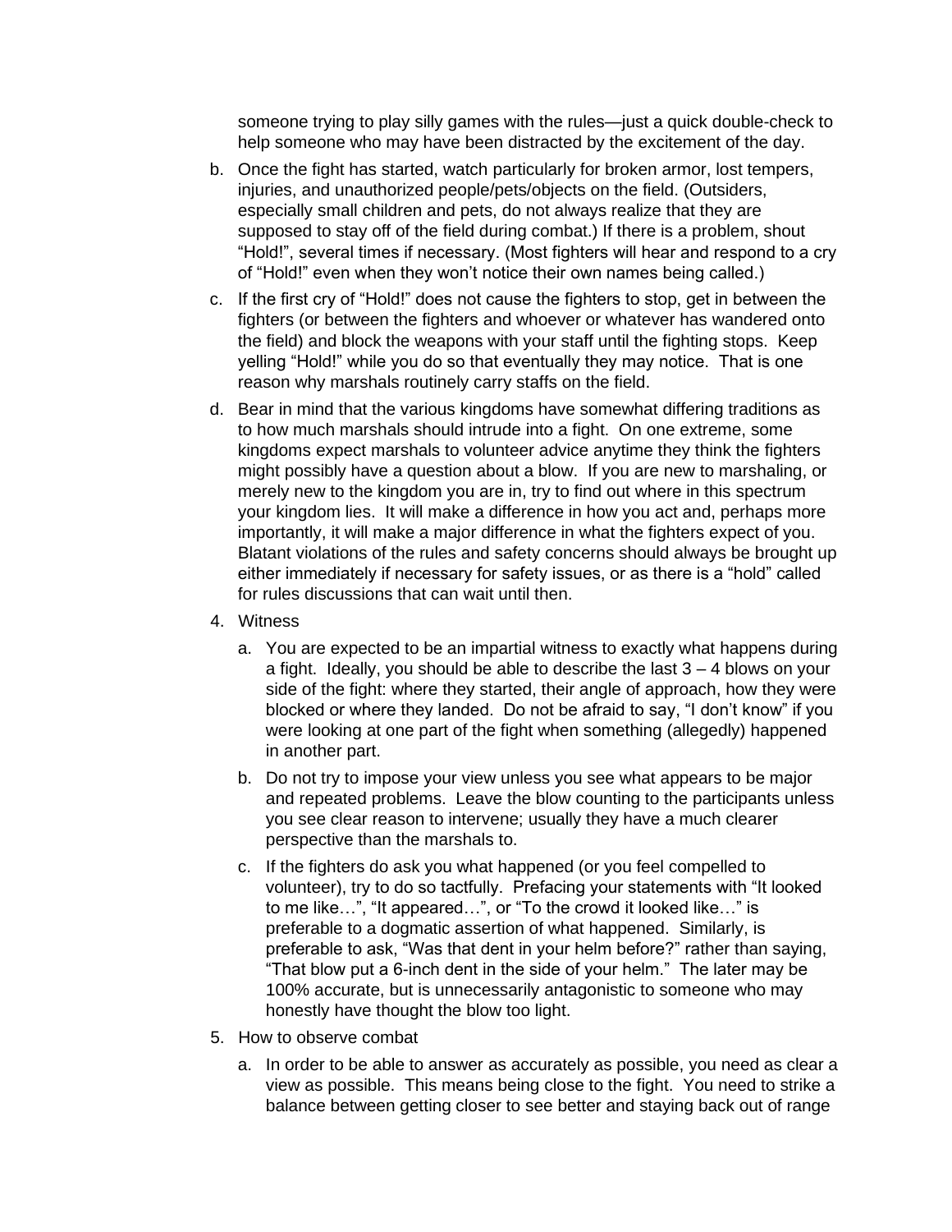someone trying to play silly games with the rules—just a quick double-check to help someone who may have been distracted by the excitement of the day.

b. Once the fight has started, watch particularly for broken armor, lost tempers, injuries, and unauthorized people/pets/objects on the field. (Outsiders, especially small children and pets, do not always realize that they are supposed to stay off of the field during combat.) If there is a problem, shout "Hold!", several times if necessary. (Most fighters will hear and respond to a cry of "Hold!" even when they won't notice their own names being called.)

c. If the first cry of "Hold!" does not cause the fighters to stop, get in between the fighters (or between the fighters and whoever or whatever has wandered onto the field) and block the weapons with your staff until the fighting stops. Keep yelling "Hold!" while you do so that eventually they may notice. That is one reason why marshals routinely carry staffs on the field.

d. Bear in mind that the various kingdoms have somewhat differing traditions as to how much marshals should intrude into a fight. On one extreme, some kingdoms expect marshals to volunteer advice anytime they think the fighters might possibly have a question about a blow. If you are new to marshaling, or merely new to the kingdom you are in, try to find out where in this spectrum your kingdom lies. It will make a difference in how you act and, perhaps more importantly, it will make a major difference in what the fighters expect of you. Blatant violations of the rules and safety concerns should always be brought up either immediately if necessary for safety issues, or as there is a "hold" called for rules discussions that can wait until then.

4. Witness

   a. You are expected to be an impartial witness to exactly what happens during a fight. Ideally, you should be able to describe the last 3 – 4 blows on your side of the fight: where they started, their angle of approach, how they were blocked or where they landed. Do not be afraid to say, "I don't know" if you were looking at one part of the fight when something (allegedly) happened in another part.

   b. Do not try to impose your view unless you see what appears to be major and repeated problems. Leave the blow counting to the participants unless you see clear reason to intervene; usually they have a much clearer perspective than the marshals to.

   c. If the fighters do ask you what happened (or you feel compelled to volunteer), try to do so tactfully. Prefacing your statements with "It looked to me like…", "It appeared…", or "To the crowd it looked like…" is preferable to a dogmatic assertion of what happened. Similarly, is preferable to ask, "Was that dent in your helm before?" rather than saying, "That blow put a 6-inch dent in the side of your helm." The later may be 100% accurate, but is unnecessarily antagonistic to someone who may honestly have thought the blow too light.

5. How to observe combat

   a. In order to be able to answer as accurately as possible, you need as clear a view as possible. This means being close to the fight. You need to strike a balance between getting closer to see better and staying back out of range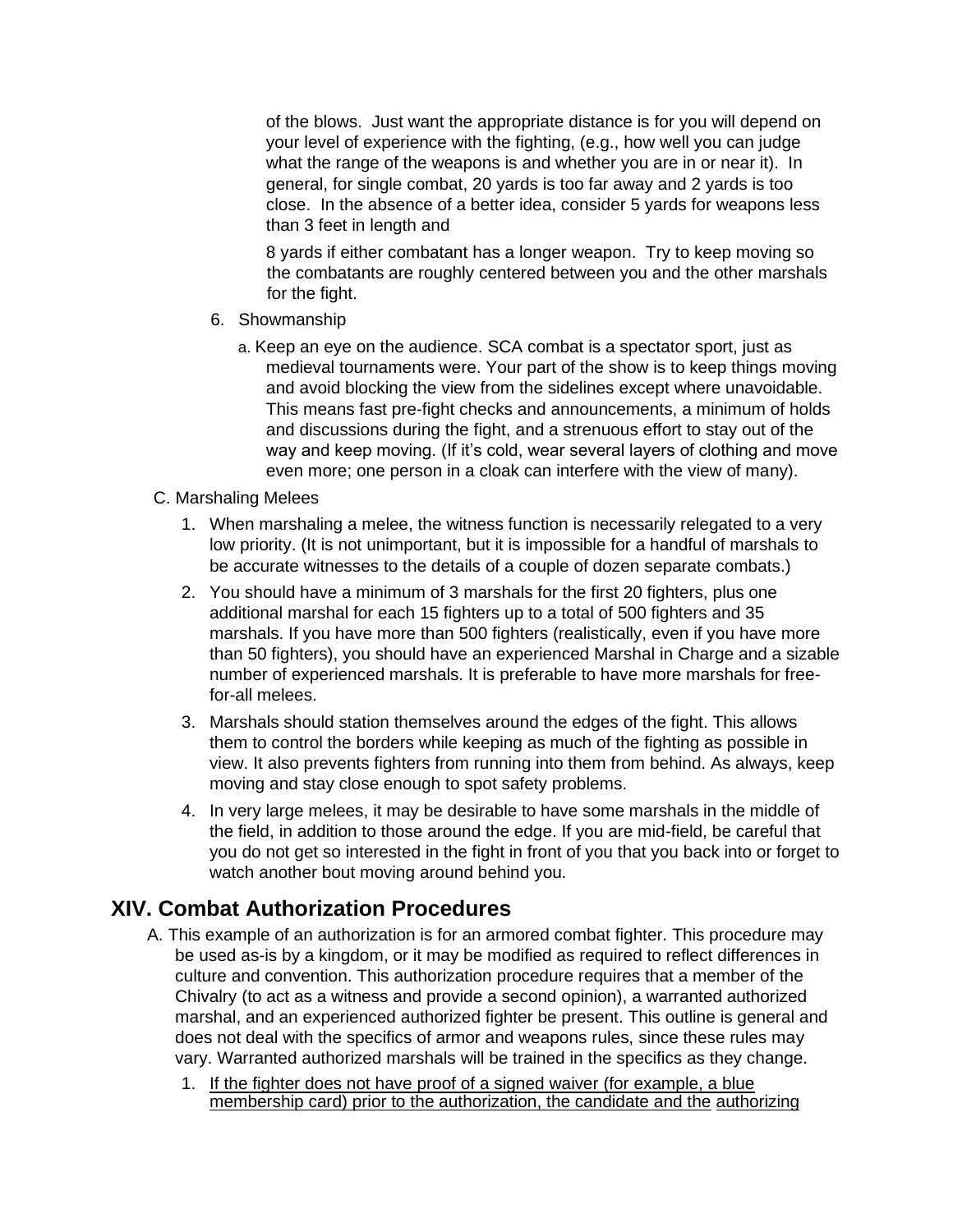of the blows. Just want the appropriate distance is for you will depend on your level of experience with the fighting, (e.g., how well you can judge what the range of the weapons is and whether you are in or near it). In general, for single combat, 20 yards is too far away and 2 yards is too close. In the absence of a better idea, consider 5 yards for weapons less than 3 feet in length and 8 yards if either combatant has a longer weapon. Try to keep moving so the combatants are roughly centered between you and the other marshals for the fight.

6. Showmanship

   a. Keep an eye on the audience. SCA combat is a spectator sport, just as medieval tournaments were. Your part of the show is to keep things moving and avoid blocking the view from the sidelines except where unavoidable. This means fast pre-fight checks and announcements, a minimum of holds and discussions during the fight, and a strenuous effort to stay out of the way and keep moving. (If it's cold, wear several layers of clothing and move even more; one person in a cloak can interfere with the view of many).

C. Marshaling Melees

1. When marshaling a melee, the witness function is necessarily relegated to a very low priority. (It is not unimportant, but it is impossible for a handful of marshals to be accurate witnesses to the details of a couple of dozen separate combats.)
2. You should have a minimum of 3 marshals for the first 20 fighters, plus one additional marshal for each 15 fighters up to a total of 500 fighters and 35 marshals. If you have more than 500 fighters (realistically, even if you have more than 50 fighters), you should have an experienced Marshal in Charge and a sizable number of experienced marshals. It is preferable to have more marshals for free-for-all melees.
3. Marshals should station themselves around the edges of the fight. This allows them to control the borders while keeping as much of the fighting as possible in view. It also prevents fighters from running into them from behind. As always, keep moving and stay close enough to spot safety problems.
4. In very large melees, it may be desirable to have some marshals in the middle of the field, in addition to those around the edge. If you are mid-field, be careful that you do not get so interested in the fight in front of you that you back into or forget to watch another bout moving around behind you.

## XIV. Combat Authorization Procedures

A. This example of an authorization is for an armored combat fighter. This procedure may be used as-is by a kingdom, or it may be modified as required to reflect differences in culture and convention. This authorization procedure requires that a member of the Chivalry (to act as a witness and provide a second opinion), a warranted authorized marshal, and an experienced authorized fighter be present. This outline is general and does not deal with the specifics of armor and weapons rules, since these rules may vary. Warranted authorized marshals will be trained in the specifics as they change.

1. If the fighter does not have proof of a signed waiver (for example, a blue membership card) prior to the authorization, the candidate and the authorizing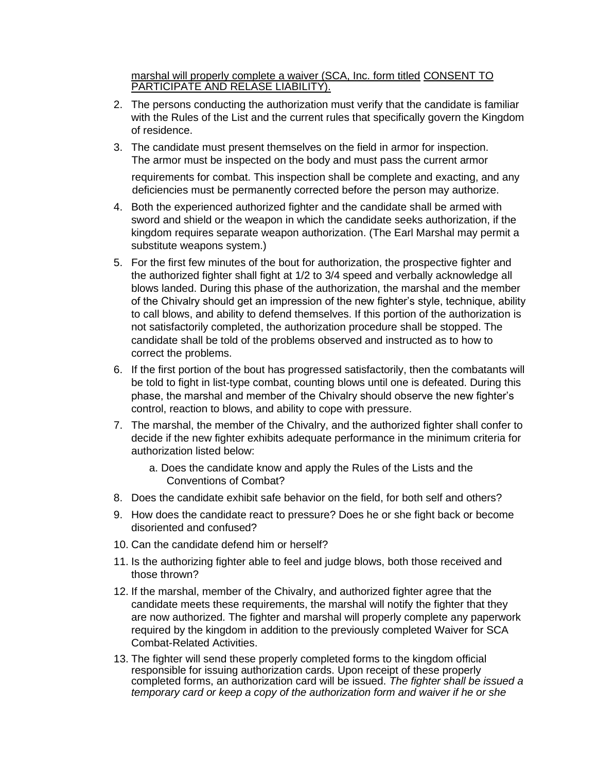marshal will properly complete a waiver (SCA, Inc. form titled CONSENT TO PARTICIPATE AND RELASE LIABILITY).

2. The persons conducting the authorization must verify that the candidate is familiar with the Rules of the List and the current rules that specifically govern the Kingdom of residence.
3. The candidate must present themselves on the field in armor for inspection. The armor must be inspected on the body and must pass the current armor requirements for combat. This inspection shall be complete and exacting, and any deficiencies must be permanently corrected before the person may authorize.
4. Both the experienced authorized fighter and the candidate shall be armed with sword and shield or the weapon in which the candidate seeks authorization, if the kingdom requires separate weapon authorization. (The Earl Marshal may permit a substitute weapons system.)
5. For the first few minutes of the bout for authorization, the prospective fighter and the authorized fighter shall fight at 1/2 to 3/4 speed and verbally acknowledge all blows landed. During this phase of the authorization, the marshal and the member of the Chivalry should get an impression of the new fighter's style, technique, ability to call blows, and ability to defend themselves. If this portion of the authorization is not satisfactorily completed, the authorization procedure shall be stopped. The candidate shall be told of the problems observed and instructed as to how to correct the problems.
6. If the first portion of the bout has progressed satisfactorily, then the combatants will be told to fight in list-type combat, counting blows until one is defeated. During this phase, the marshal and member of the Chivalry should observe the new fighter's control, reaction to blows, and ability to cope with pressure.
7. The marshal, the member of the Chivalry, and the authorized fighter shall confer to decide if the new fighter exhibits adequate performance in the minimum criteria for authorization listed below:
   a. Does the candidate know and apply the Rules of the Lists and the Conventions of Combat?
8. Does the candidate exhibit safe behavior on the field, for both self and others?
9. How does the candidate react to pressure? Does he or she fight back or become disoriented and confused?
10. Can the candidate defend him or herself?
11. Is the authorizing fighter able to feel and judge blows, both those received and those thrown?
12. If the marshal, member of the Chivalry, and authorized fighter agree that the candidate meets these requirements, the marshal will notify the fighter that they are now authorized. The fighter and marshal will properly complete any paperwork required by the kingdom in addition to the previously completed Waiver for SCA Combat-Related Activities.
13. The fighter will send these properly completed forms to the kingdom official responsible for issuing authorization cards. Upon receipt of these properly completed forms, an authorization card will be issued. *The fighter shall be issued a temporary card or keep a copy of the authorization form and waiver if he or she*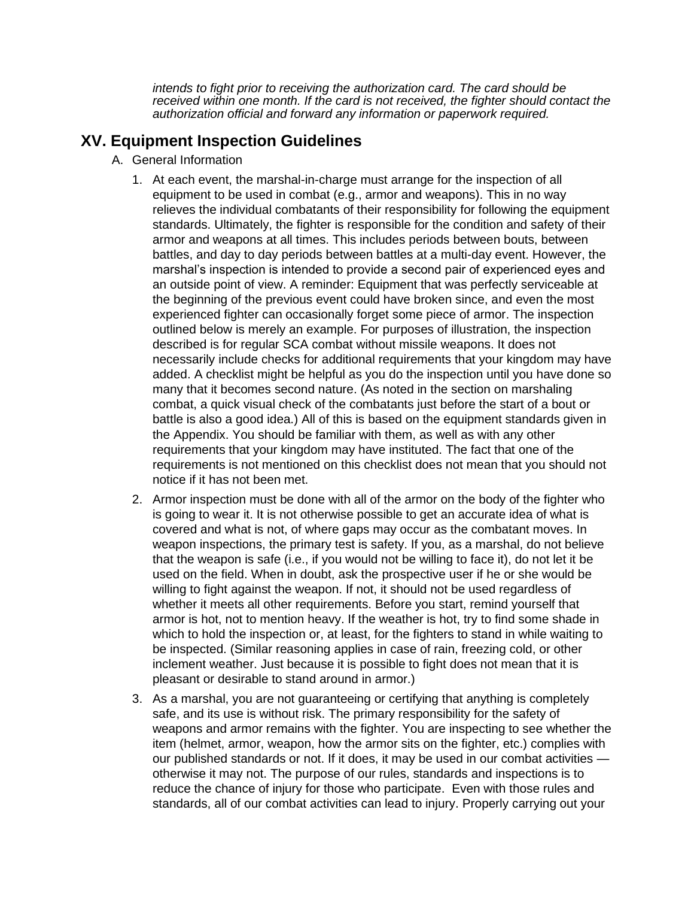*intends to fight prior to receiving the authorization card. The card should be received within one month. If the card is not received, the fighter should contact the authorization official and forward any information or paperwork required.*

## XV. Equipment Inspection Guidelines

A. General Information

1. At each event, the marshal-in-charge must arrange for the inspection of all equipment to be used in combat (e.g., armor and weapons). This in no way relieves the individual combatants of their responsibility for following the equipment standards. Ultimately, the fighter is responsible for the condition and safety of their armor and weapons at all times. This includes periods between bouts, between battles, and day to day periods between battles at a multi-day event. However, the marshal's inspection is intended to provide a second pair of experienced eyes and an outside point of view. A reminder: Equipment that was perfectly serviceable at the beginning of the previous event could have broken since, and even the most experienced fighter can occasionally forget some piece of armor. The inspection outlined below is merely an example. For purposes of illustration, the inspection described is for regular SCA combat without missile weapons. It does not necessarily include checks for additional requirements that your kingdom may have added. A checklist might be helpful as you do the inspection until you have done so many that it becomes second nature. (As noted in the section on marshaling combat, a quick visual check of the combatants just before the start of a bout or battle is also a good idea.) All of this is based on the equipment standards given in the Appendix. You should be familiar with them, as well as with any other requirements that your kingdom may have instituted. The fact that one of the requirements is not mentioned on this checklist does not mean that you should not notice if it has not been met.

2. Armor inspection must be done with all of the armor on the body of the fighter who is going to wear it. It is not otherwise possible to get an accurate idea of what is covered and what is not, of where gaps may occur as the combatant moves. In weapon inspections, the primary test is safety. If you, as a marshal, do not believe that the weapon is safe (i.e., if you would not be willing to face it), do not let it be used on the field. When in doubt, ask the prospective user if he or she would be willing to fight against the weapon. If not, it should not be used regardless of whether it meets all other requirements. Before you start, remind yourself that armor is hot, not to mention heavy. If the weather is hot, try to find some shade in which to hold the inspection or, at least, for the fighters to stand in while waiting to be inspected. (Similar reasoning applies in case of rain, freezing cold, or other inclement weather. Just because it is possible to fight does not mean that it is pleasant or desirable to stand around in armor.)

3. As a marshal, you are not guaranteeing or certifying that anything is completely safe, and its use is without risk. The primary responsibility for the safety of weapons and armor remains with the fighter. You are inspecting to see whether the item (helmet, armor, weapon, how the armor sits on the fighter, etc.) complies with our published standards or not. If it does, it may be used in our combat activities — otherwise it may not. The purpose of our rules, standards and inspections is to reduce the chance of injury for those who participate. Even with those rules and standards, all of our combat activities can lead to injury. Properly carrying out your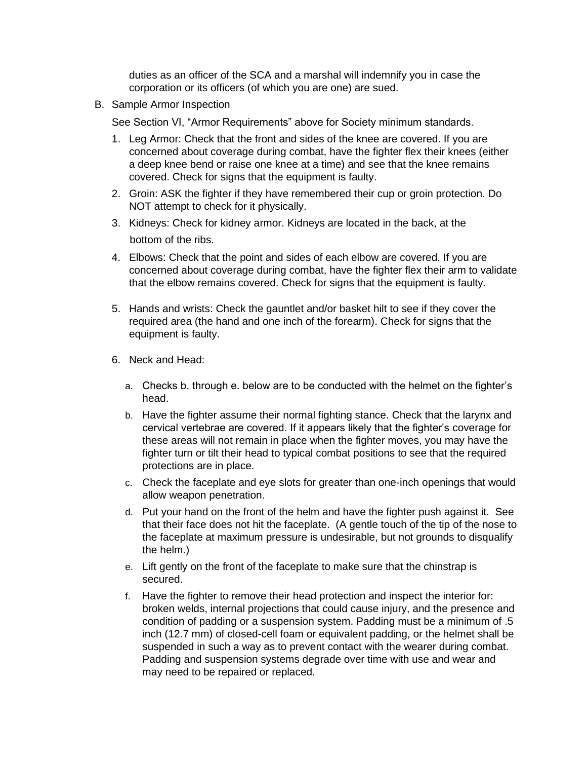duties as an officer of the SCA and a marshal will indemnify you in case the corporation or its officers (of which you are one) are sued.

B. Sample Armor Inspection

   See Section VI, "Armor Requirements" above for Society minimum standards.

   1. Leg Armor: Check that the front and sides of the knee are covered. If you are concerned about coverage during combat, have the fighter flex their knees (either a deep knee bend or raise one knee at a time) and see that the knee remains covered. Check for signs that the equipment is faulty.
   2. Groin: ASK the fighter if they have remembered their cup or groin protection. Do NOT attempt to check for it physically.
   3. Kidneys: Check for kidney armor. Kidneys are located in the back, at the bottom of the ribs.
   4. Elbows: Check that the point and sides of each elbow are covered. If you are concerned about coverage during combat, have the fighter flex their arm to validate that the elbow remains covered. Check for signs that the equipment is faulty.
   5. Hands and wrists: Check the gauntlet and/or basket hilt to see if they cover the required area (the hand and one inch of the forearm). Check for signs that the equipment is faulty.
   6. Neck and Head:
      a. Checks b. through e. below are to be conducted with the helmet on the fighter's head.
      b. Have the fighter assume their normal fighting stance. Check that the larynx and cervical vertebrae are covered. If it appears likely that the fighter's coverage for these areas will not remain in place when the fighter moves, you may have the fighter turn or tilt their head to typical combat positions to see that the required protections are in place.
      c. Check the faceplate and eye slots for greater than one-inch openings that would allow weapon penetration.
      d. Put your hand on the front of the helm and have the fighter push against it. See that their face does not hit the faceplate. (A gentle touch of the tip of the nose to the faceplate at maximum pressure is undesirable, but not grounds to disqualify the helm.)
      e. Lift gently on the front of the faceplate to make sure that the chinstrap is secured.
      f. Have the fighter to remove their head protection and inspect the interior for: broken welds, internal projections that could cause injury, and the presence and condition of padding or a suspension system. Padding must be a minimum of .5 inch (12.7 mm) of closed-cell foam or equivalent padding, or the helmet shall be suspended in such a way as to prevent contact with the wearer during combat. Padding and suspension systems degrade over time with use and wear and may need to be repaired or replaced.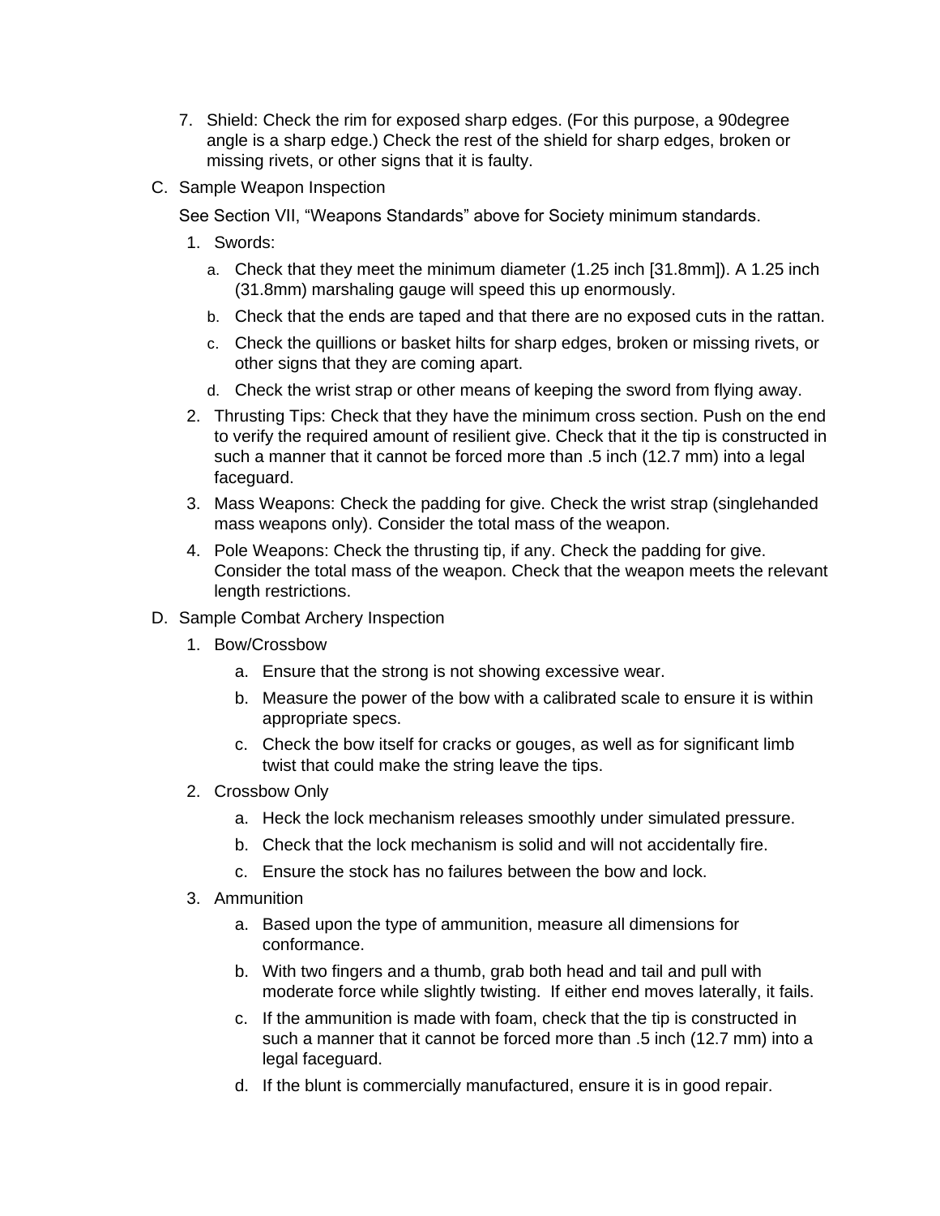7. Shield: Check the rim for exposed sharp edges. (For this purpose, a 90degree angle is a sharp edge.) Check the rest of the shield for sharp edges, broken or missing rivets, or other signs that it is faulty.

C. Sample Weapon Inspection

   See Section VII, "Weapons Standards" above for Society minimum standards.

   1. Swords:
      a. Check that they meet the minimum diameter (1.25 inch [31.8mm]). A 1.25 inch (31.8mm) marshaling gauge will speed this up enormously.
      b. Check that the ends are taped and that there are no exposed cuts in the rattan.
      c. Check the quillions or basket hilts for sharp edges, broken or missing rivets, or other signs that they are coming apart.
      d. Check the wrist strap or other means of keeping the sword from flying away.
   2. Thrusting Tips: Check that they have the minimum cross section. Push on the end to verify the required amount of resilient give. Check that it the tip is constructed in such a manner that it cannot be forced more than .5 inch (12.7 mm) into a legal faceguard.
   3. Mass Weapons: Check the padding for give. Check the wrist strap (singlehanded mass weapons only). Consider the total mass of the weapon.
   4. Pole Weapons: Check the thrusting tip, if any. Check the padding for give. Consider the total mass of the weapon. Check that the weapon meets the relevant length restrictions.

D. Sample Combat Archery Inspection

   1. Bow/Crossbow
      a. Ensure that the strong is not showing excessive wear.
      b. Measure the power of the bow with a calibrated scale to ensure it is within appropriate specs.
      c. Check the bow itself for cracks or gouges, as well as for significant limb twist that could make the string leave the tips.
   2. Crossbow Only
      a. Heck the lock mechanism releases smoothly under simulated pressure.
      b. Check that the lock mechanism is solid and will not accidentally fire.
      c. Ensure the stock has no failures between the bow and lock.
   3. Ammunition
      a. Based upon the type of ammunition, measure all dimensions for conformance.
      b. With two fingers and a thumb, grab both head and tail and pull with moderate force while slightly twisting. If either end moves laterally, it fails.
      c. If the ammunition is made with foam, check that the tip is constructed in such a manner that it cannot be forced more than .5 inch (12.7 mm) into a legal faceguard.
      d. If the blunt is commercially manufactured, ensure it is in good repair.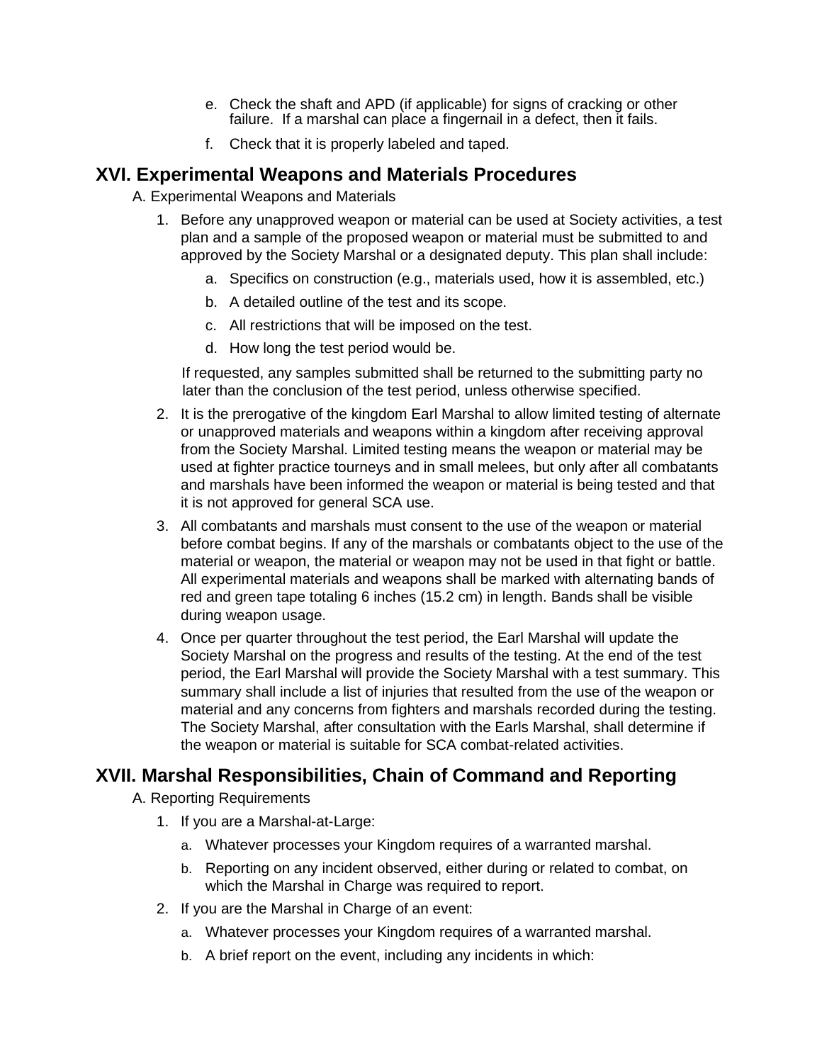e. Check the shaft and APD (if applicable) for signs of cracking or other failure. If a marshal can place a fingernail in a defect, then it fails.

f. Check that it is properly labeled and taped.

## XVI. Experimental Weapons and Materials Procedures

A. Experimental Weapons and Materials

1. Before any unapproved weapon or material can be used at Society activities, a test plan and a sample of the proposed weapon or material must be submitted to and approved by the Society Marshal or a designated deputy. This plan shall include:
   a. Specifics on construction (e.g., materials used, how it is assembled, etc.)
   b. A detailed outline of the test and its scope.
   c. All restrictions that will be imposed on the test.
   d. How long the test period would be.

   If requested, any samples submitted shall be returned to the submitting party no later than the conclusion of the test period, unless otherwise specified.
2. It is the prerogative of the kingdom Earl Marshal to allow limited testing of alternate or unapproved materials and weapons within a kingdom after receiving approval from the Society Marshal. Limited testing means the weapon or material may be used at fighter practice tourneys and in small melees, but only after all combatants and marshals have been informed the weapon or material is being tested and that it is not approved for general SCA use.
3. All combatants and marshals must consent to the use of the weapon or material before combat begins. If any of the marshals or combatants object to the use of the material or weapon, the material or weapon may not be used in that fight or battle. All experimental materials and weapons shall be marked with alternating bands of red and green tape totaling 6 inches (15.2 cm) in length. Bands shall be visible during weapon usage.
4. Once per quarter throughout the test period, the Earl Marshal will update the Society Marshal on the progress and results of the testing. At the end of the test period, the Earl Marshal will provide the Society Marshal with a test summary. This summary shall include a list of injuries that resulted from the use of the weapon or material and any concerns from fighters and marshals recorded during the testing. The Society Marshal, after consultation with the Earls Marshal, shall determine if the weapon or material is suitable for SCA combat-related activities.

## XVII. Marshal Responsibilities, Chain of Command and Reporting

A. Reporting Requirements

1. If you are a Marshal-at-Large:
   a. Whatever processes your Kingdom requires of a warranted marshal.
   b. Reporting on any incident observed, either during or related to combat, on which the Marshal in Charge was required to report.
2. If you are the Marshal in Charge of an event:
   a. Whatever processes your Kingdom requires of a warranted marshal.
   b. A brief report on the event, including any incidents in which: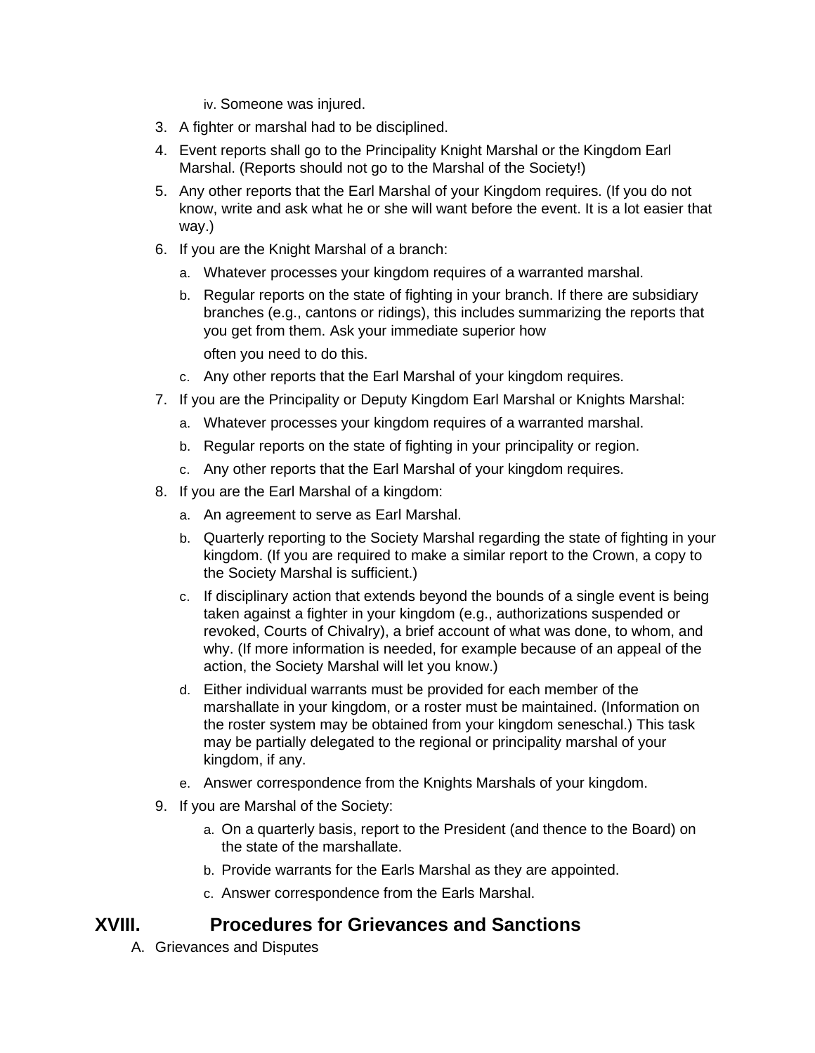iv. Someone was injured.

3. A fighter or marshal had to be disciplined.
4. Event reports shall go to the Principality Knight Marshal or the Kingdom Earl Marshal. (Reports should not go to the Marshal of the Society!)
5. Any other reports that the Earl Marshal of your Kingdom requires. (If you do not know, write and ask what he or she will want before the event. It is a lot easier that way.)
6. If you are the Knight Marshal of a branch:
    a. Whatever processes your kingdom requires of a warranted marshal.
    b. Regular reports on the state of fighting in your branch. If there are subsidiary branches (e.g., cantons or ridings), this includes summarizing the reports that you get from them. Ask your immediate superior how often you need to do this.
    c. Any other reports that the Earl Marshal of your kingdom requires.
7. If you are the Principality or Deputy Kingdom Earl Marshal or Knights Marshal:
    a. Whatever processes your kingdom requires of a warranted marshal.
    b. Regular reports on the state of fighting in your principality or region.
    c. Any other reports that the Earl Marshal of your kingdom requires.
8. If you are the Earl Marshal of a kingdom:
    a. An agreement to serve as Earl Marshal.
    b. Quarterly reporting to the Society Marshal regarding the state of fighting in your kingdom. (If you are required to make a similar report to the Crown, a copy to the Society Marshal is sufficient.)
    c. If disciplinary action that extends beyond the bounds of a single event is being taken against a fighter in your kingdom (e.g., authorizations suspended or revoked, Courts of Chivalry), a brief account of what was done, to whom, and why. (If more information is needed, for example because of an appeal of the action, the Society Marshal will let you know.)
    d. Either individual warrants must be provided for each member of the marshallate in your kingdom, or a roster must be maintained. (Information on the roster system may be obtained from your kingdom seneschal.) This task may be partially delegated to the regional or principality marshal of your kingdom, if any.
    e. Answer correspondence from the Knights Marshals of your kingdom.
9. If you are Marshal of the Society:
    a. On a quarterly basis, report to the President (and thence to the Board) on the state of the marshallate.
    b. Provide warrants for the Earls Marshal as they are appointed.
    c. Answer correspondence from the Earls Marshal.

# XVIII. Procedures for Grievances and Sanctions

A. Grievances and Disputes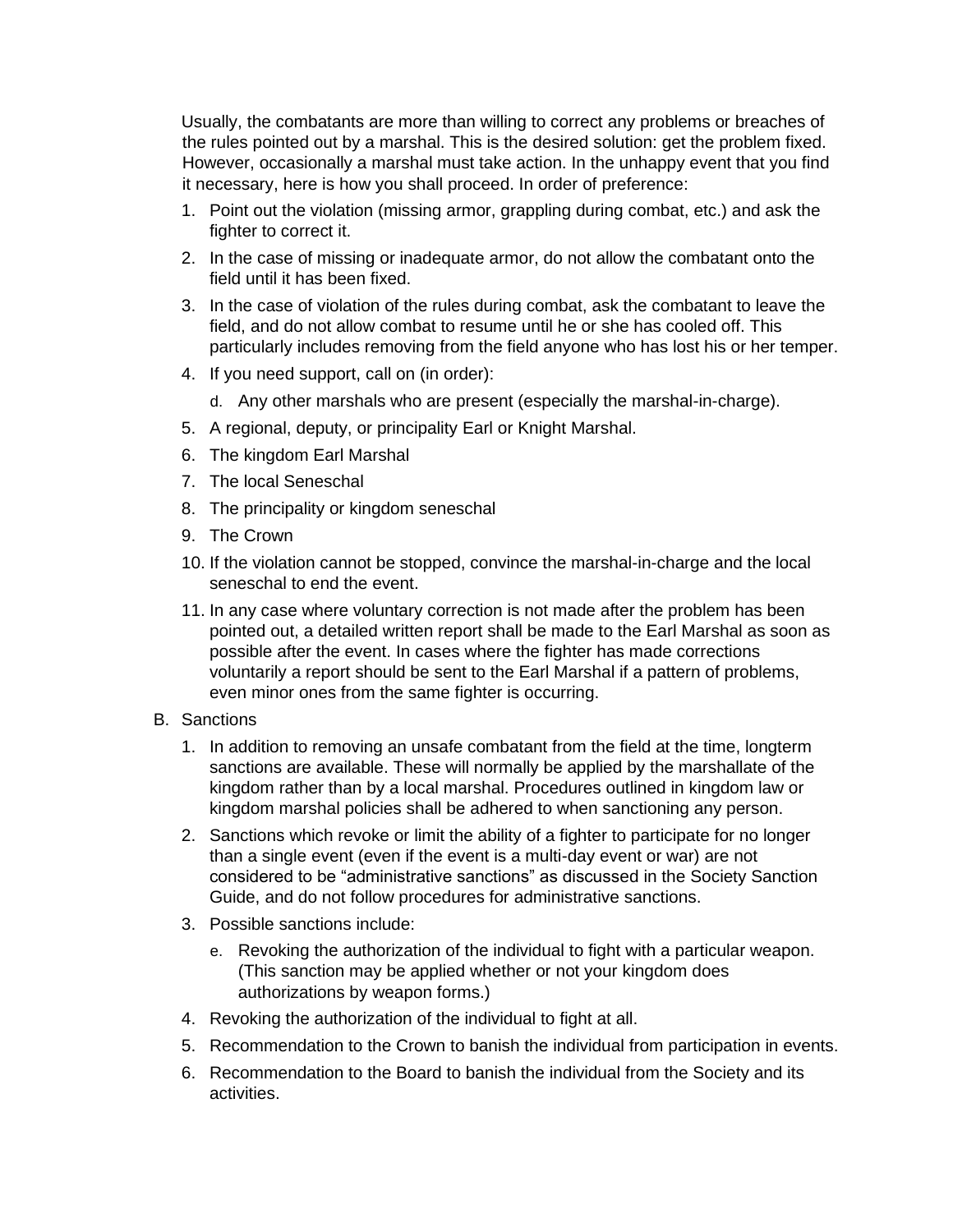Usually, the combatants are more than willing to correct any problems or breaches of the rules pointed out by a marshal. This is the desired solution: get the problem fixed. However, occasionally a marshal must take action. In the unhappy event that you find it necessary, here is how you shall proceed. In order of preference:

1. Point out the violation (missing armor, grappling during combat, etc.) and ask the fighter to correct it.
2. In the case of missing or inadequate armor, do not allow the combatant onto the field until it has been fixed.
3. In the case of violation of the rules during combat, ask the combatant to leave the field, and do not allow combat to resume until he or she has cooled off. This particularly includes removing from the field anyone who has lost his or her temper.
4. If you need support, call on (in order):
   d. Any other marshals who are present (especially the marshal-in-charge).
5. A regional, deputy, or principality Earl or Knight Marshal.
6. The kingdom Earl Marshal
7. The local Seneschal
8. The principality or kingdom seneschal
9. The Crown
10. If the violation cannot be stopped, convince the marshal-in-charge and the local seneschal to end the event.
11. In any case where voluntary correction is not made after the problem has been pointed out, a detailed written report shall be made to the Earl Marshal as soon as possible after the event. In cases where the fighter has made corrections voluntarily a report should be sent to the Earl Marshal if a pattern of problems, even minor ones from the same fighter is occurring.

B. Sanctions

1. In addition to removing an unsafe combatant from the field at the time, longterm sanctions are available. These will normally be applied by the marshallate of the kingdom rather than by a local marshal. Procedures outlined in kingdom law or kingdom marshal policies shall be adhered to when sanctioning any person.
2. Sanctions which revoke or limit the ability of a fighter to participate for no longer than a single event (even if the event is a multi-day event or war) are not considered to be "administrative sanctions" as discussed in the Society Sanction Guide, and do not follow procedures for administrative sanctions.
3. Possible sanctions include:
   e. Revoking the authorization of the individual to fight with a particular weapon. (This sanction may be applied whether or not your kingdom does authorizations by weapon forms.)
4. Revoking the authorization of the individual to fight at all.
5. Recommendation to the Crown to banish the individual from participation in events.
6. Recommendation to the Board to banish the individual from the Society and its activities.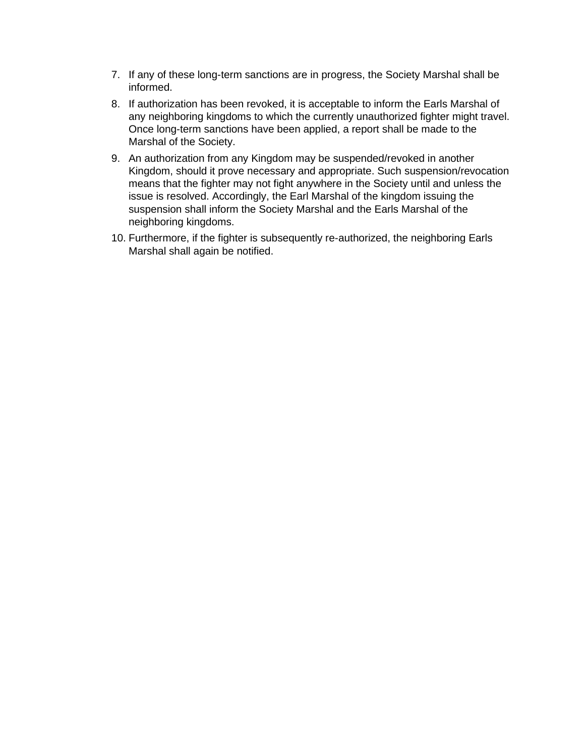7. If any of these long-term sanctions are in progress, the Society Marshal shall be informed.
8. If authorization has been revoked, it is acceptable to inform the Earls Marshal of any neighboring kingdoms to which the currently unauthorized fighter might travel. Once long-term sanctions have been applied, a report shall be made to the Marshal of the Society.
9. An authorization from any Kingdom may be suspended/revoked in another Kingdom, should it prove necessary and appropriate. Such suspension/revocation means that the fighter may not fight anywhere in the Society until and unless the issue is resolved. Accordingly, the Earl Marshal of the kingdom issuing the suspension shall inform the Society Marshal and the Earls Marshal of the neighboring kingdoms.
10. Furthermore, if the fighter is subsequently re-authorized, the neighboring Earls Marshal shall again be notified.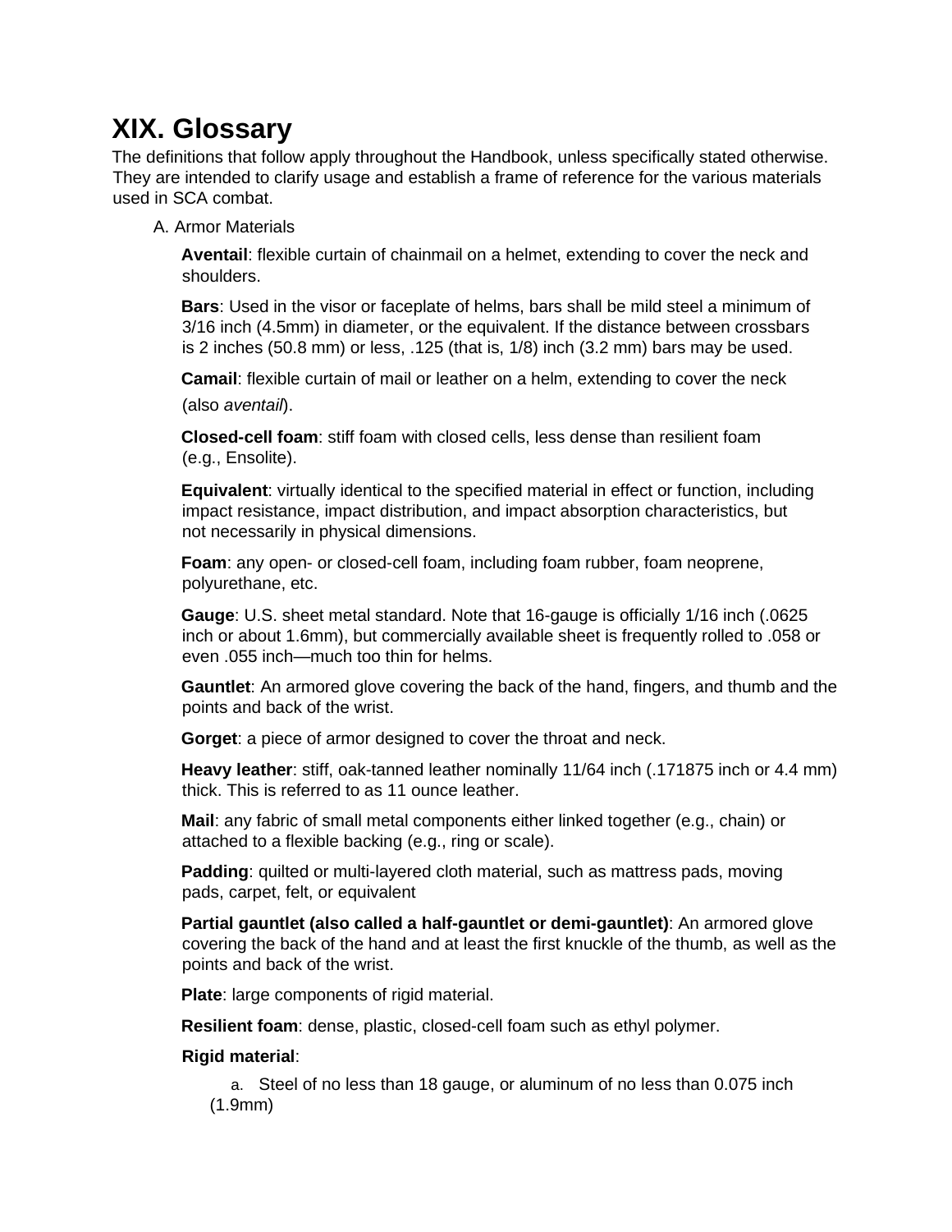# XIX. Glossary

The definitions that follow apply throughout the Handbook, unless specifically stated otherwise. They are intended to clarify usage and establish a frame of reference for the various materials used in SCA combat.

A. Armor Materials

**Aventail**: flexible curtain of chainmail on a helmet, extending to cover the neck and shoulders.

**Bars**: Used in the visor or faceplate of helms, bars shall be mild steel a minimum of 3/16 inch (4.5mm) in diameter, or the equivalent. If the distance between crossbars is 2 inches (50.8 mm) or less, .125 (that is, 1/8) inch (3.2 mm) bars may be used.

**Camail**: flexible curtain of mail or leather on a helm, extending to cover the neck (also *aventail*).

**Closed-cell foam**: stiff foam with closed cells, less dense than resilient foam (e.g., Ensolite).

**Equivalent**: virtually identical to the specified material in effect or function, including impact resistance, impact distribution, and impact absorption characteristics, but not necessarily in physical dimensions.

**Foam**: any open- or closed-cell foam, including foam rubber, foam neoprene, polyurethane, etc.

**Gauge**: U.S. sheet metal standard. Note that 16-gauge is officially 1/16 inch (.0625 inch or about 1.6mm), but commercially available sheet is frequently rolled to .058 or even .055 inch—much too thin for helms.

**Gauntlet**: An armored glove covering the back of the hand, fingers, and thumb and the points and back of the wrist.

**Gorget**: a piece of armor designed to cover the throat and neck.

**Heavy leather**: stiff, oak-tanned leather nominally 11/64 inch (.171875 inch or 4.4 mm) thick. This is referred to as 11 ounce leather.

**Mail**: any fabric of small metal components either linked together (e.g., chain) or attached to a flexible backing (e.g., ring or scale).

**Padding**: quilted or multi-layered cloth material, such as mattress pads, moving pads, carpet, felt, or equivalent

**Partial gauntlet (also called a half-gauntlet or demi-gauntlet)**: An armored glove covering the back of the hand and at least the first knuckle of the thumb, as well as the points and back of the wrist.

**Plate**: large components of rigid material.

**Resilient foam**: dense, plastic, closed-cell foam such as ethyl polymer.

**Rigid material**:

a. Steel of no less than 18 gauge, or aluminum of no less than 0.075 inch (1.9mm)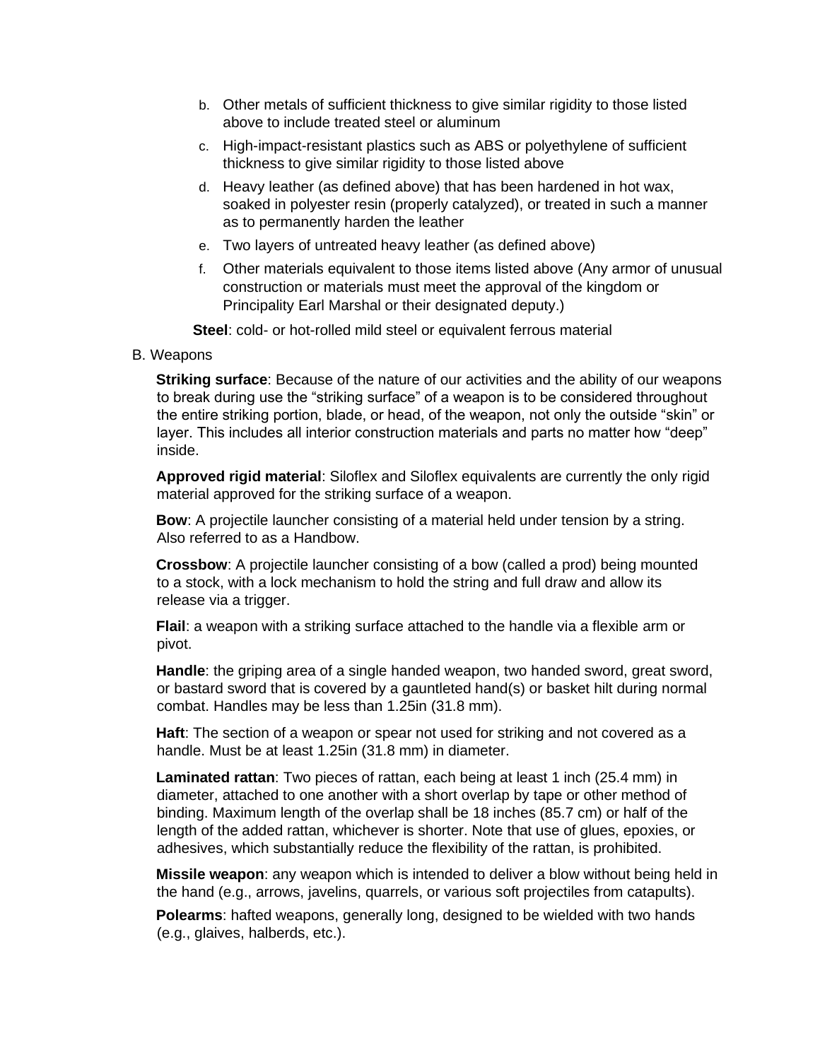b. Other metals of sufficient thickness to give similar rigidity to those listed above to include treated steel or aluminum
c. High-impact-resistant plastics such as ABS or polyethylene of sufficient thickness to give similar rigidity to those listed above
d. Heavy leather (as defined above) that has been hardened in hot wax, soaked in polyester resin (properly catalyzed), or treated in such a manner as to permanently harden the leather
e. Two layers of untreated heavy leather (as defined above)
f. Other materials equivalent to those items listed above (Any armor of unusual construction or materials must meet the approval of the kingdom or Principality Earl Marshal or their designated deputy.)

**Steel**: cold- or hot-rolled mild steel or equivalent ferrous material

B. Weapons

**Striking surface**: Because of the nature of our activities and the ability of our weapons to break during use the "striking surface" of a weapon is to be considered throughout the entire striking portion, blade, or head, of the weapon, not only the outside "skin" or layer. This includes all interior construction materials and parts no matter how "deep" inside.

**Approved rigid material**: Siloflex and Siloflex equivalents are currently the only rigid material approved for the striking surface of a weapon.

**Bow**: A projectile launcher consisting of a material held under tension by a string. Also referred to as a Handbow.

**Crossbow**: A projectile launcher consisting of a bow (called a prod) being mounted to a stock, with a lock mechanism to hold the string and full draw and allow its release via a trigger.

**Flail**: a weapon with a striking surface attached to the handle via a flexible arm or pivot.

**Handle**: the griping area of a single handed weapon, two handed sword, great sword, or bastard sword that is covered by a gauntleted hand(s) or basket hilt during normal combat. Handles may be less than 1.25in (31.8 mm).

**Haft**: The section of a weapon or spear not used for striking and not covered as a handle. Must be at least 1.25in (31.8 mm) in diameter.

**Laminated rattan**: Two pieces of rattan, each being at least 1 inch (25.4 mm) in diameter, attached to one another with a short overlap by tape or other method of binding. Maximum length of the overlap shall be 18 inches (85.7 cm) or half of the length of the added rattan, whichever is shorter. Note that use of glues, epoxies, or adhesives, which substantially reduce the flexibility of the rattan, is prohibited.

**Missile weapon**: any weapon which is intended to deliver a blow without being held in the hand (e.g., arrows, javelins, quarrels, or various soft projectiles from catapults).

**Polearms**: hafted weapons, generally long, designed to be wielded with two hands (e.g., glaives, halberds, etc.).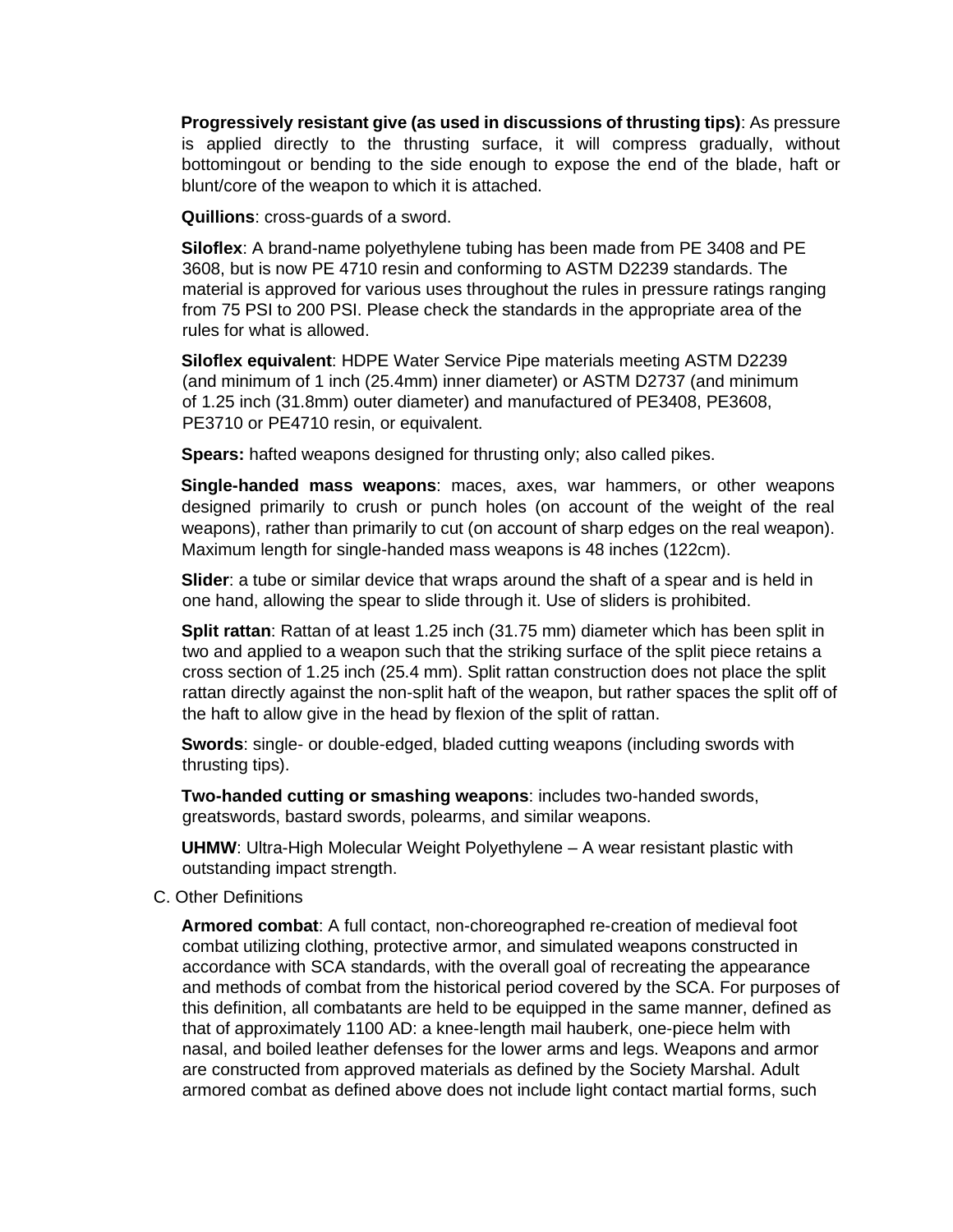**Progressively resistant give (as used in discussions of thrusting tips)**: As pressure is applied directly to the thrusting surface, it will compress gradually, without bottomingout or bending to the side enough to expose the end of the blade, haft or blunt/core of the weapon to which it is attached.

**Quillions**: cross-guards of a sword.

**Siloflex**: A brand-name polyethylene tubing has been made from PE 3408 and PE 3608, but is now PE 4710 resin and conforming to ASTM D2239 standards. The material is approved for various uses throughout the rules in pressure ratings ranging from 75 PSI to 200 PSI. Please check the standards in the appropriate area of the rules for what is allowed.

**Siloflex equivalent**: HDPE Water Service Pipe materials meeting ASTM D2239 (and minimum of 1 inch (25.4mm) inner diameter) or ASTM D2737 (and minimum of 1.25 inch (31.8mm) outer diameter) and manufactured of PE3408, PE3608, PE3710 or PE4710 resin, or equivalent.

**Spears:** hafted weapons designed for thrusting only; also called pikes.

**Single-handed mass weapons**: maces, axes, war hammers, or other weapons designed primarily to crush or punch holes (on account of the weight of the real weapons), rather than primarily to cut (on account of sharp edges on the real weapon). Maximum length for single-handed mass weapons is 48 inches (122cm).

**Slider**: a tube or similar device that wraps around the shaft of a spear and is held in one hand, allowing the spear to slide through it. Use of sliders is prohibited.

**Split rattan**: Rattan of at least 1.25 inch (31.75 mm) diameter which has been split in two and applied to a weapon such that the striking surface of the split piece retains a cross section of 1.25 inch (25.4 mm). Split rattan construction does not place the split rattan directly against the non-split haft of the weapon, but rather spaces the split off of the haft to allow give in the head by flexion of the split of rattan.

**Swords**: single- or double-edged, bladed cutting weapons (including swords with thrusting tips).

**Two-handed cutting or smashing weapons**: includes two-handed swords, greatswords, bastard swords, polearms, and similar weapons.

**UHMW**: Ultra-High Molecular Weight Polyethylene – A wear resistant plastic with outstanding impact strength.

C. Other Definitions

**Armored combat**: A full contact, non-choreographed re-creation of medieval foot combat utilizing clothing, protective armor, and simulated weapons constructed in accordance with SCA standards, with the overall goal of recreating the appearance and methods of combat from the historical period covered by the SCA. For purposes of this definition, all combatants are held to be equipped in the same manner, defined as that of approximately 1100 AD: a knee-length mail hauberk, one-piece helm with nasal, and boiled leather defenses for the lower arms and legs. Weapons and armor are constructed from approved materials as defined by the Society Marshal. Adult armored combat as defined above does not include light contact martial forms, such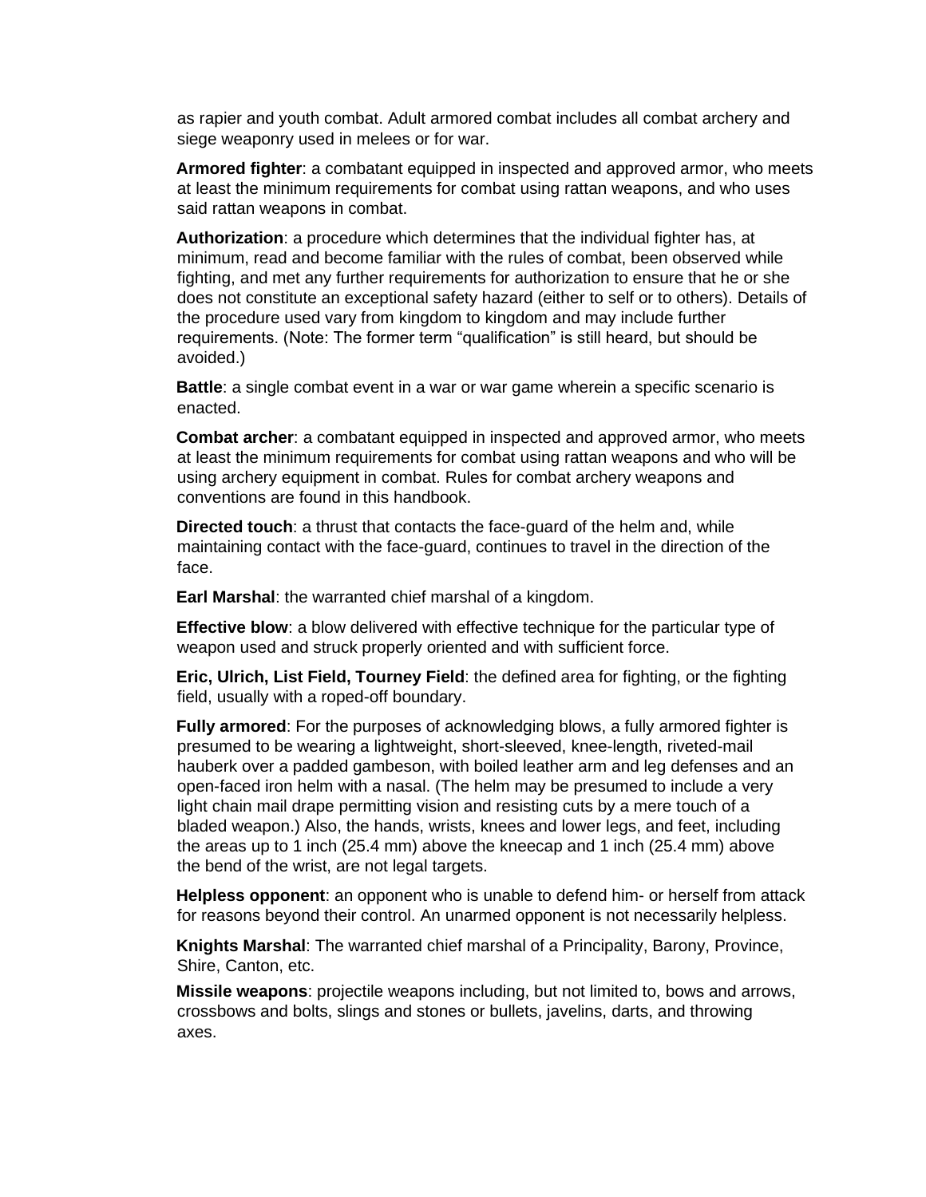as rapier and youth combat. Adult armored combat includes all combat archery and siege weaponry used in melees or for war.

**Armored fighter**: a combatant equipped in inspected and approved armor, who meets at least the minimum requirements for combat using rattan weapons, and who uses said rattan weapons in combat.

**Authorization**: a procedure which determines that the individual fighter has, at minimum, read and become familiar with the rules of combat, been observed while fighting, and met any further requirements for authorization to ensure that he or she does not constitute an exceptional safety hazard (either to self or to others). Details of the procedure used vary from kingdom to kingdom and may include further requirements. (Note: The former term "qualification" is still heard, but should be avoided.)

**Battle**: a single combat event in a war or war game wherein a specific scenario is enacted.

**Combat archer**: a combatant equipped in inspected and approved armor, who meets at least the minimum requirements for combat using rattan weapons and who will be using archery equipment in combat. Rules for combat archery weapons and conventions are found in this handbook.

**Directed touch**: a thrust that contacts the face-guard of the helm and, while maintaining contact with the face-guard, continues to travel in the direction of the face.

**Earl Marshal**: the warranted chief marshal of a kingdom.

**Effective blow**: a blow delivered with effective technique for the particular type of weapon used and struck properly oriented and with sufficient force.

**Eric, Ulrich, List Field, Tourney Field**: the defined area for fighting, or the fighting field, usually with a roped-off boundary.

**Fully armored**: For the purposes of acknowledging blows, a fully armored fighter is presumed to be wearing a lightweight, short-sleeved, knee-length, riveted-mail hauberk over a padded gambeson, with boiled leather arm and leg defenses and an open-faced iron helm with a nasal. (The helm may be presumed to include a very light chain mail drape permitting vision and resisting cuts by a mere touch of a bladed weapon.) Also, the hands, wrists, knees and lower legs, and feet, including the areas up to 1 inch (25.4 mm) above the kneecap and 1 inch (25.4 mm) above the bend of the wrist, are not legal targets.

**Helpless opponent**: an opponent who is unable to defend him- or herself from attack for reasons beyond their control. An unarmed opponent is not necessarily helpless.

**Knights Marshal**: The warranted chief marshal of a Principality, Barony, Province, Shire, Canton, etc.

**Missile weapons**: projectile weapons including, but not limited to, bows and arrows, crossbows and bolts, slings and stones or bullets, javelins, darts, and throwing axes.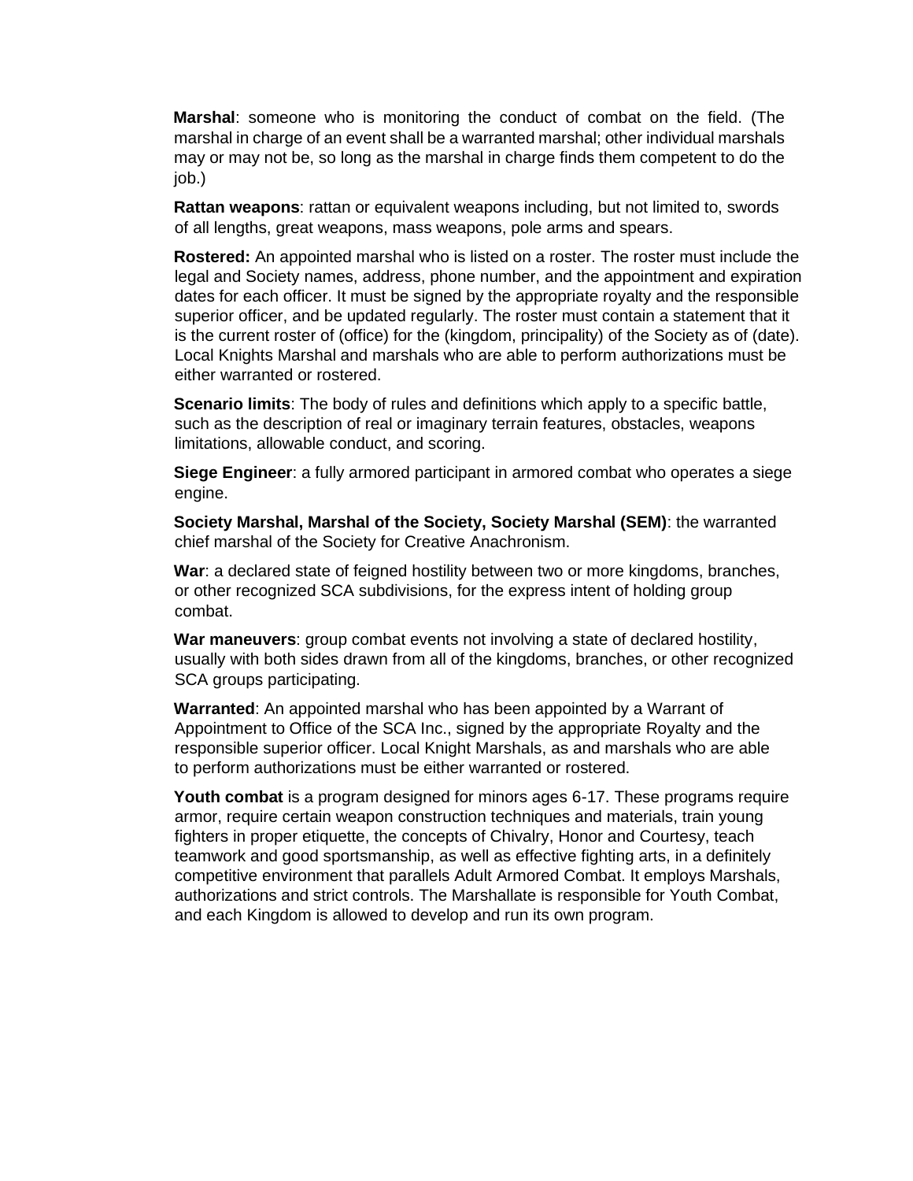**Marshal**: someone who is monitoring the conduct of combat on the field. (The marshal in charge of an event shall be a warranted marshal; other individual marshals may or may not be, so long as the marshal in charge finds them competent to do the job.)

**Rattan weapons**: rattan or equivalent weapons including, but not limited to, swords of all lengths, great weapons, mass weapons, pole arms and spears.

**Rostered:** An appointed marshal who is listed on a roster. The roster must include the legal and Society names, address, phone number, and the appointment and expiration dates for each officer. It must be signed by the appropriate royalty and the responsible superior officer, and be updated regularly. The roster must contain a statement that it is the current roster of (office) for the (kingdom, principality) of the Society as of (date). Local Knights Marshal and marshals who are able to perform authorizations must be either warranted or rostered.

**Scenario limits**: The body of rules and definitions which apply to a specific battle, such as the description of real or imaginary terrain features, obstacles, weapons limitations, allowable conduct, and scoring.

**Siege Engineer**: a fully armored participant in armored combat who operates a siege engine.

**Society Marshal, Marshal of the Society, Society Marshal (SEM)**: the warranted chief marshal of the Society for Creative Anachronism.

**War**: a declared state of feigned hostility between two or more kingdoms, branches, or other recognized SCA subdivisions, for the express intent of holding group combat.

**War maneuvers**: group combat events not involving a state of declared hostility, usually with both sides drawn from all of the kingdoms, branches, or other recognized SCA groups participating.

**Warranted**: An appointed marshal who has been appointed by a Warrant of Appointment to Office of the SCA Inc., signed by the appropriate Royalty and the responsible superior officer. Local Knight Marshals, as and marshals who are able to perform authorizations must be either warranted or rostered.

**Youth combat** is a program designed for minors ages 6-17. These programs require armor, require certain weapon construction techniques and materials, train young fighters in proper etiquette, the concepts of Chivalry, Honor and Courtesy, teach teamwork and good sportsmanship, as well as effective fighting arts, in a definitely competitive environment that parallels Adult Armored Combat. It employs Marshals, authorizations and strict controls. The Marshallate is responsible for Youth Combat, and each Kingdom is allowed to develop and run its own program.